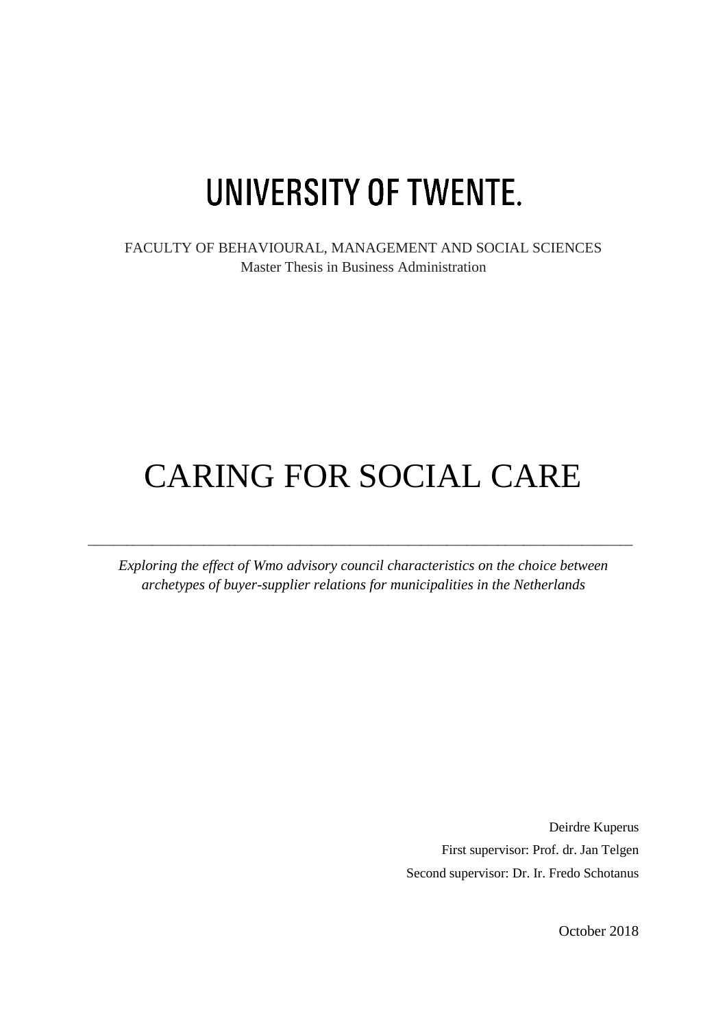UNIVERSITY OF TWENTE.

FACULTY OF BEHAVIOURAL, MANAGEMENT AND SOCIAL SCIENCES
Master Thesis in Business Administration

# CARING FOR SOCIAL CARE

---

*Exploring the effect of Wmo advisory council characteristics on the choice between archetypes of buyer-supplier relations for municipalities in the Netherlands*

Deirdre Kuperus
First supervisor: Prof. dr. Jan Telgen
Second supervisor: Dr. Ir. Fredo Schotanus

October 2018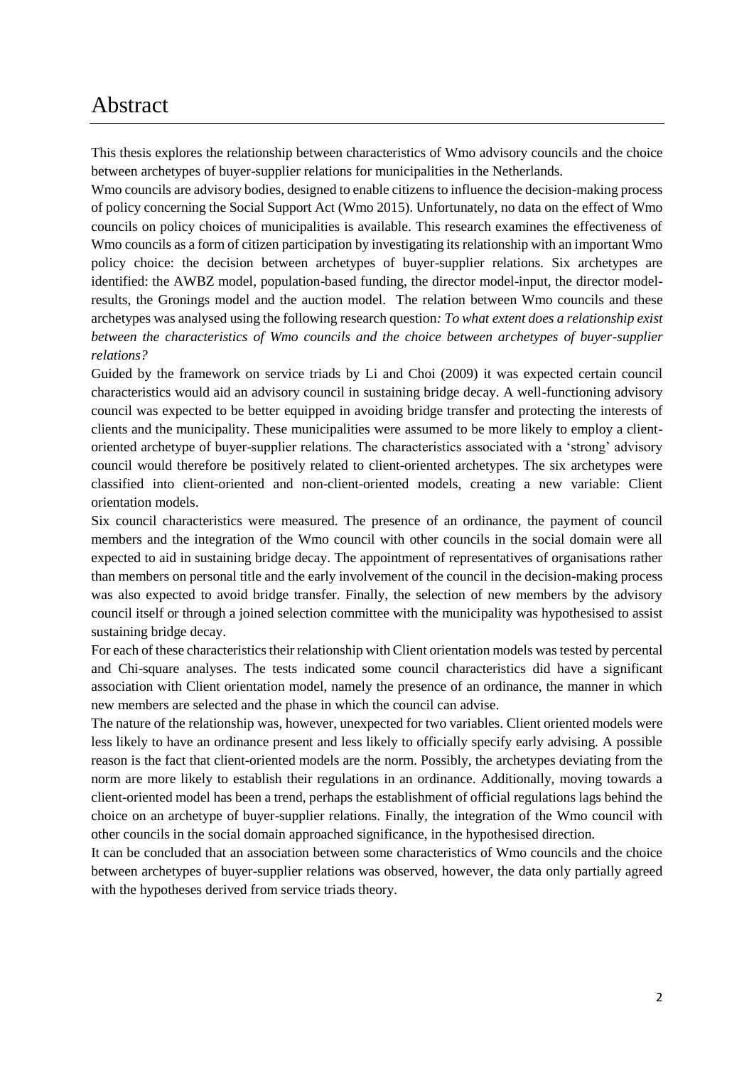# Abstract

This thesis explores the relationship between characteristics of Wmo advisory councils and the choice between archetypes of buyer-supplier relations for municipalities in the Netherlands.

Wmo councils are advisory bodies, designed to enable citizens to influence the decision-making process of policy concerning the Social Support Act (Wmo 2015). Unfortunately, no data on the effect of Wmo councils on policy choices of municipalities is available. This research examines the effectiveness of Wmo councils as a form of citizen participation by investigating its relationship with an important Wmo policy choice: the decision between archetypes of buyer-supplier relations. Six archetypes are identified: the AWBZ model, population-based funding, the director model-input, the director model-results, the Gronings model and the auction model. The relation between Wmo councils and these archetypes was analysed using the following research question*: To what extent does a relationship exist between the characteristics of Wmo councils and the choice between archetypes of buyer-supplier relations?*

Guided by the framework on service triads by Li and Choi (2009) it was expected certain council characteristics would aid an advisory council in sustaining bridge decay. A well-functioning advisory council was expected to be better equipped in avoiding bridge transfer and protecting the interests of clients and the municipality. These municipalities were assumed to be more likely to employ a client-oriented archetype of buyer-supplier relations. The characteristics associated with a 'strong' advisory council would therefore be positively related to client-oriented archetypes. The six archetypes were classified into client-oriented and non-client-oriented models, creating a new variable: Client orientation models.

Six council characteristics were measured. The presence of an ordinance, the payment of council members and the integration of the Wmo council with other councils in the social domain were all expected to aid in sustaining bridge decay. The appointment of representatives of organisations rather than members on personal title and the early involvement of the council in the decision-making process was also expected to avoid bridge transfer. Finally, the selection of new members by the advisory council itself or through a joined selection committee with the municipality was hypothesised to assist sustaining bridge decay.

For each of these characteristics their relationship with Client orientation models was tested by percental and Chi-square analyses. The tests indicated some council characteristics did have a significant association with Client orientation model, namely the presence of an ordinance, the manner in which new members are selected and the phase in which the council can advise.

The nature of the relationship was, however, unexpected for two variables. Client oriented models were less likely to have an ordinance present and less likely to officially specify early advising. A possible reason is the fact that client-oriented models are the norm. Possibly, the archetypes deviating from the norm are more likely to establish their regulations in an ordinance. Additionally, moving towards a client-oriented model has been a trend, perhaps the establishment of official regulations lags behind the choice on an archetype of buyer-supplier relations. Finally, the integration of the Wmo council with other councils in the social domain approached significance, in the hypothesised direction.

It can be concluded that an association between some characteristics of Wmo councils and the choice between archetypes of buyer-supplier relations was observed, however, the data only partially agreed with the hypotheses derived from service triads theory.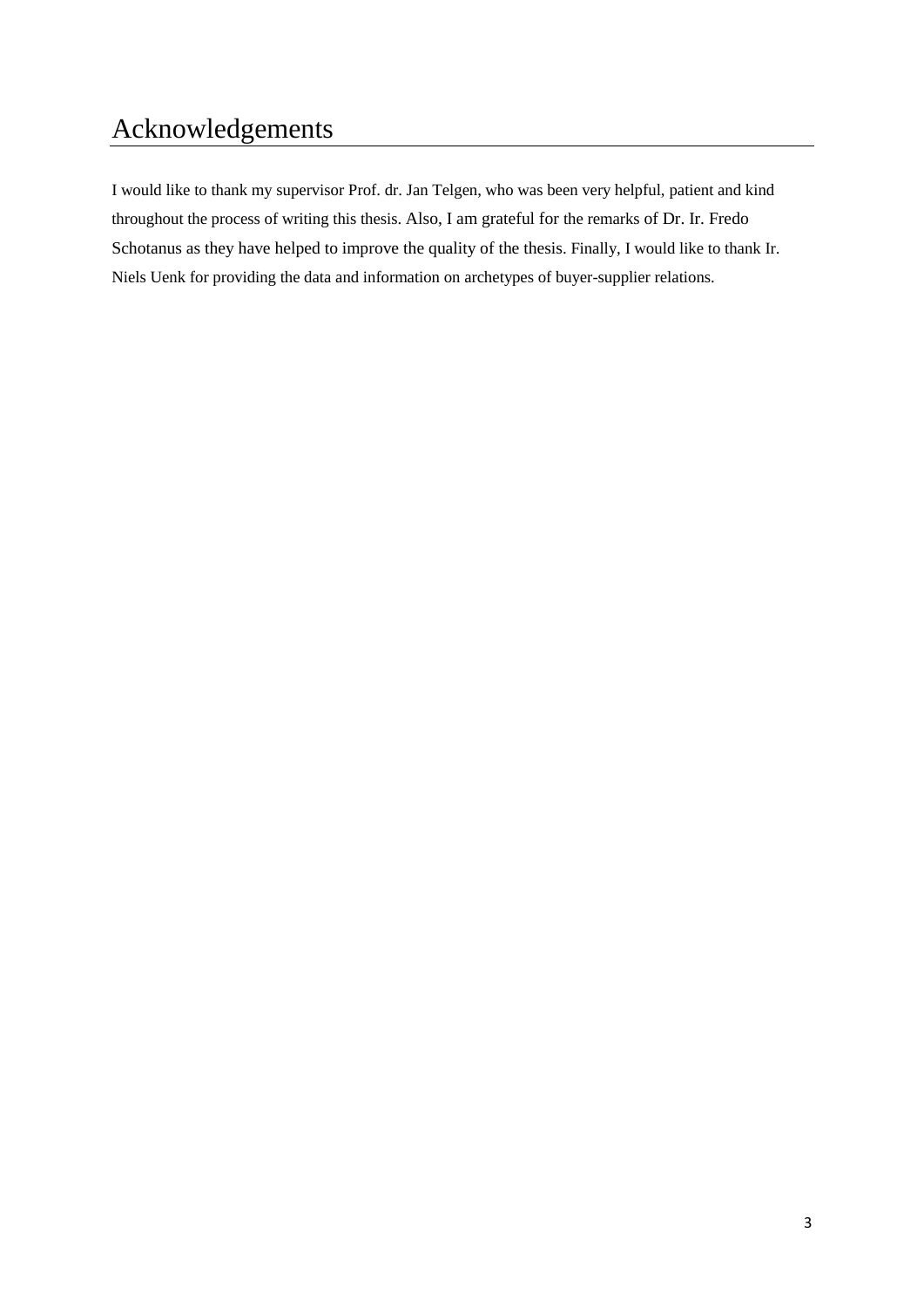# Acknowledgements

I would like to thank my supervisor Prof. dr. Jan Telgen, who was been very helpful, patient and kind throughout the process of writing this thesis. Also, I am grateful for the remarks of Dr. Ir. Fredo Schotanus as they have helped to improve the quality of the thesis. Finally, I would like to thank Ir. Niels Uenk for providing the data and information on archetypes of buyer-supplier relations.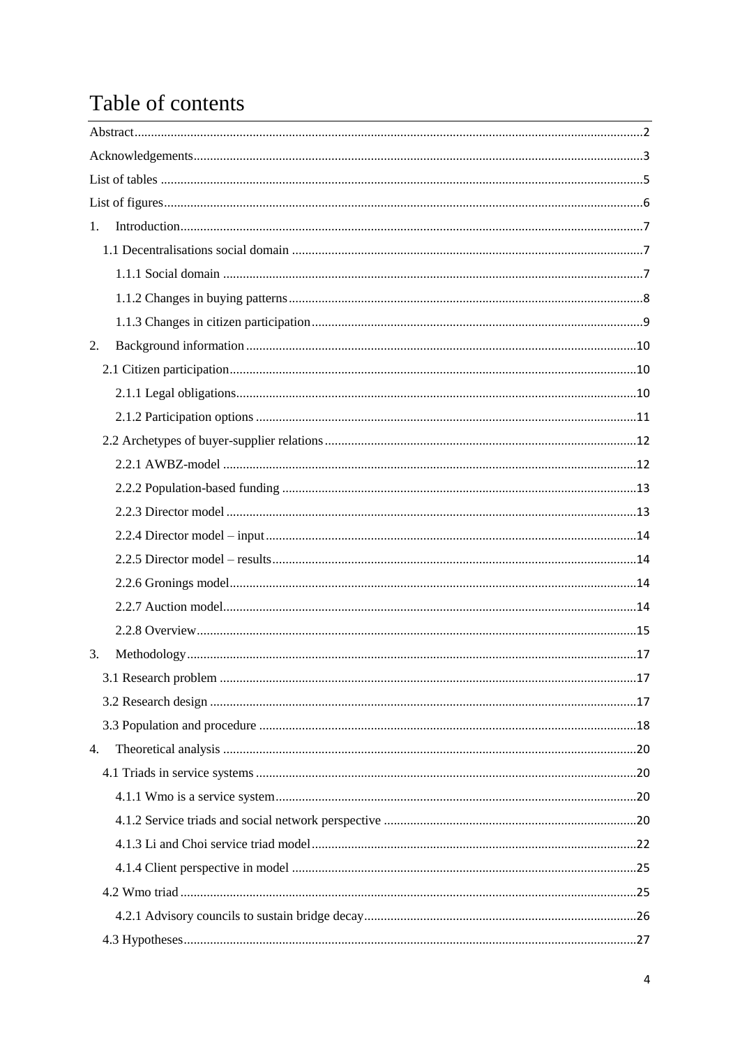# Table of contents

Abstract .....2

Acknowledgements .....3

List of tables .....5

List of figures .....6

1. Introduction .....7
   - 1.1 Decentralisations social domain .....7
     - 1.1.1 Social domain .....7
     - 1.1.2 Changes in buying patterns .....8
     - 1.1.3 Changes in citizen participation .....9
2. Background information .....10
   - 2.1 Citizen participation .....10
     - 2.1.1 Legal obligations .....10
     - 2.1.2 Participation options .....11
   - 2.2 Archetypes of buyer-supplier relations .....12
     - 2.2.1 AWBZ-model .....12
     - 2.2.2 Population-based funding .....13
     - 2.2.3 Director model .....13
     - 2.2.4 Director model – input .....14
     - 2.2.5 Director model – results .....14
     - 2.2.6 Gronings model .....14
     - 2.2.7 Auction model .....14
     - 2.2.8 Overview .....15
3. Methodology .....17
   - 3.1 Research problem .....17
   - 3.2 Research design .....17
   - 3.3 Population and procedure .....18
4. Theoretical analysis .....20
   - 4.1 Triads in service systems .....20
     - 4.1.1 Wmo is a service system .....20
     - 4.1.2 Service triads and social network perspective .....20
     - 4.1.3 Li and Choi service triad model .....22
     - 4.1.4 Client perspective in model .....25
   - 4.2 Wmo triad .....25
     - 4.2.1 Advisory councils to sustain bridge decay .....26
   - 4.3 Hypotheses .....27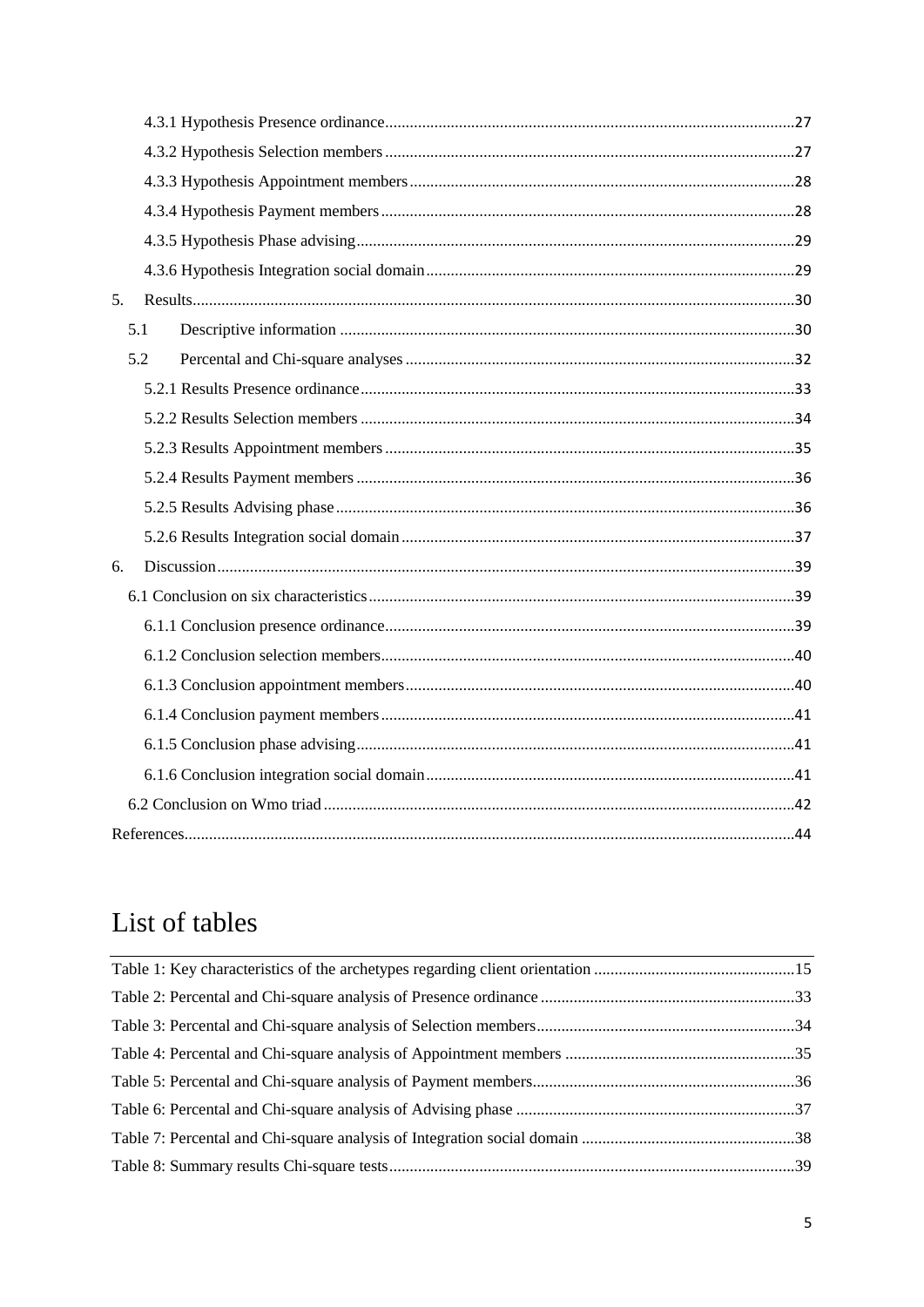4.3.1 Hypothesis Presence ordinance ....27

4.3.2 Hypothesis Selection members ....27

4.3.3 Hypothesis Appointment members ....28

4.3.4 Hypothesis Payment members ....28

4.3.5 Hypothesis Phase advising ....29

4.3.6 Hypothesis Integration social domain ....29

5. Results ....30

5.1 Descriptive information ....30

5.2 Percental and Chi-square analyses ....32

5.2.1 Results Presence ordinance ....33

5.2.2 Results Selection members ....34

5.2.3 Results Appointment members ....35

5.2.4 Results Payment members ....36

5.2.5 Results Advising phase ....36

5.2.6 Results Integration social domain ....37

6. Discussion ....39

6.1 Conclusion on six characteristics ....39

6.1.1 Conclusion presence ordinance ....39

6.1.2 Conclusion selection members ....40

6.1.3 Conclusion appointment members ....40

6.1.4 Conclusion payment members ....41

6.1.5 Conclusion phase advising ....41

6.1.6 Conclusion integration social domain ....41

6.2 Conclusion on Wmo triad ....42

References ....44

# List of tables

Table 1: Key characteristics of the archetypes regarding client orientation ....15

Table 2: Percental and Chi-square analysis of Presence ordinance ....33

Table 3: Percental and Chi-square analysis of Selection members ....34

Table 4: Percental and Chi-square analysis of Appointment members ....35

Table 5: Percental and Chi-square analysis of Payment members ....36

Table 6: Percental and Chi-square analysis of Advising phase ....37

Table 7: Percental and Chi-square analysis of Integration social domain ....38

Table 8: Summary results Chi-square tests ....39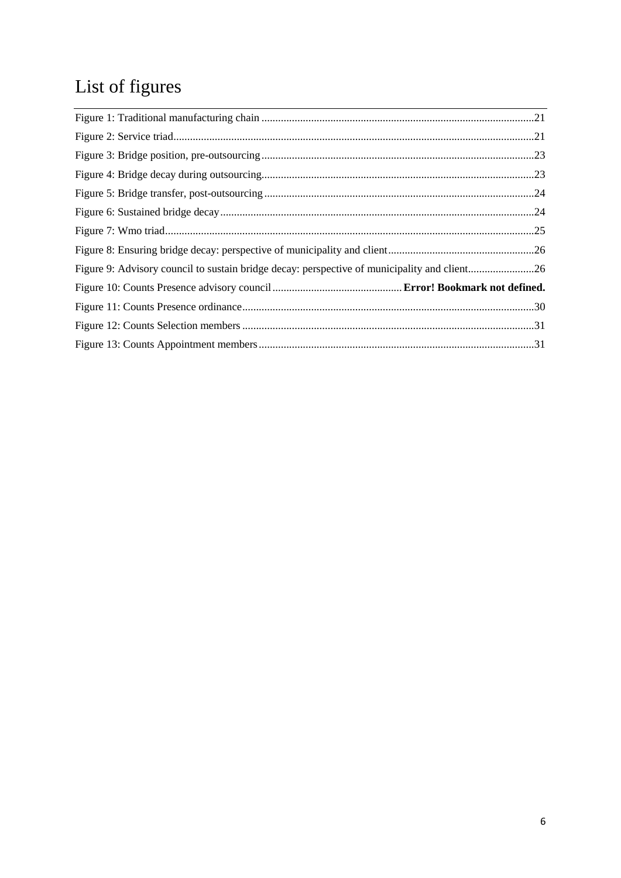# List of figures

Figure 1: Traditional manufacturing chain .....21
Figure 2: Service triad.....21
Figure 3: Bridge position, pre-outsourcing.....23
Figure 4: Bridge decay during outsourcing.....23
Figure 5: Bridge transfer, post-outsourcing.....24
Figure 6: Sustained bridge decay.....24
Figure 7: Wmo triad.....25
Figure 8: Ensuring bridge decay: perspective of municipality and client.....26
Figure 9: Advisory council to sustain bridge decay: perspective of municipality and client.....26
Figure 10: Counts Presence advisory council..... **Error! Bookmark not defined.**
Figure 11: Counts Presence ordinance.....30
Figure 12: Counts Selection members.....31
Figure 13: Counts Appointment members.....31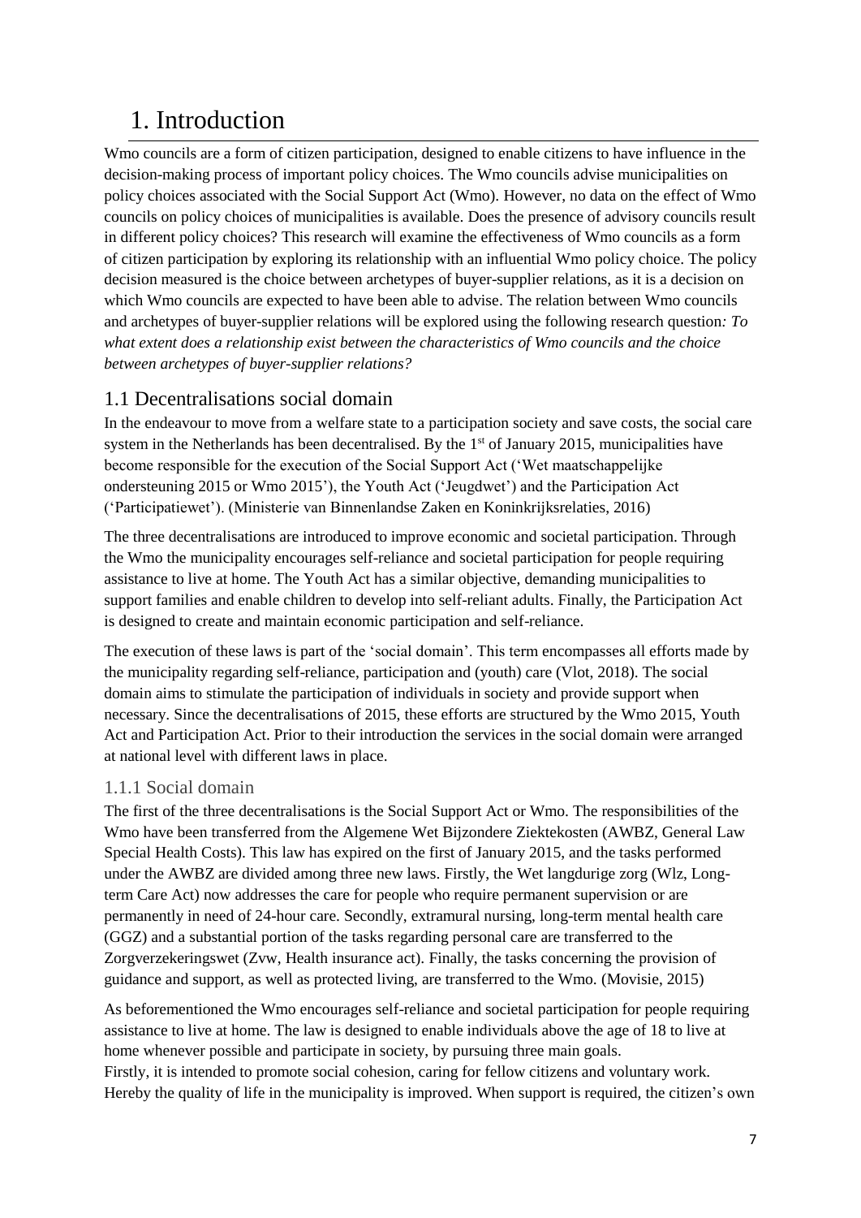# 1. Introduction

Wmo councils are a form of citizen participation, designed to enable citizens to have influence in the decision-making process of important policy choices. The Wmo councils advise municipalities on policy choices associated with the Social Support Act (Wmo). However, no data on the effect of Wmo councils on policy choices of municipalities is available. Does the presence of advisory councils result in different policy choices? This research will examine the effectiveness of Wmo councils as a form of citizen participation by exploring its relationship with an influential Wmo policy choice. The policy decision measured is the choice between archetypes of buyer-supplier relations, as it is a decision on which Wmo councils are expected to have been able to advise. The relation between Wmo councils and archetypes of buyer-supplier relations will be explored using the following research question*: To what extent does a relationship exist between the characteristics of Wmo councils and the choice between archetypes of buyer-supplier relations?*

## 1.1 Decentralisations social domain

In the endeavour to move from a welfare state to a participation society and save costs, the social care system in the Netherlands has been decentralised. By the 1st of January 2015, municipalities have become responsible for the execution of the Social Support Act ('Wet maatschappelijke ondersteuning 2015 or Wmo 2015'), the Youth Act ('Jeugdwet') and the Participation Act ('Participatiewet'). (Ministerie van Binnenlandse Zaken en Koninkrijksrelaties, 2016)

The three decentralisations are introduced to improve economic and societal participation. Through the Wmo the municipality encourages self-reliance and societal participation for people requiring assistance to live at home. The Youth Act has a similar objective, demanding municipalities to support families and enable children to develop into self-reliant adults. Finally, the Participation Act is designed to create and maintain economic participation and self-reliance.

The execution of these laws is part of the 'social domain'. This term encompasses all efforts made by the municipality regarding self-reliance, participation and (youth) care (Vlot, 2018). The social domain aims to stimulate the participation of individuals in society and provide support when necessary. Since the decentralisations of 2015, these efforts are structured by the Wmo 2015, Youth Act and Participation Act. Prior to their introduction the services in the social domain were arranged at national level with different laws in place.

### 1.1.1 Social domain

The first of the three decentralisations is the Social Support Act or Wmo. The responsibilities of the Wmo have been transferred from the Algemene Wet Bijzondere Ziektekosten (AWBZ, General Law Special Health Costs). This law has expired on the first of January 2015, and the tasks performed under the AWBZ are divided among three new laws. Firstly, the Wet langdurige zorg (Wlz, Long-term Care Act) now addresses the care for people who require permanent supervision or are permanently in need of 24-hour care. Secondly, extramural nursing, long-term mental health care (GGZ) and a substantial portion of the tasks regarding personal care are transferred to the Zorgverzekeringswet (Zvw, Health insurance act). Finally, the tasks concerning the provision of guidance and support, as well as protected living, are transferred to the Wmo. (Movisie, 2015)

As beforementioned the Wmo encourages self-reliance and societal participation for people requiring assistance to live at home. The law is designed to enable individuals above the age of 18 to live at home whenever possible and participate in society, by pursuing three main goals.
Firstly, it is intended to promote social cohesion, caring for fellow citizens and voluntary work. Hereby the quality of life in the municipality is improved. When support is required, the citizen's own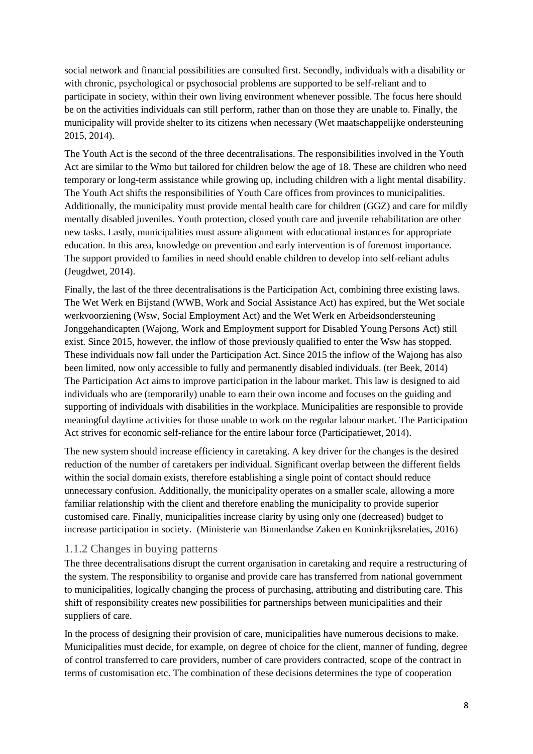social network and financial possibilities are consulted first. Secondly, individuals with a disability or with chronic, psychological or psychosocial problems are supported to be self-reliant and to participate in society, within their own living environment whenever possible. The focus here should be on the activities individuals can still perform, rather than on those they are unable to. Finally, the municipality will provide shelter to its citizens when necessary (Wet maatschappelijke ondersteuning 2015, 2014).

The Youth Act is the second of the three decentralisations. The responsibilities involved in the Youth Act are similar to the Wmo but tailored for children below the age of 18. These are children who need temporary or long-term assistance while growing up, including children with a light mental disability. The Youth Act shifts the responsibilities of Youth Care offices from provinces to municipalities. Additionally, the municipality must provide mental health care for children (GGZ) and care for mildly mentally disabled juveniles. Youth protection, closed youth care and juvenile rehabilitation are other new tasks. Lastly, municipalities must assure alignment with educational instances for appropriate education. In this area, knowledge on prevention and early intervention is of foremost importance. The support provided to families in need should enable children to develop into self-reliant adults (Jeugdwet, 2014).

Finally, the last of the three decentralisations is the Participation Act, combining three existing laws. The Wet Werk en Bijstand (WWB, Work and Social Assistance Act) has expired, but the Wet sociale werkvoorziening (Wsw, Social Employment Act) and the Wet Werk en Arbeidsondersteuning Jonggehandicapten (Wajong, Work and Employment support for Disabled Young Persons Act) still exist. Since 2015, however, the inflow of those previously qualified to enter the Wsw has stopped. These individuals now fall under the Participation Act. Since 2015 the inflow of the Wajong has also been limited, now only accessible to fully and permanently disabled individuals. (ter Beek, 2014) The Participation Act aims to improve participation in the labour market. This law is designed to aid individuals who are (temporarily) unable to earn their own income and focuses on the guiding and supporting of individuals with disabilities in the workplace. Municipalities are responsible to provide meaningful daytime activities for those unable to work on the regular labour market. The Participation Act strives for economic self-reliance for the entire labour force (Participatiewet, 2014).

The new system should increase efficiency in caretaking. A key driver for the changes is the desired reduction of the number of caretakers per individual. Significant overlap between the different fields within the social domain exists, therefore establishing a single point of contact should reduce unnecessary confusion. Additionally, the municipality operates on a smaller scale, allowing a more familiar relationship with the client and therefore enabling the municipality to provide superior customised care. Finally, municipalities increase clarity by using only one (decreased) budget to increase participation in society. (Ministerie van Binnenlandse Zaken en Koninkrijksrelaties, 2016)

### 1.1.2 Changes in buying patterns

The three decentralisations disrupt the current organisation in caretaking and require a restructuring of the system. The responsibility to organise and provide care has transferred from national government to municipalities, logically changing the process of purchasing, attributing and distributing care. This shift of responsibility creates new possibilities for partnerships between municipalities and their suppliers of care.

In the process of designing their provision of care, municipalities have numerous decisions to make. Municipalities must decide, for example, on degree of choice for the client, manner of funding, degree of control transferred to care providers, number of care providers contracted, scope of the contract in terms of customisation etc. The combination of these decisions determines the type of cooperation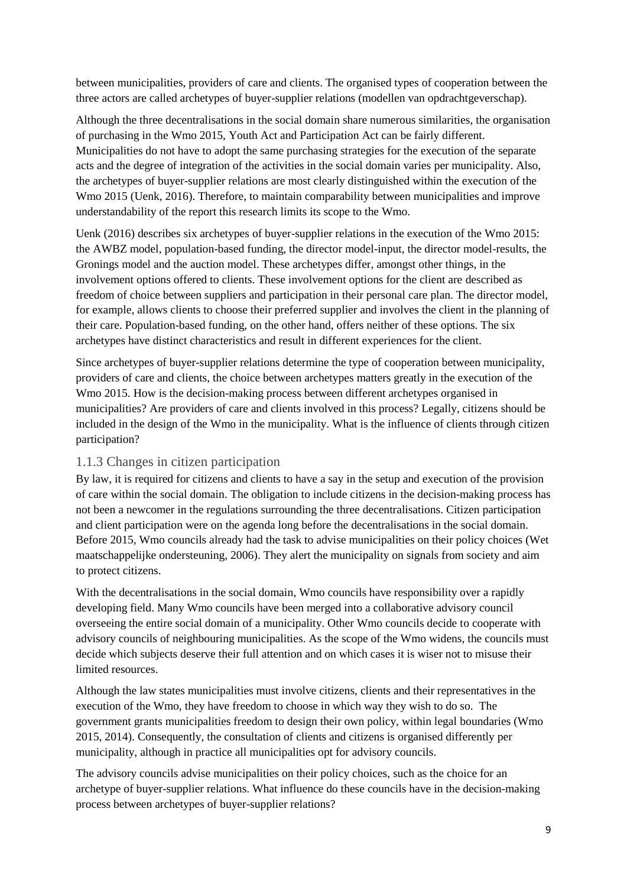between municipalities, providers of care and clients. The organised types of cooperation between the three actors are called archetypes of buyer-supplier relations (modellen van opdrachtgeverschap).

Although the three decentralisations in the social domain share numerous similarities, the organisation of purchasing in the Wmo 2015, Youth Act and Participation Act can be fairly different. Municipalities do not have to adopt the same purchasing strategies for the execution of the separate acts and the degree of integration of the activities in the social domain varies per municipality. Also, the archetypes of buyer-supplier relations are most clearly distinguished within the execution of the Wmo 2015 (Uenk, 2016). Therefore, to maintain comparability between municipalities and improve understandability of the report this research limits its scope to the Wmo.

Uenk (2016) describes six archetypes of buyer-supplier relations in the execution of the Wmo 2015: the AWBZ model, population-based funding, the director model-input, the director model-results, the Gronings model and the auction model. These archetypes differ, amongst other things, in the involvement options offered to clients. These involvement options for the client are described as freedom of choice between suppliers and participation in their personal care plan. The director model, for example, allows clients to choose their preferred supplier and involves the client in the planning of their care. Population-based funding, on the other hand, offers neither of these options. The six archetypes have distinct characteristics and result in different experiences for the client.

Since archetypes of buyer-supplier relations determine the type of cooperation between municipality, providers of care and clients, the choice between archetypes matters greatly in the execution of the Wmo 2015. How is the decision-making process between different archetypes organised in municipalities? Are providers of care and clients involved in this process? Legally, citizens should be included in the design of the Wmo in the municipality. What is the influence of clients through citizen participation?

### 1.1.3 Changes in citizen participation

By law, it is required for citizens and clients to have a say in the setup and execution of the provision of care within the social domain. The obligation to include citizens in the decision-making process has not been a newcomer in the regulations surrounding the three decentralisations. Citizen participation and client participation were on the agenda long before the decentralisations in the social domain. Before 2015, Wmo councils already had the task to advise municipalities on their policy choices (Wet maatschappelijke ondersteuning, 2006). They alert the municipality on signals from society and aim to protect citizens.

With the decentralisations in the social domain, Wmo councils have responsibility over a rapidly developing field. Many Wmo councils have been merged into a collaborative advisory council overseeing the entire social domain of a municipality. Other Wmo councils decide to cooperate with advisory councils of neighbouring municipalities. As the scope of the Wmo widens, the councils must decide which subjects deserve their full attention and on which cases it is wiser not to misuse their limited resources.

Although the law states municipalities must involve citizens, clients and their representatives in the execution of the Wmo, they have freedom to choose in which way they wish to do so. The government grants municipalities freedom to design their own policy, within legal boundaries (Wmo 2015, 2014). Consequently, the consultation of clients and citizens is organised differently per municipality, although in practice all municipalities opt for advisory councils.

The advisory councils advise municipalities on their policy choices, such as the choice for an archetype of buyer-supplier relations. What influence do these councils have in the decision-making process between archetypes of buyer-supplier relations?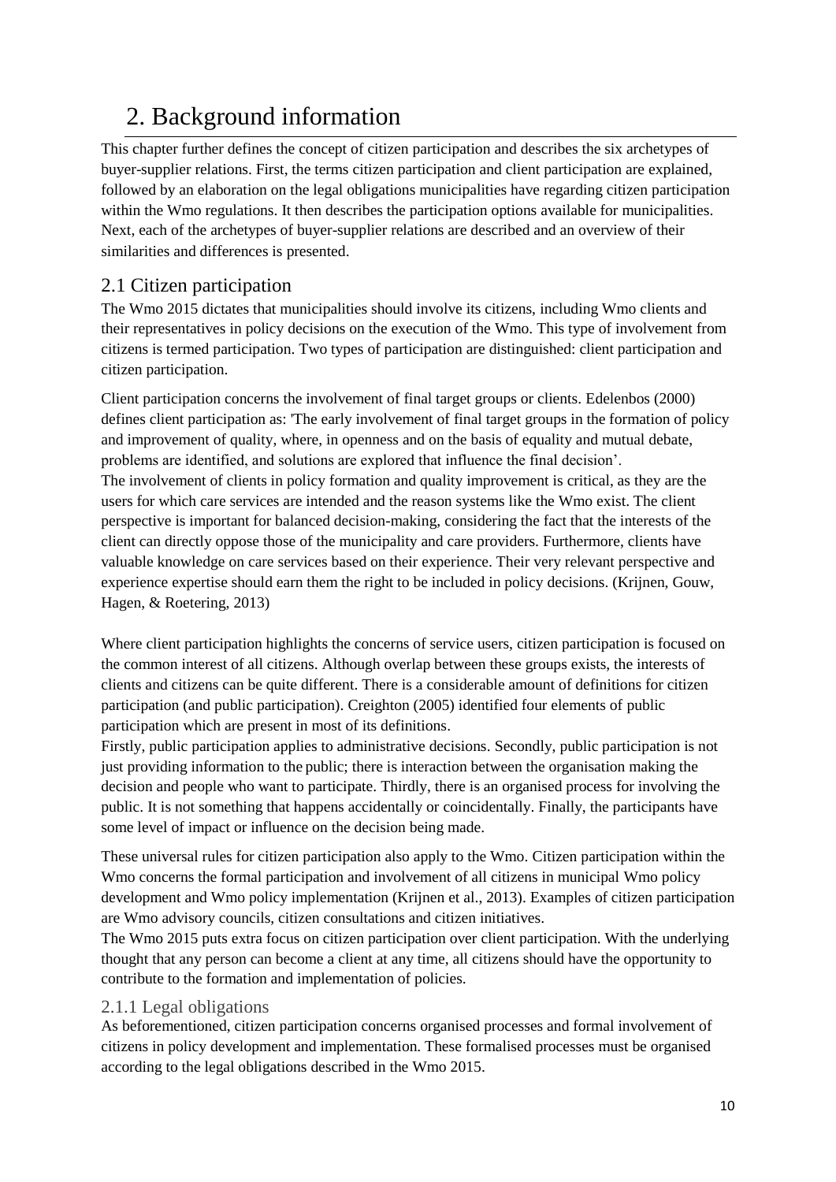# 2. Background information

This chapter further defines the concept of citizen participation and describes the six archetypes of buyer-supplier relations. First, the terms citizen participation and client participation are explained, followed by an elaboration on the legal obligations municipalities have regarding citizen participation within the Wmo regulations. It then describes the participation options available for municipalities. Next, each of the archetypes of buyer-supplier relations are described and an overview of their similarities and differences is presented.

## 2.1 Citizen participation

The Wmo 2015 dictates that municipalities should involve its citizens, including Wmo clients and their representatives in policy decisions on the execution of the Wmo. This type of involvement from citizens is termed participation. Two types of participation are distinguished: client participation and citizen participation.

Client participation concerns the involvement of final target groups or clients. Edelenbos (2000) defines client participation as: 'The early involvement of final target groups in the formation of policy and improvement of quality, where, in openness and on the basis of equality and mutual debate, problems are identified, and solutions are explored that influence the final decision'.
The involvement of clients in policy formation and quality improvement is critical, as they are the users for which care services are intended and the reason systems like the Wmo exist. The client perspective is important for balanced decision-making, considering the fact that the interests of the client can directly oppose those of the municipality and care providers. Furthermore, clients have valuable knowledge on care services based on their experience. Their very relevant perspective and experience expertise should earn them the right to be included in policy decisions. (Krijnen, Gouw, Hagen, & Roetering, 2013)

Where client participation highlights the concerns of service users, citizen participation is focused on the common interest of all citizens. Although overlap between these groups exists, the interests of clients and citizens can be quite different. There is a considerable amount of definitions for citizen participation (and public participation). Creighton (2005) identified four elements of public participation which are present in most of its definitions.
Firstly, public participation applies to administrative decisions. Secondly, public participation is not just providing information to the public; there is interaction between the organisation making the decision and people who want to participate. Thirdly, there is an organised process for involving the public. It is not something that happens accidentally or coincidentally. Finally, the participants have some level of impact or influence on the decision being made.

These universal rules for citizen participation also apply to the Wmo. Citizen participation within the Wmo concerns the formal participation and involvement of all citizens in municipal Wmo policy development and Wmo policy implementation (Krijnen et al., 2013). Examples of citizen participation are Wmo advisory councils, citizen consultations and citizen initiatives.
The Wmo 2015 puts extra focus on citizen participation over client participation. With the underlying thought that any person can become a client at any time, all citizens should have the opportunity to contribute to the formation and implementation of policies.

### 2.1.1 Legal obligations

As beforementioned, citizen participation concerns organised processes and formal involvement of citizens in policy development and implementation. These formalised processes must be organised according to the legal obligations described in the Wmo 2015.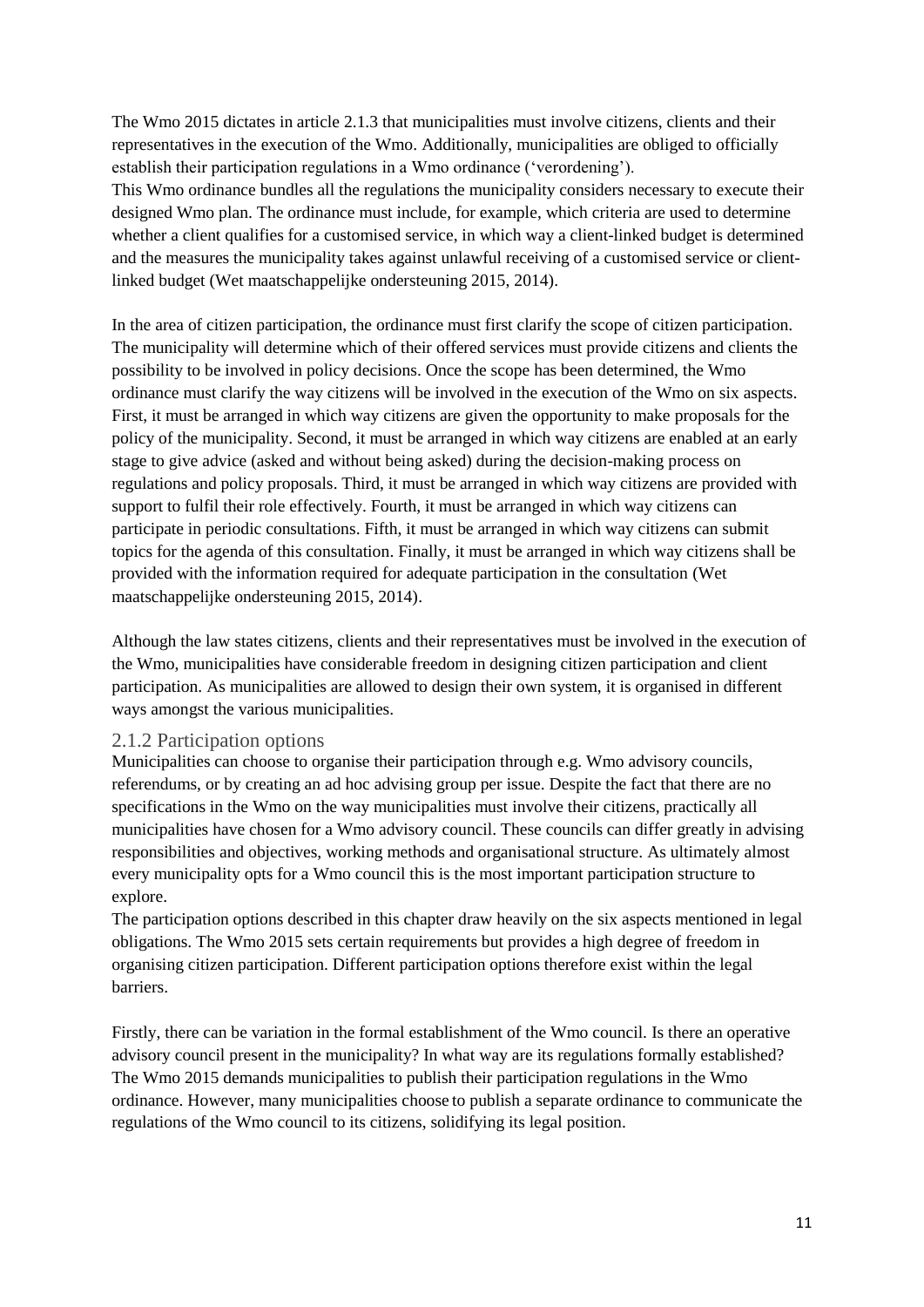The Wmo 2015 dictates in article 2.1.3 that municipalities must involve citizens, clients and their representatives in the execution of the Wmo. Additionally, municipalities are obliged to officially establish their participation regulations in a Wmo ordinance ('verordening').
This Wmo ordinance bundles all the regulations the municipality considers necessary to execute their designed Wmo plan. The ordinance must include, for example, which criteria are used to determine whether a client qualifies for a customised service, in which way a client-linked budget is determined and the measures the municipality takes against unlawful receiving of a customised service or client-linked budget (Wet maatschappelijke ondersteuning 2015, 2014).

In the area of citizen participation, the ordinance must first clarify the scope of citizen participation. The municipality will determine which of their offered services must provide citizens and clients the possibility to be involved in policy decisions. Once the scope has been determined, the Wmo ordinance must clarify the way citizens will be involved in the execution of the Wmo on six aspects. First, it must be arranged in which way citizens are given the opportunity to make proposals for the policy of the municipality. Second, it must be arranged in which way citizens are enabled at an early stage to give advice (asked and without being asked) during the decision-making process on regulations and policy proposals. Third, it must be arranged in which way citizens are provided with support to fulfil their role effectively. Fourth, it must be arranged in which way citizens can participate in periodic consultations. Fifth, it must be arranged in which way citizens can submit topics for the agenda of this consultation. Finally, it must be arranged in which way citizens shall be provided with the information required for adequate participation in the consultation (Wet maatschappelijke ondersteuning 2015, 2014).

Although the law states citizens, clients and their representatives must be involved in the execution of the Wmo, municipalities have considerable freedom in designing citizen participation and client participation. As municipalities are allowed to design their own system, it is organised in different ways amongst the various municipalities.

### 2.1.2 Participation options

Municipalities can choose to organise their participation through e.g. Wmo advisory councils, referendums, or by creating an ad hoc advising group per issue. Despite the fact that there are no specifications in the Wmo on the way municipalities must involve their citizens, practically all municipalities have chosen for a Wmo advisory council. These councils can differ greatly in advising responsibilities and objectives, working methods and organisational structure. As ultimately almost every municipality opts for a Wmo council this is the most important participation structure to explore.
The participation options described in this chapter draw heavily on the six aspects mentioned in legal obligations. The Wmo 2015 sets certain requirements but provides a high degree of freedom in organising citizen participation. Different participation options therefore exist within the legal barriers.

Firstly, there can be variation in the formal establishment of the Wmo council. Is there an operative advisory council present in the municipality? In what way are its regulations formally established? The Wmo 2015 demands municipalities to publish their participation regulations in the Wmo ordinance. However, many municipalities choose to publish a separate ordinance to communicate the regulations of the Wmo council to its citizens, solidifying its legal position.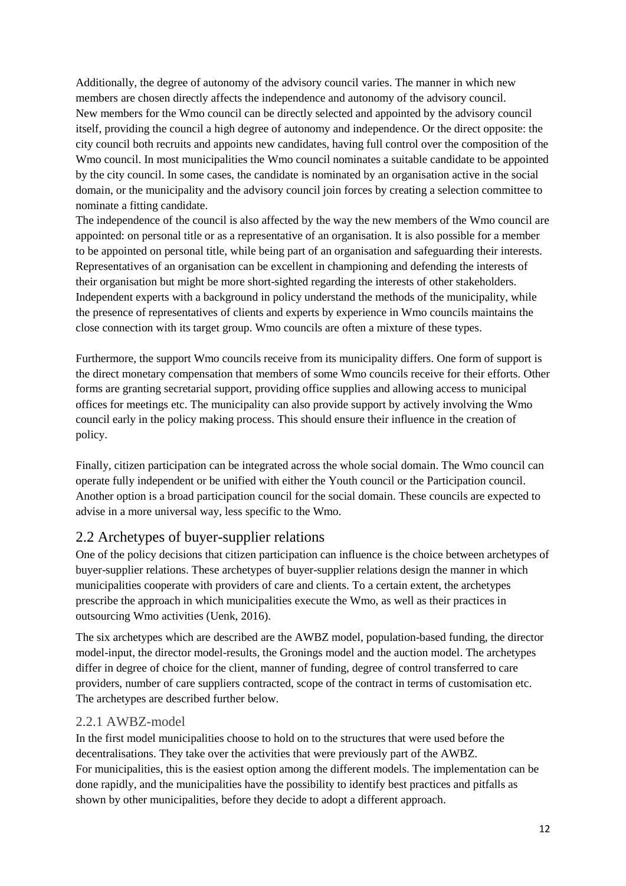Additionally, the degree of autonomy of the advisory council varies. The manner in which new members are chosen directly affects the independence and autonomy of the advisory council. New members for the Wmo council can be directly selected and appointed by the advisory council itself, providing the council a high degree of autonomy and independence. Or the direct opposite: the city council both recruits and appoints new candidates, having full control over the composition of the Wmo council. In most municipalities the Wmo council nominates a suitable candidate to be appointed by the city council. In some cases, the candidate is nominated by an organisation active in the social domain, or the municipality and the advisory council join forces by creating a selection committee to nominate a fitting candidate.
The independence of the council is also affected by the way the new members of the Wmo council are appointed: on personal title or as a representative of an organisation. It is also possible for a member to be appointed on personal title, while being part of an organisation and safeguarding their interests. Representatives of an organisation can be excellent in championing and defending the interests of their organisation but might be more short-sighted regarding the interests of other stakeholders. Independent experts with a background in policy understand the methods of the municipality, while the presence of representatives of clients and experts by experience in Wmo councils maintains the close connection with its target group. Wmo councils are often a mixture of these types.

Furthermore, the support Wmo councils receive from its municipality differs. One form of support is the direct monetary compensation that members of some Wmo councils receive for their efforts. Other forms are granting secretarial support, providing office supplies and allowing access to municipal offices for meetings etc. The municipality can also provide support by actively involving the Wmo council early in the policy making process. This should ensure their influence in the creation of policy.

Finally, citizen participation can be integrated across the whole social domain. The Wmo council can operate fully independent or be unified with either the Youth council or the Participation council. Another option is a broad participation council for the social domain. These councils are expected to advise in a more universal way, less specific to the Wmo.

## 2.2 Archetypes of buyer-supplier relations

One of the policy decisions that citizen participation can influence is the choice between archetypes of buyer-supplier relations. These archetypes of buyer-supplier relations design the manner in which municipalities cooperate with providers of care and clients. To a certain extent, the archetypes prescribe the approach in which municipalities execute the Wmo, as well as their practices in outsourcing Wmo activities (Uenk, 2016).

The six archetypes which are described are the AWBZ model, population-based funding, the director model-input, the director model-results, the Gronings model and the auction model. The archetypes differ in degree of choice for the client, manner of funding, degree of control transferred to care providers, number of care suppliers contracted, scope of the contract in terms of customisation etc. The archetypes are described further below.

### 2.2.1 AWBZ-model

In the first model municipalities choose to hold on to the structures that were used before the decentralisations. They take over the activities that were previously part of the AWBZ.
For municipalities, this is the easiest option among the different models. The implementation can be done rapidly, and the municipalities have the possibility to identify best practices and pitfalls as shown by other municipalities, before they decide to adopt a different approach.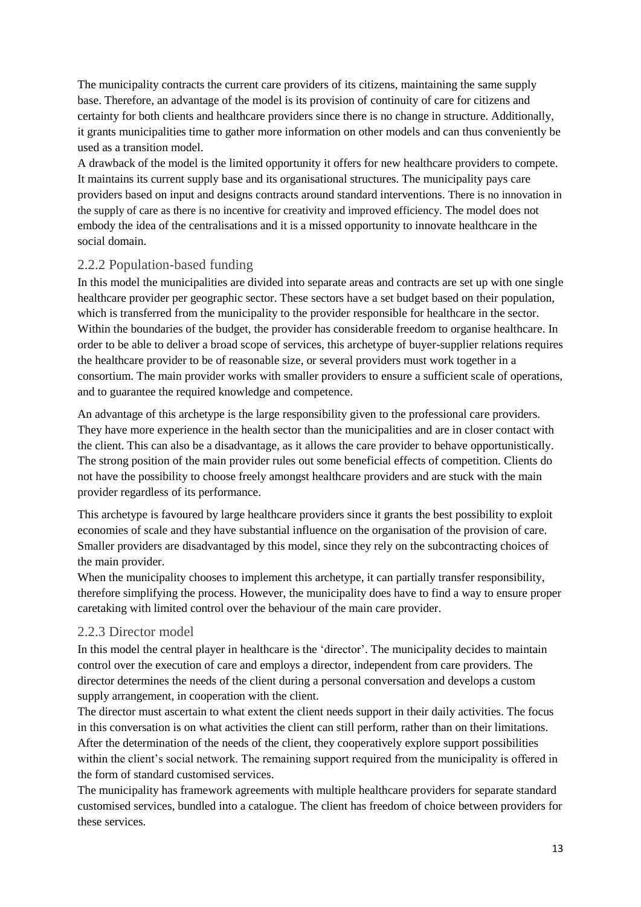The municipality contracts the current care providers of its citizens, maintaining the same supply base. Therefore, an advantage of the model is its provision of continuity of care for citizens and certainty for both clients and healthcare providers since there is no change in structure. Additionally, it grants municipalities time to gather more information on other models and can thus conveniently be used as a transition model.

A drawback of the model is the limited opportunity it offers for new healthcare providers to compete. It maintains its current supply base and its organisational structures. The municipality pays care providers based on input and designs contracts around standard interventions. There is no innovation in the supply of care as there is no incentive for creativity and improved efficiency. The model does not embody the idea of the centralisations and it is a missed opportunity to innovate healthcare in the social domain.

### 2.2.2 Population-based funding

In this model the municipalities are divided into separate areas and contracts are set up with one single healthcare provider per geographic sector. These sectors have a set budget based on their population, which is transferred from the municipality to the provider responsible for healthcare in the sector. Within the boundaries of the budget, the provider has considerable freedom to organise healthcare. In order to be able to deliver a broad scope of services, this archetype of buyer-supplier relations requires the healthcare provider to be of reasonable size, or several providers must work together in a consortium. The main provider works with smaller providers to ensure a sufficient scale of operations, and to guarantee the required knowledge and competence.

An advantage of this archetype is the large responsibility given to the professional care providers. They have more experience in the health sector than the municipalities and are in closer contact with the client. This can also be a disadvantage, as it allows the care provider to behave opportunistically. The strong position of the main provider rules out some beneficial effects of competition. Clients do not have the possibility to choose freely amongst healthcare providers and are stuck with the main provider regardless of its performance.

This archetype is favoured by large healthcare providers since it grants the best possibility to exploit economies of scale and they have substantial influence on the organisation of the provision of care. Smaller providers are disadvantaged by this model, since they rely on the subcontracting choices of the main provider.

When the municipality chooses to implement this archetype, it can partially transfer responsibility, therefore simplifying the process. However, the municipality does have to find a way to ensure proper caretaking with limited control over the behaviour of the main care provider.

### 2.2.3 Director model

In this model the central player in healthcare is the 'director'. The municipality decides to maintain control over the execution of care and employs a director, independent from care providers. The director determines the needs of the client during a personal conversation and develops a custom supply arrangement, in cooperation with the client.

The director must ascertain to what extent the client needs support in their daily activities. The focus in this conversation is on what activities the client can still perform, rather than on their limitations. After the determination of the needs of the client, they cooperatively explore support possibilities within the client's social network. The remaining support required from the municipality is offered in the form of standard customised services.

The municipality has framework agreements with multiple healthcare providers for separate standard customised services, bundled into a catalogue. The client has freedom of choice between providers for these services.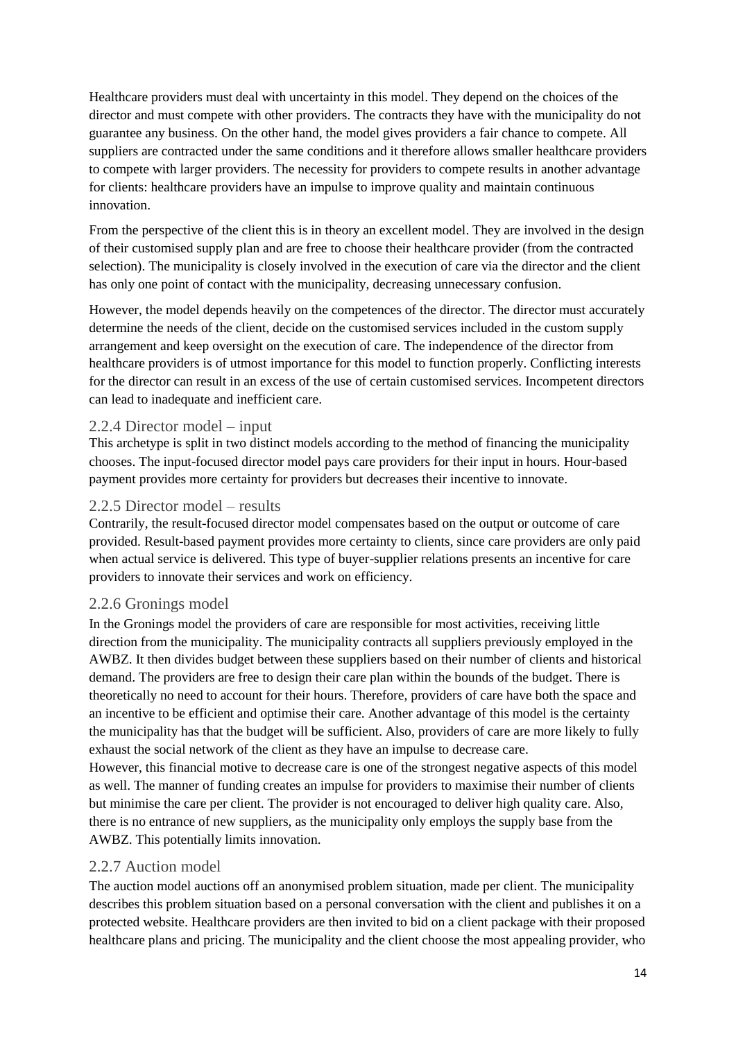Healthcare providers must deal with uncertainty in this model. They depend on the choices of the director and must compete with other providers. The contracts they have with the municipality do not guarantee any business. On the other hand, the model gives providers a fair chance to compete. All suppliers are contracted under the same conditions and it therefore allows smaller healthcare providers to compete with larger providers. The necessity for providers to compete results in another advantage for clients: healthcare providers have an impulse to improve quality and maintain continuous innovation.

From the perspective of the client this is in theory an excellent model. They are involved in the design of their customised supply plan and are free to choose their healthcare provider (from the contracted selection). The municipality is closely involved in the execution of care via the director and the client has only one point of contact with the municipality, decreasing unnecessary confusion.

However, the model depends heavily on the competences of the director. The director must accurately determine the needs of the client, decide on the customised services included in the custom supply arrangement and keep oversight on the execution of care. The independence of the director from healthcare providers is of utmost importance for this model to function properly. Conflicting interests for the director can result in an excess of the use of certain customised services. Incompetent directors can lead to inadequate and inefficient care.

### 2.2.4 Director model – input

This archetype is split in two distinct models according to the method of financing the municipality chooses. The input-focused director model pays care providers for their input in hours. Hour-based payment provides more certainty for providers but decreases their incentive to innovate.

### 2.2.5 Director model – results

Contrarily, the result-focused director model compensates based on the output or outcome of care provided. Result-based payment provides more certainty to clients, since care providers are only paid when actual service is delivered. This type of buyer-supplier relations presents an incentive for care providers to innovate their services and work on efficiency.

### 2.2.6 Gronings model

In the Gronings model the providers of care are responsible for most activities, receiving little direction from the municipality. The municipality contracts all suppliers previously employed in the AWBZ. It then divides budget between these suppliers based on their number of clients and historical demand. The providers are free to design their care plan within the bounds of the budget. There is theoretically no need to account for their hours. Therefore, providers of care have both the space and an incentive to be efficient and optimise their care. Another advantage of this model is the certainty the municipality has that the budget will be sufficient. Also, providers of care are more likely to fully exhaust the social network of the client as they have an impulse to decrease care.

However, this financial motive to decrease care is one of the strongest negative aspects of this model as well. The manner of funding creates an impulse for providers to maximise their number of clients but minimise the care per client. The provider is not encouraged to deliver high quality care. Also, there is no entrance of new suppliers, as the municipality only employs the supply base from the AWBZ. This potentially limits innovation.

### 2.2.7 Auction model

The auction model auctions off an anonymised problem situation, made per client. The municipality describes this problem situation based on a personal conversation with the client and publishes it on a protected website. Healthcare providers are then invited to bid on a client package with their proposed healthcare plans and pricing. The municipality and the client choose the most appealing provider, who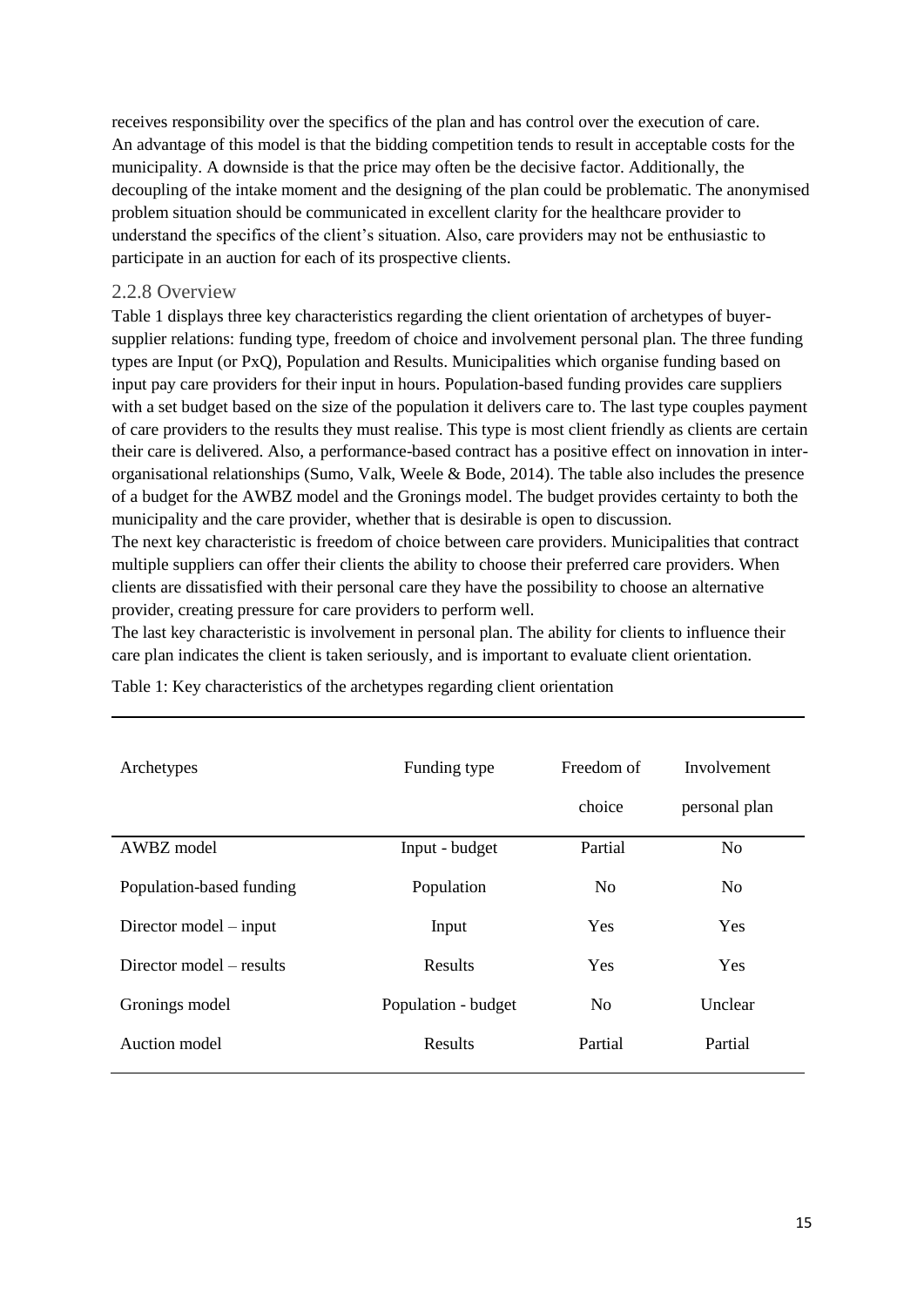receives responsibility over the specifics of the plan and has control over the execution of care. An advantage of this model is that the bidding competition tends to result in acceptable costs for the municipality. A downside is that the price may often be the decisive factor. Additionally, the decoupling of the intake moment and the designing of the plan could be problematic. The anonymised problem situation should be communicated in excellent clarity for the healthcare provider to understand the specifics of the client's situation. Also, care providers may not be enthusiastic to participate in an auction for each of its prospective clients.

### 2.2.8 Overview

Table 1 displays three key characteristics regarding the client orientation of archetypes of buyer-supplier relations: funding type, freedom of choice and involvement personal plan. The three funding types are Input (or PxQ), Population and Results. Municipalities which organise funding based on input pay care providers for their input in hours. Population-based funding provides care suppliers with a set budget based on the size of the population it delivers care to. The last type couples payment of care providers to the results they must realise. This type is most client friendly as clients are certain their care is delivered. Also, a performance-based contract has a positive effect on innovation in inter-organisational relationships (Sumo, Valk, Weele & Bode, 2014). The table also includes the presence of a budget for the AWBZ model and the Gronings model. The budget provides certainty to both the municipality and the care provider, whether that is desirable is open to discussion.

The next key characteristic is freedom of choice between care providers. Municipalities that contract multiple suppliers can offer their clients the ability to choose their preferred care providers. When clients are dissatisfied with their personal care they have the possibility to choose an alternative provider, creating pressure for care providers to perform well.

The last key characteristic is involvement in personal plan. The ability for clients to influence their care plan indicates the client is taken seriously, and is important to evaluate client orientation.

Table 1: Key characteristics of the archetypes regarding client orientation

| Archetypes | Funding type | Freedom of choice | Involvement personal plan |
|---|---|---|---|
| AWBZ model | Input - budget | Partial | No |
| Population-based funding | Population | No | No |
| Director model – input | Input | Yes | Yes |
| Director model – results | Results | Yes | Yes |
| Gronings model | Population - budget | No | Unclear |
| Auction model | Results | Partial | Partial |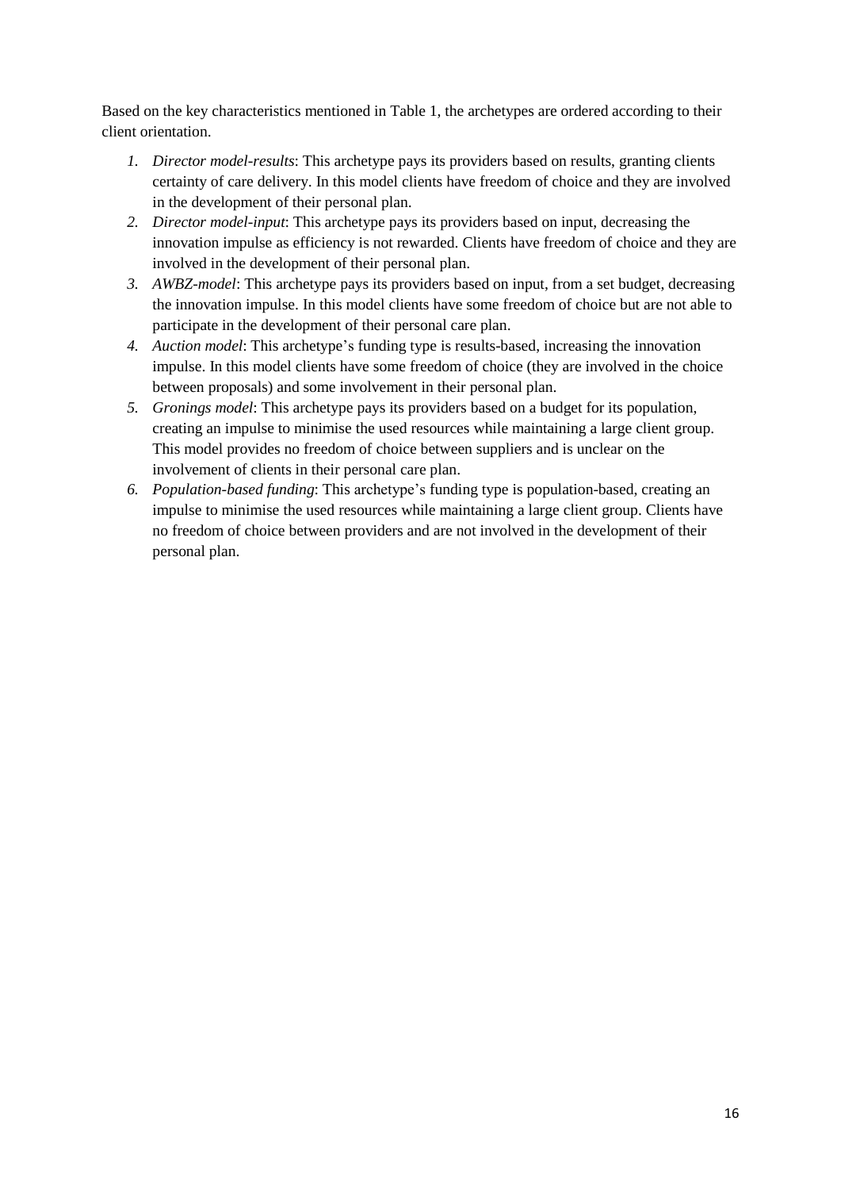Based on the key characteristics mentioned in Table 1, the archetypes are ordered according to their client orientation.

1. *Director model-results*: This archetype pays its providers based on results, granting clients certainty of care delivery. In this model clients have freedom of choice and they are involved in the development of their personal plan.
2. *Director model-input*: This archetype pays its providers based on input, decreasing the innovation impulse as efficiency is not rewarded. Clients have freedom of choice and they are involved in the development of their personal plan.
3. *AWBZ-model*: This archetype pays its providers based on input, from a set budget, decreasing the innovation impulse. In this model clients have some freedom of choice but are not able to participate in the development of their personal care plan.
4. *Auction model*: This archetype's funding type is results-based, increasing the innovation impulse. In this model clients have some freedom of choice (they are involved in the choice between proposals) and some involvement in their personal plan.
5. *Gronings model*: This archetype pays its providers based on a budget for its population, creating an impulse to minimise the used resources while maintaining a large client group. This model provides no freedom of choice between suppliers and is unclear on the involvement of clients in their personal care plan.
6. *Population-based funding*: This archetype's funding type is population-based, creating an impulse to minimise the used resources while maintaining a large client group. Clients have no freedom of choice between providers and are not involved in the development of their personal plan.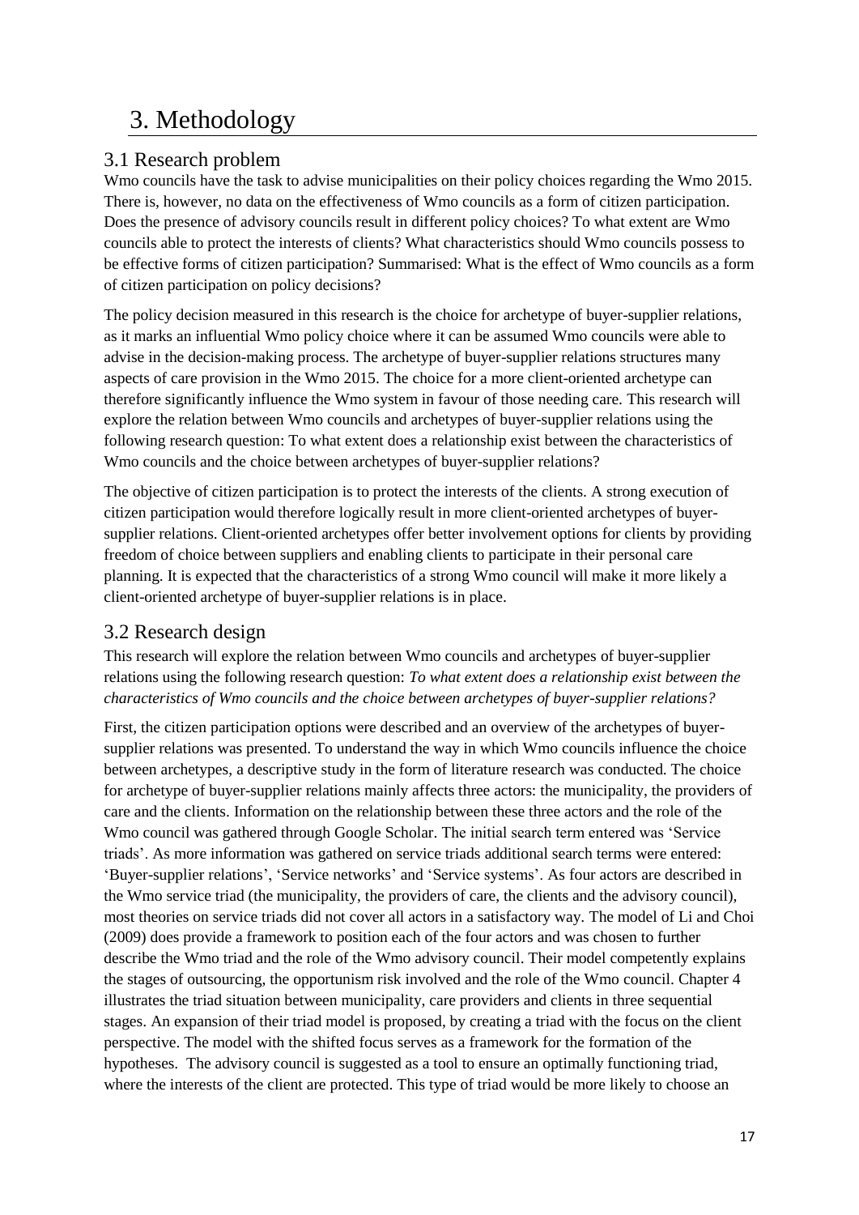# 3. Methodology

## 3.1 Research problem

Wmo councils have the task to advise municipalities on their policy choices regarding the Wmo 2015. There is, however, no data on the effectiveness of Wmo councils as a form of citizen participation. Does the presence of advisory councils result in different policy choices? To what extent are Wmo councils able to protect the interests of clients? What characteristics should Wmo councils possess to be effective forms of citizen participation? Summarised: What is the effect of Wmo councils as a form of citizen participation on policy decisions?

The policy decision measured in this research is the choice for archetype of buyer-supplier relations, as it marks an influential Wmo policy choice where it can be assumed Wmo councils were able to advise in the decision-making process. The archetype of buyer-supplier relations structures many aspects of care provision in the Wmo 2015. The choice for a more client-oriented archetype can therefore significantly influence the Wmo system in favour of those needing care. This research will explore the relation between Wmo councils and archetypes of buyer-supplier relations using the following research question: To what extent does a relationship exist between the characteristics of Wmo councils and the choice between archetypes of buyer-supplier relations?

The objective of citizen participation is to protect the interests of the clients. A strong execution of citizen participation would therefore logically result in more client-oriented archetypes of buyer-supplier relations. Client-oriented archetypes offer better involvement options for clients by providing freedom of choice between suppliers and enabling clients to participate in their personal care planning. It is expected that the characteristics of a strong Wmo council will make it more likely a client-oriented archetype of buyer-supplier relations is in place.

## 3.2 Research design

This research will explore the relation between Wmo councils and archetypes of buyer-supplier relations using the following research question: *To what extent does a relationship exist between the characteristics of Wmo councils and the choice between archetypes of buyer-supplier relations?*

First, the citizen participation options were described and an overview of the archetypes of buyer-supplier relations was presented. To understand the way in which Wmo councils influence the choice between archetypes, a descriptive study in the form of literature research was conducted. The choice for archetype of buyer-supplier relations mainly affects three actors: the municipality, the providers of care and the clients. Information on the relationship between these three actors and the role of the Wmo council was gathered through Google Scholar. The initial search term entered was 'Service triads'. As more information was gathered on service triads additional search terms were entered: 'Buyer-supplier relations', 'Service networks' and 'Service systems'. As four actors are described in the Wmo service triad (the municipality, the providers of care, the clients and the advisory council), most theories on service triads did not cover all actors in a satisfactory way. The model of Li and Choi (2009) does provide a framework to position each of the four actors and was chosen to further describe the Wmo triad and the role of the Wmo advisory council. Their model competently explains the stages of outsourcing, the opportunism risk involved and the role of the Wmo council. Chapter 4 illustrates the triad situation between municipality, care providers and clients in three sequential stages. An expansion of their triad model is proposed, by creating a triad with the focus on the client perspective. The model with the shifted focus serves as a framework for the formation of the hypotheses. The advisory council is suggested as a tool to ensure an optimally functioning triad, where the interests of the client are protected. This type of triad would be more likely to choose an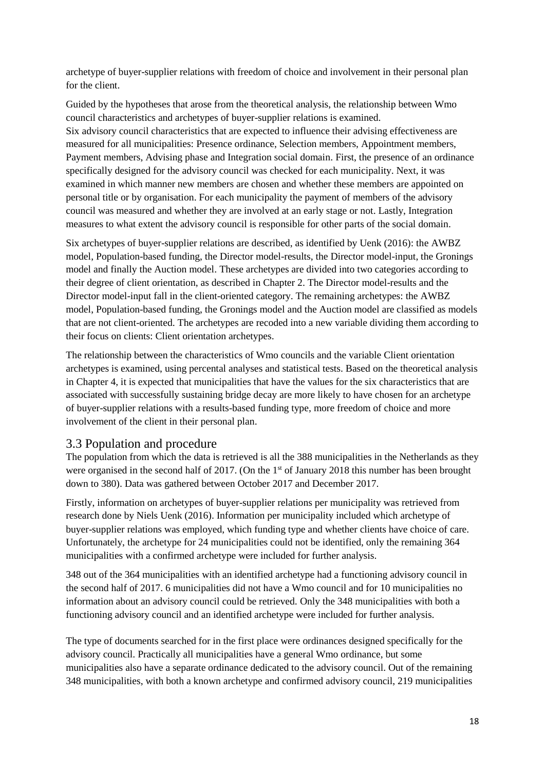archetype of buyer-supplier relations with freedom of choice and involvement in their personal plan for the client.

Guided by the hypotheses that arose from the theoretical analysis, the relationship between Wmo council characteristics and archetypes of buyer-supplier relations is examined.
Six advisory council characteristics that are expected to influence their advising effectiveness are measured for all municipalities: Presence ordinance, Selection members, Appointment members, Payment members, Advising phase and Integration social domain. First, the presence of an ordinance specifically designed for the advisory council was checked for each municipality. Next, it was examined in which manner new members are chosen and whether these members are appointed on personal title or by organisation. For each municipality the payment of members of the advisory council was measured and whether they are involved at an early stage or not. Lastly, Integration measures to what extent the advisory council is responsible for other parts of the social domain.

Six archetypes of buyer-supplier relations are described, as identified by Uenk (2016): the AWBZ model, Population-based funding, the Director model-results, the Director model-input, the Gronings model and finally the Auction model. These archetypes are divided into two categories according to their degree of client orientation, as described in Chapter 2. The Director model-results and the Director model-input fall in the client-oriented category. The remaining archetypes: the AWBZ model, Population-based funding, the Gronings model and the Auction model are classified as models that are not client-oriented. The archetypes are recoded into a new variable dividing them according to their focus on clients: Client orientation archetypes.

The relationship between the characteristics of Wmo councils and the variable Client orientation archetypes is examined, using percental analyses and statistical tests. Based on the theoretical analysis in Chapter 4, it is expected that municipalities that have the values for the six characteristics that are associated with successfully sustaining bridge decay are more likely to have chosen for an archetype of buyer-supplier relations with a results-based funding type, more freedom of choice and more involvement of the client in their personal plan.

## 3.3 Population and procedure

The population from which the data is retrieved is all the 388 municipalities in the Netherlands as they were organised in the second half of 2017. (On the 1st of January 2018 this number has been brought down to 380). Data was gathered between October 2017 and December 2017.

Firstly, information on archetypes of buyer-supplier relations per municipality was retrieved from research done by Niels Uenk (2016). Information per municipality included which archetype of buyer-supplier relations was employed, which funding type and whether clients have choice of care. Unfortunately, the archetype for 24 municipalities could not be identified, only the remaining 364 municipalities with a confirmed archetype were included for further analysis.

348 out of the 364 municipalities with an identified archetype had a functioning advisory council in the second half of 2017. 6 municipalities did not have a Wmo council and for 10 municipalities no information about an advisory council could be retrieved. Only the 348 municipalities with both a functioning advisory council and an identified archetype were included for further analysis.

The type of documents searched for in the first place were ordinances designed specifically for the advisory council. Practically all municipalities have a general Wmo ordinance, but some municipalities also have a separate ordinance dedicated to the advisory council. Out of the remaining 348 municipalities, with both a known archetype and confirmed advisory council, 219 municipalities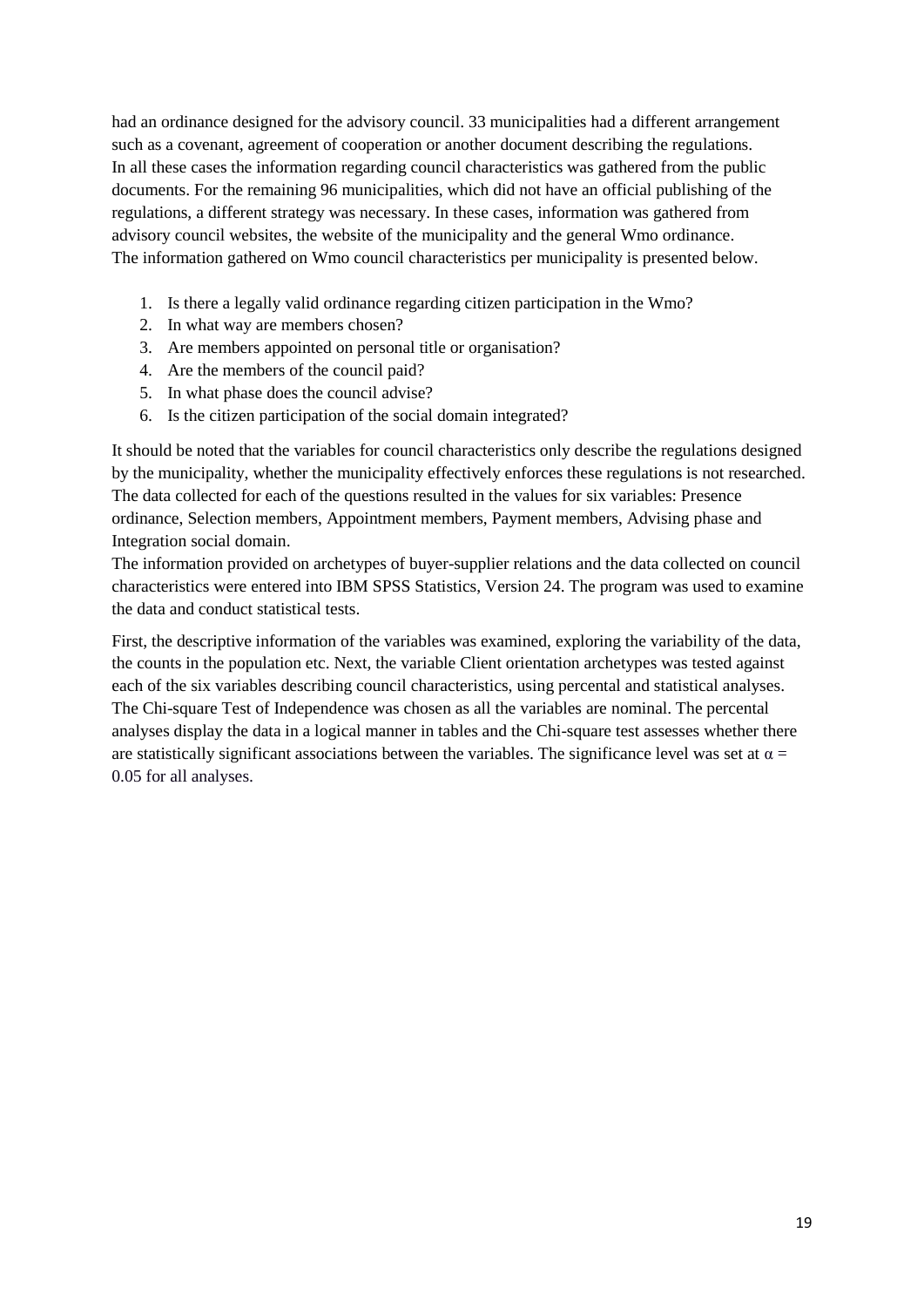had an ordinance designed for the advisory council. 33 municipalities had a different arrangement such as a covenant, agreement of cooperation or another document describing the regulations. In all these cases the information regarding council characteristics was gathered from the public documents. For the remaining 96 municipalities, which did not have an official publishing of the regulations, a different strategy was necessary. In these cases, information was gathered from advisory council websites, the website of the municipality and the general Wmo ordinance. The information gathered on Wmo council characteristics per municipality is presented below.

1. Is there a legally valid ordinance regarding citizen participation in the Wmo?
2. In what way are members chosen?
3. Are members appointed on personal title or organisation?
4. Are the members of the council paid?
5. In what phase does the council advise?
6. Is the citizen participation of the social domain integrated?

It should be noted that the variables for council characteristics only describe the regulations designed by the municipality, whether the municipality effectively enforces these regulations is not researched. The data collected for each of the questions resulted in the values for six variables: Presence ordinance, Selection members, Appointment members, Payment members, Advising phase and Integration social domain.
The information provided on archetypes of buyer-supplier relations and the data collected on council characteristics were entered into IBM SPSS Statistics, Version 24. The program was used to examine the data and conduct statistical tests.

First, the descriptive information of the variables was examined, exploring the variability of the data, the counts in the population etc. Next, the variable Client orientation archetypes was tested against each of the six variables describing council characteristics, using percental and statistical analyses. The Chi-square Test of Independence was chosen as all the variables are nominal. The percental analyses display the data in a logical manner in tables and the Chi-square test assesses whether there are statistically significant associations between the variables. The significance level was set at $\alpha = 0.05$ for all analyses.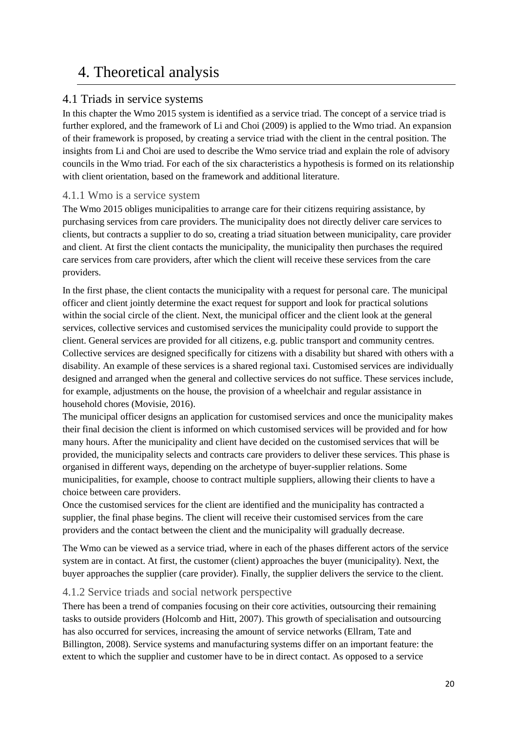# 4. Theoretical analysis

## 4.1 Triads in service systems

In this chapter the Wmo 2015 system is identified as a service triad. The concept of a service triad is further explored, and the framework of Li and Choi (2009) is applied to the Wmo triad. An expansion of their framework is proposed, by creating a service triad with the client in the central position. The insights from Li and Choi are used to describe the Wmo service triad and explain the role of advisory councils in the Wmo triad. For each of the six characteristics a hypothesis is formed on its relationship with client orientation, based on the framework and additional literature.

### 4.1.1 Wmo is a service system

The Wmo 2015 obliges municipalities to arrange care for their citizens requiring assistance, by purchasing services from care providers. The municipality does not directly deliver care services to clients, but contracts a supplier to do so, creating a triad situation between municipality, care provider and client. At first the client contacts the municipality, the municipality then purchases the required care services from care providers, after which the client will receive these services from the care providers.

In the first phase, the client contacts the municipality with a request for personal care. The municipal officer and client jointly determine the exact request for support and look for practical solutions within the social circle of the client. Next, the municipal officer and the client look at the general services, collective services and customised services the municipality could provide to support the client. General services are provided for all citizens, e.g. public transport and community centres. Collective services are designed specifically for citizens with a disability but shared with others with a disability. An example of these services is a shared regional taxi. Customised services are individually designed and arranged when the general and collective services do not suffice. These services include, for example, adjustments on the house, the provision of a wheelchair and regular assistance in household chores (Movisie, 2016).

The municipal officer designs an application for customised services and once the municipality makes their final decision the client is informed on which customised services will be provided and for how many hours. After the municipality and client have decided on the customised services that will be provided, the municipality selects and contracts care providers to deliver these services. This phase is organised in different ways, depending on the archetype of buyer-supplier relations. Some municipalities, for example, choose to contract multiple suppliers, allowing their clients to have a choice between care providers.

Once the customised services for the client are identified and the municipality has contracted a supplier, the final phase begins. The client will receive their customised services from the care providers and the contact between the client and the municipality will gradually decrease.

The Wmo can be viewed as a service triad, where in each of the phases different actors of the service system are in contact. At first, the customer (client) approaches the buyer (municipality). Next, the buyer approaches the supplier (care provider). Finally, the supplier delivers the service to the client.

### 4.1.2 Service triads and social network perspective

There has been a trend of companies focusing on their core activities, outsourcing their remaining tasks to outside providers (Holcomb and Hitt, 2007). This growth of specialisation and outsourcing has also occurred for services, increasing the amount of service networks (Ellram, Tate and Billington, 2008). Service systems and manufacturing systems differ on an important feature: the extent to which the supplier and customer have to be in direct contact. As opposed to a service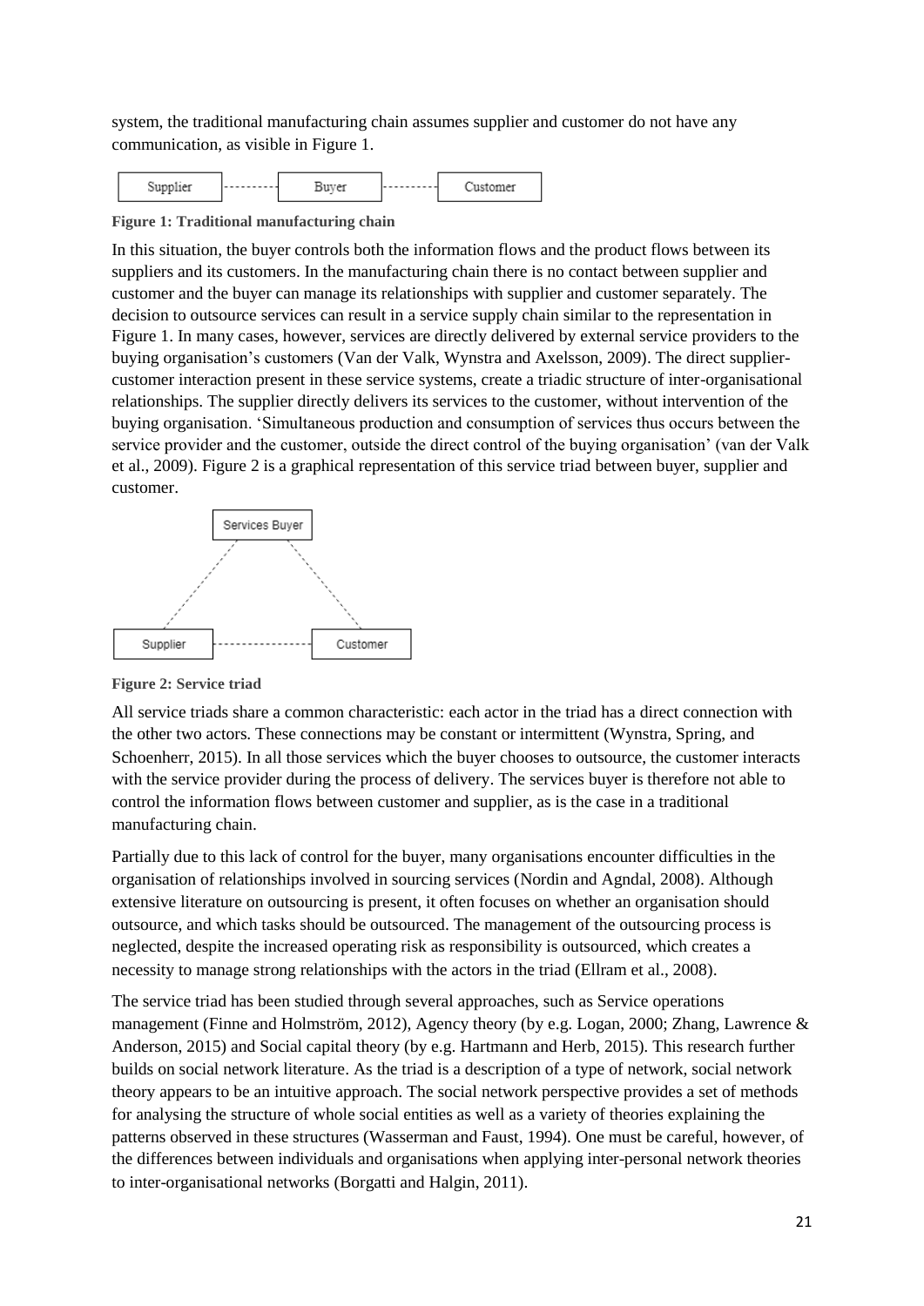system, the traditional manufacturing chain assumes supplier and customer do not have any communication, as visible in Figure 1.

**Figure 1: Traditional manufacturing chain**

In this situation, the buyer controls both the information flows and the product flows between its suppliers and its customers. In the manufacturing chain there is no contact between supplier and customer and the buyer can manage its relationships with supplier and customer separately. The decision to outsource services can result in a service supply chain similar to the representation in Figure 1. In many cases, however, services are directly delivered by external service providers to the buying organisation's customers (Van der Valk, Wynstra and Axelsson, 2009). The direct supplier-customer interaction present in these service systems, create a triadic structure of inter-organisational relationships. The supplier directly delivers its services to the customer, without intervention of the buying organisation. 'Simultaneous production and consumption of services thus occurs between the service provider and the customer, outside the direct control of the buying organisation' (van der Valk et al., 2009). Figure 2 is a graphical representation of this service triad between buyer, supplier and customer.

**Figure 2: Service triad**

All service triads share a common characteristic: each actor in the triad has a direct connection with the other two actors. These connections may be constant or intermittent (Wynstra, Spring, and Schoenherr, 2015). In all those services which the buyer chooses to outsource, the customer interacts with the service provider during the process of delivery. The services buyer is therefore not able to control the information flows between customer and supplier, as is the case in a traditional manufacturing chain.

Partially due to this lack of control for the buyer, many organisations encounter difficulties in the organisation of relationships involved in sourcing services (Nordin and Agndal, 2008). Although extensive literature on outsourcing is present, it often focuses on whether an organisation should outsource, and which tasks should be outsourced. The management of the outsourcing process is neglected, despite the increased operating risk as responsibility is outsourced, which creates a necessity to manage strong relationships with the actors in the triad (Ellram et al., 2008).

The service triad has been studied through several approaches, such as Service operations management (Finne and Holmström, 2012), Agency theory (by e.g. Logan, 2000; Zhang, Lawrence & Anderson, 2015) and Social capital theory (by e.g. Hartmann and Herb, 2015). This research further builds on social network literature. As the triad is a description of a type of network, social network theory appears to be an intuitive approach. The social network perspective provides a set of methods for analysing the structure of whole social entities as well as a variety of theories explaining the patterns observed in these structures (Wasserman and Faust, 1994). One must be careful, however, of the differences between individuals and organisations when applying inter-personal network theories to inter-organisational networks (Borgatti and Halgin, 2011).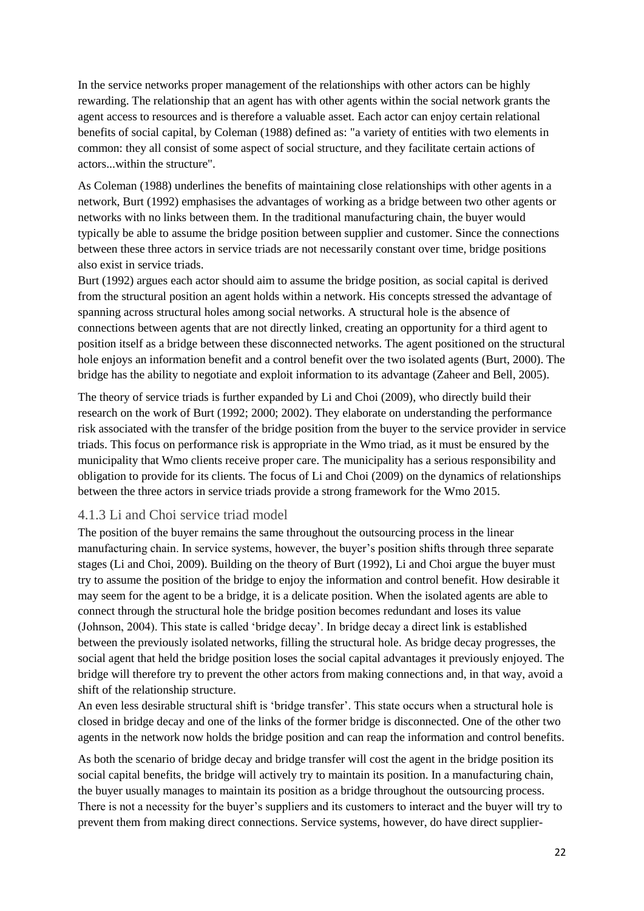In the service networks proper management of the relationships with other actors can be highly rewarding. The relationship that an agent has with other agents within the social network grants the agent access to resources and is therefore a valuable asset. Each actor can enjoy certain relational benefits of social capital, by Coleman (1988) defined as: "a variety of entities with two elements in common: they all consist of some aspect of social structure, and they facilitate certain actions of actors...within the structure".

As Coleman (1988) underlines the benefits of maintaining close relationships with other agents in a network, Burt (1992) emphasises the advantages of working as a bridge between two other agents or networks with no links between them. In the traditional manufacturing chain, the buyer would typically be able to assume the bridge position between supplier and customer. Since the connections between these three actors in service triads are not necessarily constant over time, bridge positions also exist in service triads.

Burt (1992) argues each actor should aim to assume the bridge position, as social capital is derived from the structural position an agent holds within a network. His concepts stressed the advantage of spanning across structural holes among social networks. A structural hole is the absence of connections between agents that are not directly linked, creating an opportunity for a third agent to position itself as a bridge between these disconnected networks. The agent positioned on the structural hole enjoys an information benefit and a control benefit over the two isolated agents (Burt, 2000). The bridge has the ability to negotiate and exploit information to its advantage (Zaheer and Bell, 2005).

The theory of service triads is further expanded by Li and Choi (2009), who directly build their research on the work of Burt (1992; 2000; 2002). They elaborate on understanding the performance risk associated with the transfer of the bridge position from the buyer to the service provider in service triads. This focus on performance risk is appropriate in the Wmo triad, as it must be ensured by the municipality that Wmo clients receive proper care. The municipality has a serious responsibility and obligation to provide for its clients. The focus of Li and Choi (2009) on the dynamics of relationships between the three actors in service triads provide a strong framework for the Wmo 2015.

### 4.1.3 Li and Choi service triad model

The position of the buyer remains the same throughout the outsourcing process in the linear manufacturing chain. In service systems, however, the buyer's position shifts through three separate stages (Li and Choi, 2009). Building on the theory of Burt (1992), Li and Choi argue the buyer must try to assume the position of the bridge to enjoy the information and control benefit. How desirable it may seem for the agent to be a bridge, it is a delicate position. When the isolated agents are able to connect through the structural hole the bridge position becomes redundant and loses its value (Johnson, 2004). This state is called 'bridge decay'. In bridge decay a direct link is established between the previously isolated networks, filling the structural hole. As bridge decay progresses, the social agent that held the bridge position loses the social capital advantages it previously enjoyed. The bridge will therefore try to prevent the other actors from making connections and, in that way, avoid a shift of the relationship structure.

An even less desirable structural shift is 'bridge transfer'. This state occurs when a structural hole is closed in bridge decay and one of the links of the former bridge is disconnected. One of the other two agents in the network now holds the bridge position and can reap the information and control benefits.

As both the scenario of bridge decay and bridge transfer will cost the agent in the bridge position its social capital benefits, the bridge will actively try to maintain its position. In a manufacturing chain, the buyer usually manages to maintain its position as a bridge throughout the outsourcing process. There is not a necessity for the buyer's suppliers and its customers to interact and the buyer will try to prevent them from making direct connections. Service systems, however, do have direct supplier-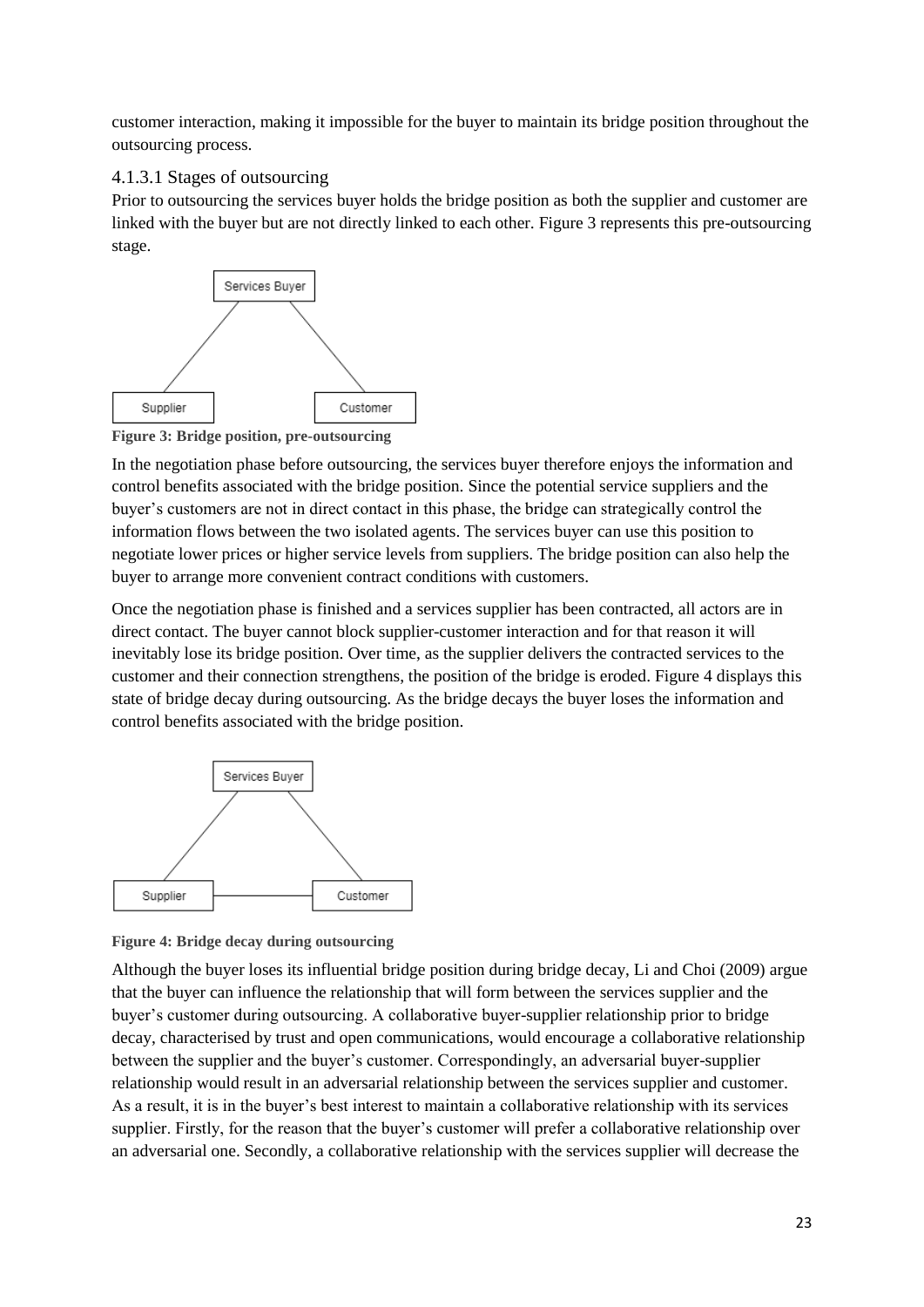customer interaction, making it impossible for the buyer to maintain its bridge position throughout the outsourcing process.

#### 4.1.3.1 Stages of outsourcing

Prior to outsourcing the services buyer holds the bridge position as both the supplier and customer are linked with the buyer but are not directly linked to each other. Figure 3 represents this pre-outsourcing stage.

**Figure 3: Bridge position, pre-outsourcing**

In the negotiation phase before outsourcing, the services buyer therefore enjoys the information and control benefits associated with the bridge position. Since the potential service suppliers and the buyer's customers are not in direct contact in this phase, the bridge can strategically control the information flows between the two isolated agents. The services buyer can use this position to negotiate lower prices or higher service levels from suppliers. The bridge position can also help the buyer to arrange more convenient contract conditions with customers.

Once the negotiation phase is finished and a services supplier has been contracted, all actors are in direct contact. The buyer cannot block supplier-customer interaction and for that reason it will inevitably lose its bridge position. Over time, as the supplier delivers the contracted services to the customer and their connection strengthens, the position of the bridge is eroded. Figure 4 displays this state of bridge decay during outsourcing. As the bridge decays the buyer loses the information and control benefits associated with the bridge position.

**Figure 4: Bridge decay during outsourcing**

Although the buyer loses its influential bridge position during bridge decay, Li and Choi (2009) argue that the buyer can influence the relationship that will form between the services supplier and the buyer's customer during outsourcing. A collaborative buyer-supplier relationship prior to bridge decay, characterised by trust and open communications, would encourage a collaborative relationship between the supplier and the buyer's customer. Correspondingly, an adversarial buyer-supplier relationship would result in an adversarial relationship between the services supplier and customer. As a result, it is in the buyer's best interest to maintain a collaborative relationship with its services supplier. Firstly, for the reason that the buyer's customer will prefer a collaborative relationship over an adversarial one. Secondly, a collaborative relationship with the services supplier will decrease the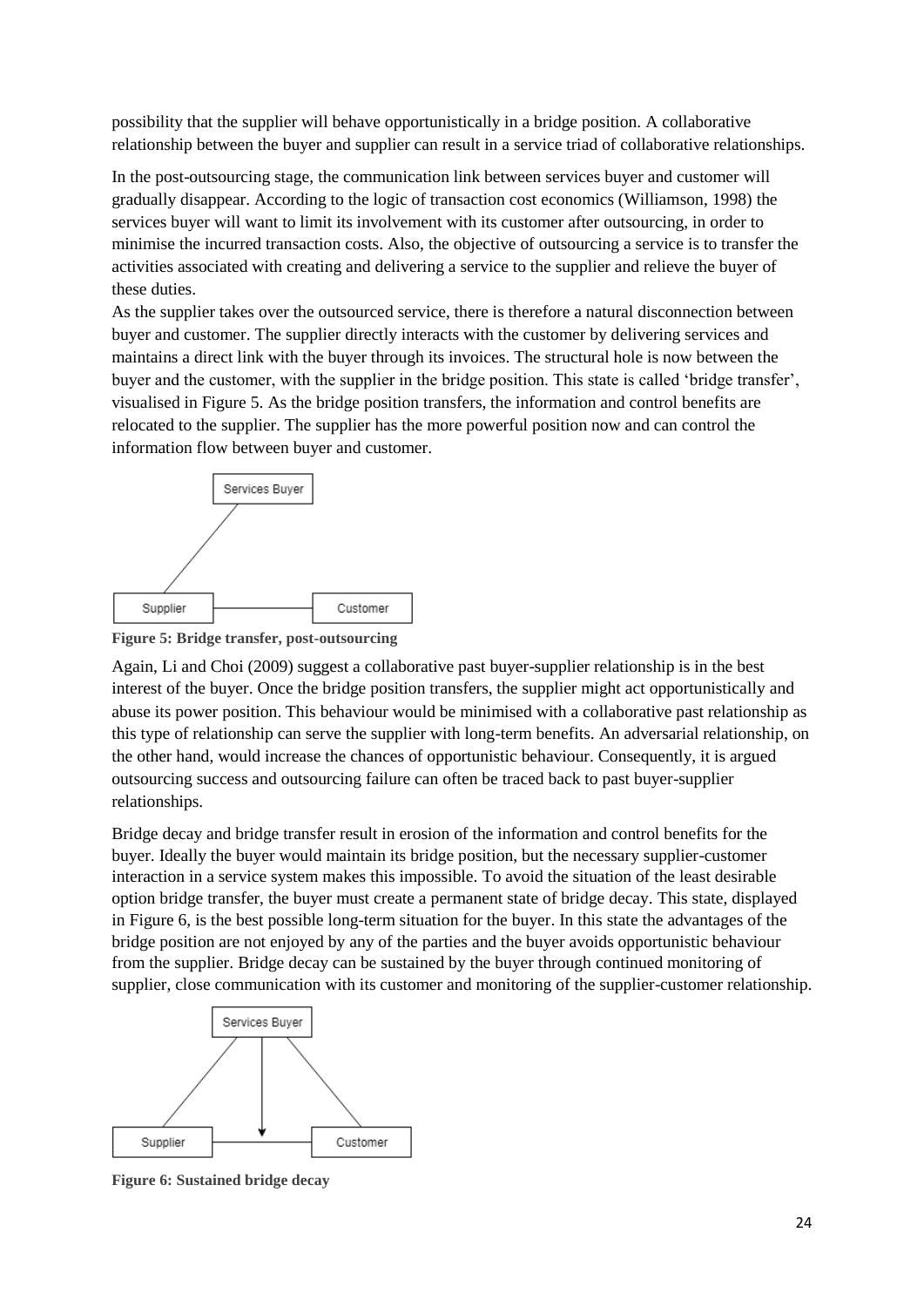possibility that the supplier will behave opportunistically in a bridge position. A collaborative relationship between the buyer and supplier can result in a service triad of collaborative relationships.

In the post-outsourcing stage, the communication link between services buyer and customer will gradually disappear. According to the logic of transaction cost economics (Williamson, 1998) the services buyer will want to limit its involvement with its customer after outsourcing, in order to minimise the incurred transaction costs. Also, the objective of outsourcing a service is to transfer the activities associated with creating and delivering a service to the supplier and relieve the buyer of these duties.

As the supplier takes over the outsourced service, there is therefore a natural disconnection between buyer and customer. The supplier directly interacts with the customer by delivering services and maintains a direct link with the buyer through its invoices. The structural hole is now between the buyer and the customer, with the supplier in the bridge position. This state is called 'bridge transfer', visualised in Figure 5. As the bridge position transfers, the information and control benefits are relocated to the supplier. The supplier has the more powerful position now and can control the information flow between buyer and customer.

**Figure 5: Bridge transfer, post-outsourcing**

Again, Li and Choi (2009) suggest a collaborative past buyer-supplier relationship is in the best interest of the buyer. Once the bridge position transfers, the supplier might act opportunistically and abuse its power position. This behaviour would be minimised with a collaborative past relationship as this type of relationship can serve the supplier with long-term benefits. An adversarial relationship, on the other hand, would increase the chances of opportunistic behaviour. Consequently, it is argued outsourcing success and outsourcing failure can often be traced back to past buyer-supplier relationships.

Bridge decay and bridge transfer result in erosion of the information and control benefits for the buyer. Ideally the buyer would maintain its bridge position, but the necessary supplier-customer interaction in a service system makes this impossible. To avoid the situation of the least desirable option bridge transfer, the buyer must create a permanent state of bridge decay. This state, displayed in Figure 6, is the best possible long-term situation for the buyer. In this state the advantages of the bridge position are not enjoyed by any of the parties and the buyer avoids opportunistic behaviour from the supplier. Bridge decay can be sustained by the buyer through continued monitoring of supplier, close communication with its customer and monitoring of the supplier-customer relationship.

**Figure 6: Sustained bridge decay**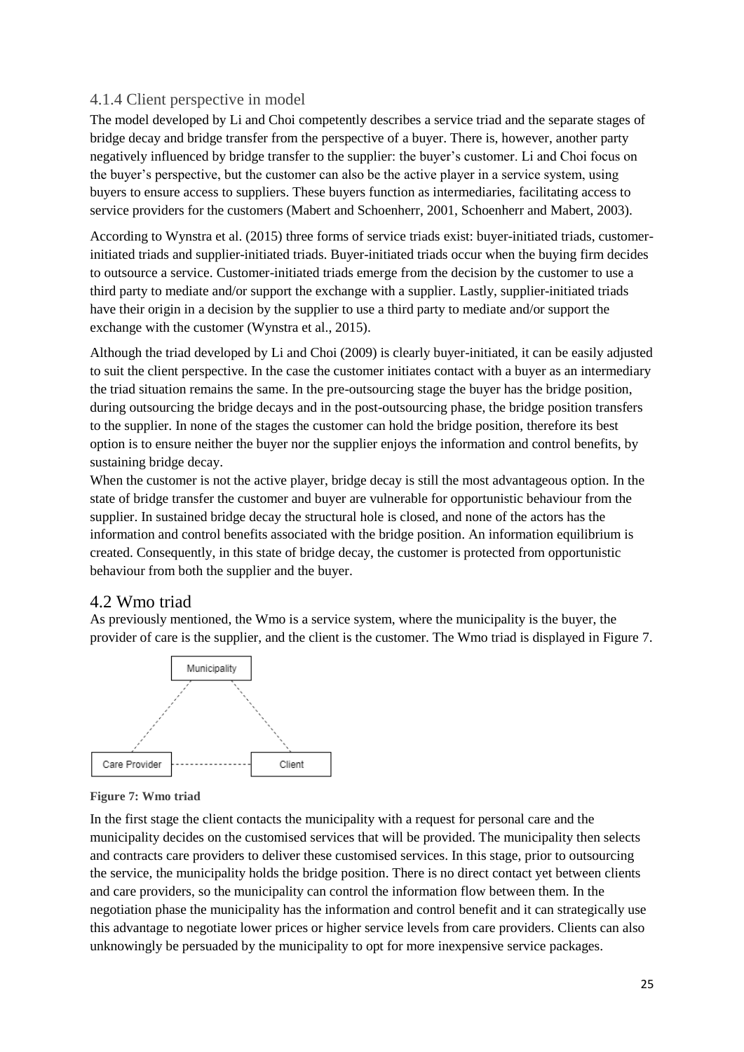### 4.1.4 Client perspective in model

The model developed by Li and Choi competently describes a service triad and the separate stages of bridge decay and bridge transfer from the perspective of a buyer. There is, however, another party negatively influenced by bridge transfer to the supplier: the buyer's customer. Li and Choi focus on the buyer's perspective, but the customer can also be the active player in a service system, using buyers to ensure access to suppliers. These buyers function as intermediaries, facilitating access to service providers for the customers (Mabert and Schoenherr, 2001, Schoenherr and Mabert, 2003).

According to Wynstra et al. (2015) three forms of service triads exist: buyer-initiated triads, customer-initiated triads and supplier-initiated triads. Buyer-initiated triads occur when the buying firm decides to outsource a service. Customer-initiated triads emerge from the decision by the customer to use a third party to mediate and/or support the exchange with a supplier. Lastly, supplier-initiated triads have their origin in a decision by the supplier to use a third party to mediate and/or support the exchange with the customer (Wynstra et al., 2015).

Although the triad developed by Li and Choi (2009) is clearly buyer-initiated, it can be easily adjusted to suit the client perspective. In the case the customer initiates contact with a buyer as an intermediary the triad situation remains the same. In the pre-outsourcing stage the buyer has the bridge position, during outsourcing the bridge decays and in the post-outsourcing phase, the bridge position transfers to the supplier. In none of the stages the customer can hold the bridge position, therefore its best option is to ensure neither the buyer nor the supplier enjoys the information and control benefits, by sustaining bridge decay.

When the customer is not the active player, bridge decay is still the most advantageous option. In the state of bridge transfer the customer and buyer are vulnerable for opportunistic behaviour from the supplier. In sustained bridge decay the structural hole is closed, and none of the actors has the information and control benefits associated with the bridge position. An information equilibrium is created. Consequently, in this state of bridge decay, the customer is protected from opportunistic behaviour from both the supplier and the buyer.

## 4.2 Wmo triad

As previously mentioned, the Wmo is a service system, where the municipality is the buyer, the provider of care is the supplier, and the client is the customer. The Wmo triad is displayed in Figure 7.

Municipality

Care Provider — Client

**Figure 7: Wmo triad**

In the first stage the client contacts the municipality with a request for personal care and the municipality decides on the customised services that will be provided. The municipality then selects and contracts care providers to deliver these customised services. In this stage, prior to outsourcing the service, the municipality holds the bridge position. There is no direct contact yet between clients and care providers, so the municipality can control the information flow between them. In the negotiation phase the municipality has the information and control benefit and it can strategically use this advantage to negotiate lower prices or higher service levels from care providers. Clients can also unknowingly be persuaded by the municipality to opt for more inexpensive service packages.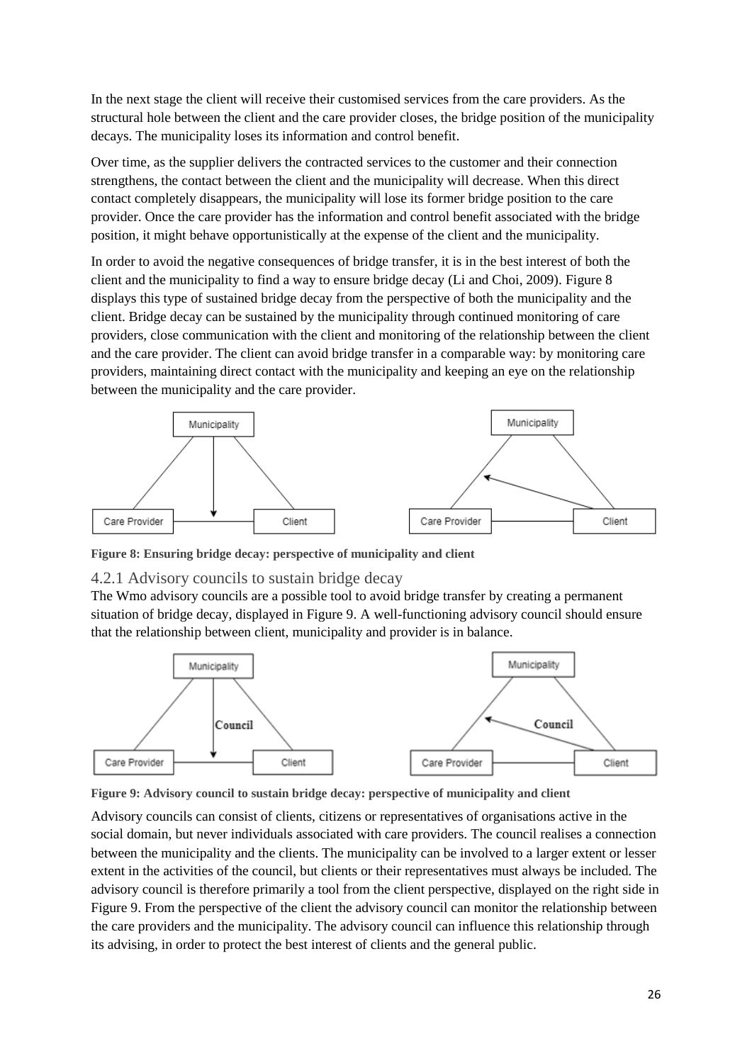In the next stage the client will receive their customised services from the care providers. As the structural hole between the client and the care provider closes, the bridge position of the municipality decays. The municipality loses its information and control benefit.

Over time, as the supplier delivers the contracted services to the customer and their connection strengthens, the contact between the client and the municipality will decrease. When this direct contact completely disappears, the municipality will lose its former bridge position to the care provider. Once the care provider has the information and control benefit associated with the bridge position, it might behave opportunistically at the expense of the client and the municipality.

In order to avoid the negative consequences of bridge transfer, it is in the best interest of both the client and the municipality to find a way to ensure bridge decay (Li and Choi, 2009). Figure 8 displays this type of sustained bridge decay from the perspective of both the municipality and the client. Bridge decay can be sustained by the municipality through continued monitoring of care providers, close communication with the client and monitoring of the relationship between the client and the care provider. The client can avoid bridge transfer in a comparable way: by monitoring care providers, maintaining direct contact with the municipality and keeping an eye on the relationship between the municipality and the care provider.

**Figure 8: Ensuring bridge decay: perspective of municipality and client**

### 4.2.1 Advisory councils to sustain bridge decay

The Wmo advisory councils are a possible tool to avoid bridge transfer by creating a permanent situation of bridge decay, displayed in Figure 9. A well-functioning advisory council should ensure that the relationship between client, municipality and provider is in balance.

**Figure 9: Advisory council to sustain bridge decay: perspective of municipality and client**

Advisory councils can consist of clients, citizens or representatives of organisations active in the social domain, but never individuals associated with care providers. The council realises a connection between the municipality and the clients. The municipality can be involved to a larger extent or lesser extent in the activities of the council, but clients or their representatives must always be included. The advisory council is therefore primarily a tool from the client perspective, displayed on the right side in Figure 9. From the perspective of the client the advisory council can monitor the relationship between the care providers and the municipality. The advisory council can influence this relationship through its advising, in order to protect the best interest of clients and the general public.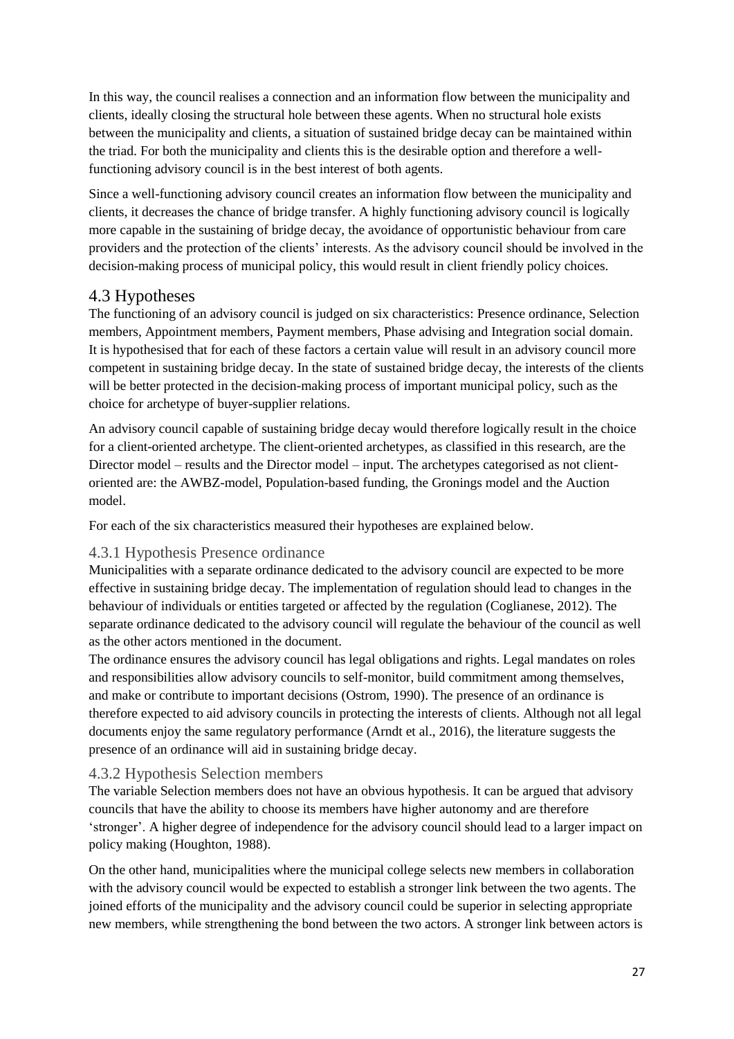In this way, the council realises a connection and an information flow between the municipality and clients, ideally closing the structural hole between these agents. When no structural hole exists between the municipality and clients, a situation of sustained bridge decay can be maintained within the triad. For both the municipality and clients this is the desirable option and therefore a well-functioning advisory council is in the best interest of both agents.

Since a well-functioning advisory council creates an information flow between the municipality and clients, it decreases the chance of bridge transfer. A highly functioning advisory council is logically more capable in the sustaining of bridge decay, the avoidance of opportunistic behaviour from care providers and the protection of the clients' interests. As the advisory council should be involved in the decision-making process of municipal policy, this would result in client friendly policy choices.

## 4.3 Hypotheses

The functioning of an advisory council is judged on six characteristics: Presence ordinance, Selection members, Appointment members, Payment members, Phase advising and Integration social domain. It is hypothesised that for each of these factors a certain value will result in an advisory council more competent in sustaining bridge decay. In the state of sustained bridge decay, the interests of the clients will be better protected in the decision-making process of important municipal policy, such as the choice for archetype of buyer-supplier relations.

An advisory council capable of sustaining bridge decay would therefore logically result in the choice for a client-oriented archetype. The client-oriented archetypes, as classified in this research, are the Director model – results and the Director model – input. The archetypes categorised as not client-oriented are: the AWBZ-model, Population-based funding, the Gronings model and the Auction model.

For each of the six characteristics measured their hypotheses are explained below.

### 4.3.1 Hypothesis Presence ordinance

Municipalities with a separate ordinance dedicated to the advisory council are expected to be more effective in sustaining bridge decay. The implementation of regulation should lead to changes in the behaviour of individuals or entities targeted or affected by the regulation (Coglianese, 2012). The separate ordinance dedicated to the advisory council will regulate the behaviour of the council as well as the other actors mentioned in the document.

The ordinance ensures the advisory council has legal obligations and rights. Legal mandates on roles and responsibilities allow advisory councils to self-monitor, build commitment among themselves, and make or contribute to important decisions (Ostrom, 1990). The presence of an ordinance is therefore expected to aid advisory councils in protecting the interests of clients. Although not all legal documents enjoy the same regulatory performance (Arndt et al., 2016), the literature suggests the presence of an ordinance will aid in sustaining bridge decay.

### 4.3.2 Hypothesis Selection members

The variable Selection members does not have an obvious hypothesis. It can be argued that advisory councils that have the ability to choose its members have higher autonomy and are therefore 'stronger'. A higher degree of independence for the advisory council should lead to a larger impact on policy making (Houghton, 1988).

On the other hand, municipalities where the municipal college selects new members in collaboration with the advisory council would be expected to establish a stronger link between the two agents. The joined efforts of the municipality and the advisory council could be superior in selecting appropriate new members, while strengthening the bond between the two actors. A stronger link between actors is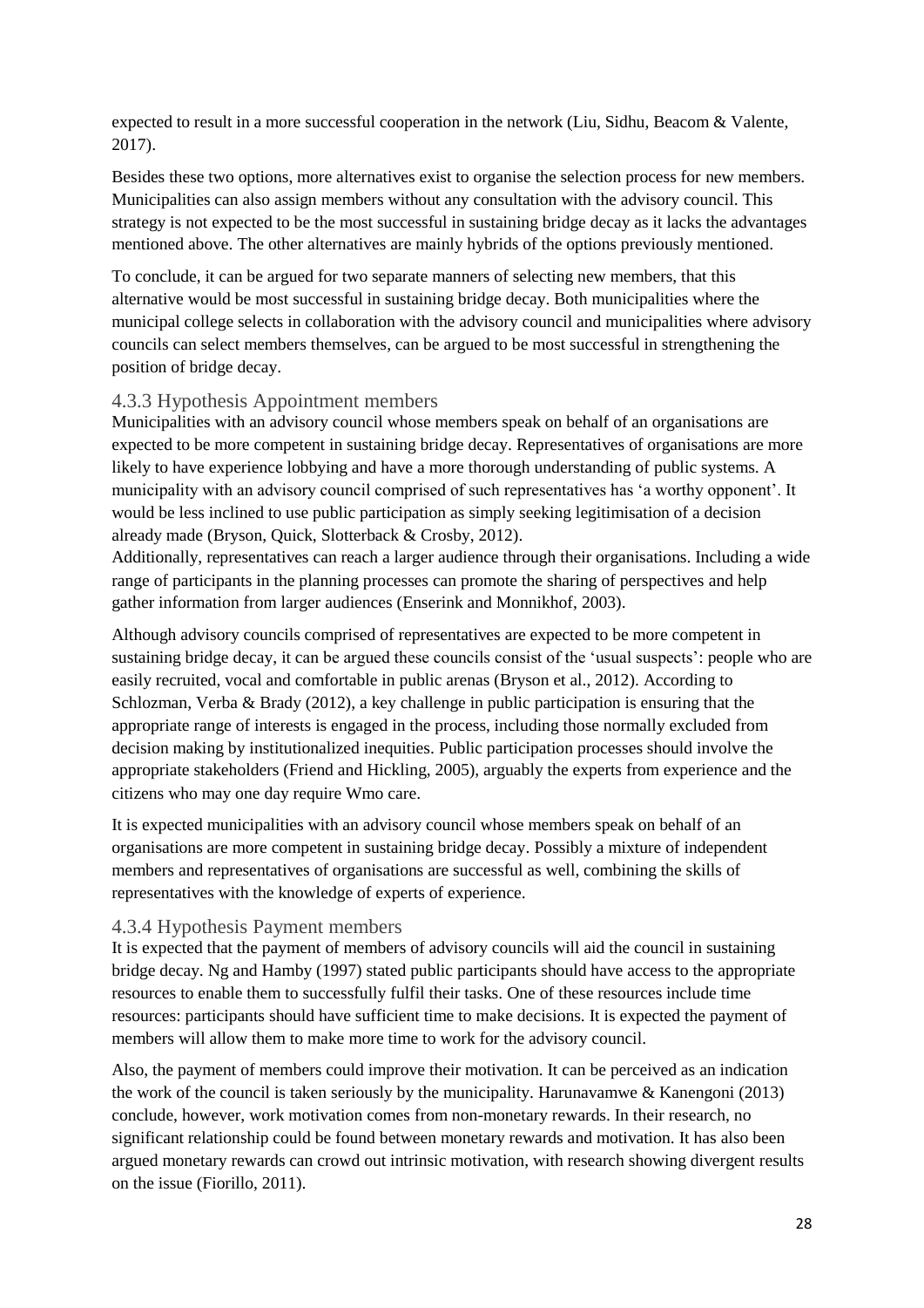expected to result in a more successful cooperation in the network (Liu, Sidhu, Beacom & Valente, 2017).

Besides these two options, more alternatives exist to organise the selection process for new members. Municipalities can also assign members without any consultation with the advisory council. This strategy is not expected to be the most successful in sustaining bridge decay as it lacks the advantages mentioned above. The other alternatives are mainly hybrids of the options previously mentioned.

To conclude, it can be argued for two separate manners of selecting new members, that this alternative would be most successful in sustaining bridge decay. Both municipalities where the municipal college selects in collaboration with the advisory council and municipalities where advisory councils can select members themselves, can be argued to be most successful in strengthening the position of bridge decay.

### 4.3.3 Hypothesis Appointment members

Municipalities with an advisory council whose members speak on behalf of an organisations are expected to be more competent in sustaining bridge decay. Representatives of organisations are more likely to have experience lobbying and have a more thorough understanding of public systems. A municipality with an advisory council comprised of such representatives has 'a worthy opponent'. It would be less inclined to use public participation as simply seeking legitimisation of a decision already made (Bryson, Quick, Slotterback & Crosby, 2012).
Additionally, representatives can reach a larger audience through their organisations. Including a wide range of participants in the planning processes can promote the sharing of perspectives and help gather information from larger audiences (Enserink and Monnikhof, 2003).

Although advisory councils comprised of representatives are expected to be more competent in sustaining bridge decay, it can be argued these councils consist of the 'usual suspects': people who are easily recruited, vocal and comfortable in public arenas (Bryson et al., 2012). According to Schlozman, Verba & Brady (2012), a key challenge in public participation is ensuring that the appropriate range of interests is engaged in the process, including those normally excluded from decision making by institutionalized inequities. Public participation processes should involve the appropriate stakeholders (Friend and Hickling, 2005), arguably the experts from experience and the citizens who may one day require Wmo care.

It is expected municipalities with an advisory council whose members speak on behalf of an organisations are more competent in sustaining bridge decay. Possibly a mixture of independent members and representatives of organisations are successful as well, combining the skills of representatives with the knowledge of experts of experience.

### 4.3.4 Hypothesis Payment members

It is expected that the payment of members of advisory councils will aid the council in sustaining bridge decay. Ng and Hamby (1997) stated public participants should have access to the appropriate resources to enable them to successfully fulfil their tasks. One of these resources include time resources: participants should have sufficient time to make decisions. It is expected the payment of members will allow them to make more time to work for the advisory council.

Also, the payment of members could improve their motivation. It can be perceived as an indication the work of the council is taken seriously by the municipality. Harunavamwe & Kanengoni (2013) conclude, however, work motivation comes from non-monetary rewards. In their research, no significant relationship could be found between monetary rewards and motivation. It has also been argued monetary rewards can crowd out intrinsic motivation, with research showing divergent results on the issue (Fiorillo, 2011).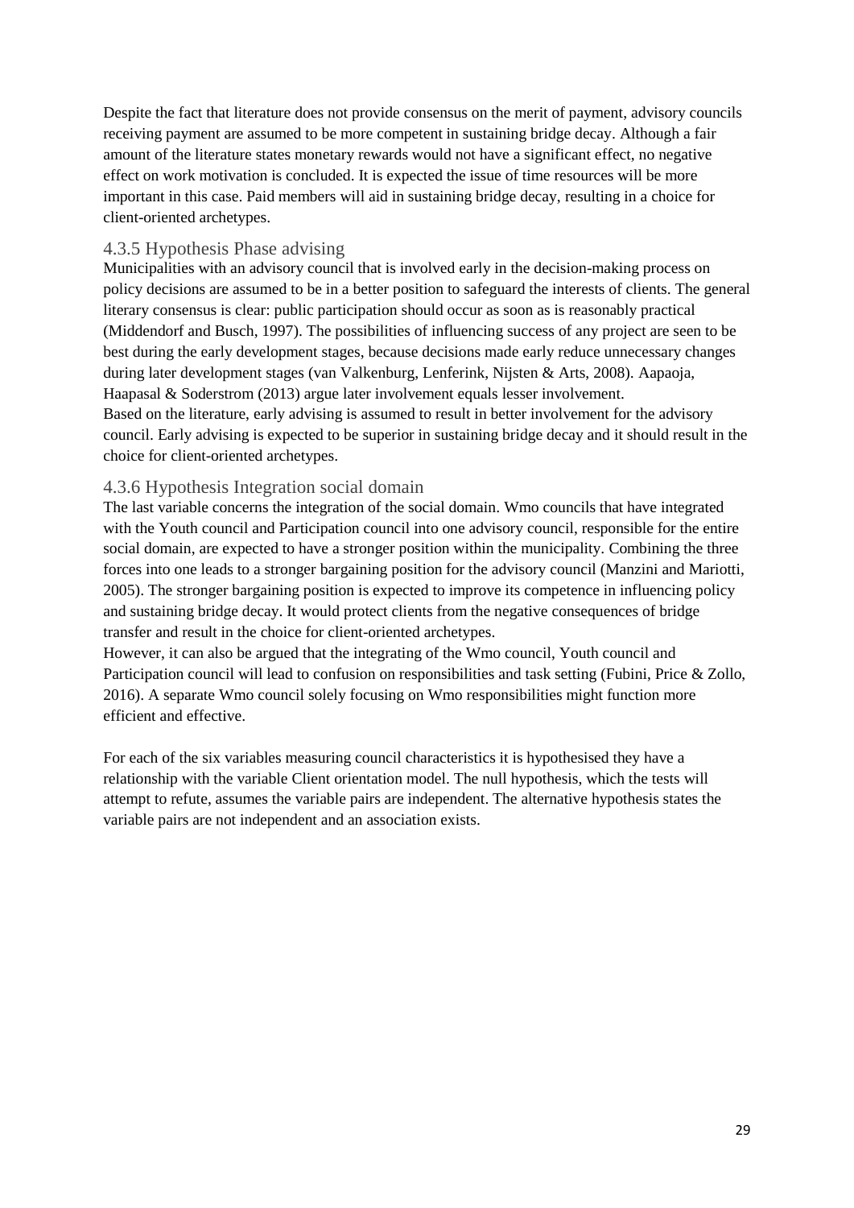Despite the fact that literature does not provide consensus on the merit of payment, advisory councils receiving payment are assumed to be more competent in sustaining bridge decay. Although a fair amount of the literature states monetary rewards would not have a significant effect, no negative effect on work motivation is concluded. It is expected the issue of time resources will be more important in this case. Paid members will aid in sustaining bridge decay, resulting in a choice for client-oriented archetypes.

### 4.3.5 Hypothesis Phase advising

Municipalities with an advisory council that is involved early in the decision-making process on policy decisions are assumed to be in a better position to safeguard the interests of clients. The general literary consensus is clear: public participation should occur as soon as is reasonably practical (Middendorf and Busch, 1997). The possibilities of influencing success of any project are seen to be best during the early development stages, because decisions made early reduce unnecessary changes during later development stages (van Valkenburg, Lenferink, Nijsten & Arts, 2008). Aapaoja, Haapasal & Soderstrom (2013) argue later involvement equals lesser involvement.
Based on the literature, early advising is assumed to result in better involvement for the advisory council. Early advising is expected to be superior in sustaining bridge decay and it should result in the choice for client-oriented archetypes.

### 4.3.6 Hypothesis Integration social domain

The last variable concerns the integration of the social domain. Wmo councils that have integrated with the Youth council and Participation council into one advisory council, responsible for the entire social domain, are expected to have a stronger position within the municipality. Combining the three forces into one leads to a stronger bargaining position for the advisory council (Manzini and Mariotti, 2005). The stronger bargaining position is expected to improve its competence in influencing policy and sustaining bridge decay. It would protect clients from the negative consequences of bridge transfer and result in the choice for client-oriented archetypes.
However, it can also be argued that the integrating of the Wmo council, Youth council and Participation council will lead to confusion on responsibilities and task setting (Fubini, Price & Zollo, 2016). A separate Wmo council solely focusing on Wmo responsibilities might function more efficient and effective.

For each of the six variables measuring council characteristics it is hypothesised they have a relationship with the variable Client orientation model. The null hypothesis, which the tests will attempt to refute, assumes the variable pairs are independent. The alternative hypothesis states the variable pairs are not independent and an association exists.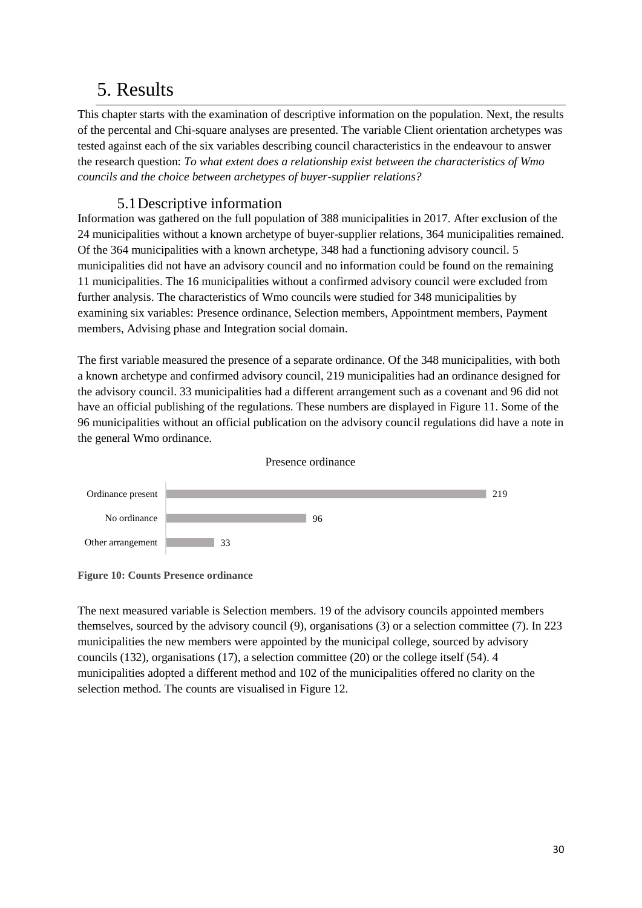# 5. Results

This chapter starts with the examination of descriptive information on the population. Next, the results of the percental and Chi-square analyses are presented. The variable Client orientation archetypes was tested against each of the six variables describing council characteristics in the endeavour to answer the research question: *To what extent does a relationship exist between the characteristics of Wmo councils and the choice between archetypes of buyer-supplier relations?*

## 5.1 Descriptive information

Information was gathered on the full population of 388 municipalities in 2017. After exclusion of the 24 municipalities without a known archetype of buyer-supplier relations, 364 municipalities remained. Of the 364 municipalities with a known archetype, 348 had a functioning advisory council. 5 municipalities did not have an advisory council and no information could be found on the remaining 11 municipalities. The 16 municipalities without a confirmed advisory council were excluded from further analysis. The characteristics of Wmo councils were studied for 348 municipalities by examining six variables: Presence ordinance, Selection members, Appointment members, Payment members, Advising phase and Integration social domain.

The first variable measured the presence of a separate ordinance. Of the 348 municipalities, with both a known archetype and confirmed advisory council, 219 municipalities had an ordinance designed for the advisory council. 33 municipalities had a different arrangement such as a covenant and 96 did not have an official publishing of the regulations. These numbers are displayed in Figure 11. Some of the 96 municipalities without an official publication on the advisory council regulations did have a note in the general Wmo ordinance.

Presence ordinance

| Category | Count |
|---|---|
| Ordinance present | 219 |
| No ordinance | 96 |
| Other arrangement | 33 |

**Figure 10: Counts Presence ordinance**

The next measured variable is Selection members. 19 of the advisory councils appointed members themselves, sourced by the advisory council (9), organisations (3) or a selection committee (7). In 223 municipalities the new members were appointed by the municipal college, sourced by advisory councils (132), organisations (17), a selection committee (20) or the college itself (54). 4 municipalities adopted a different method and 102 of the municipalities offered no clarity on the selection method. The counts are visualised in Figure 12.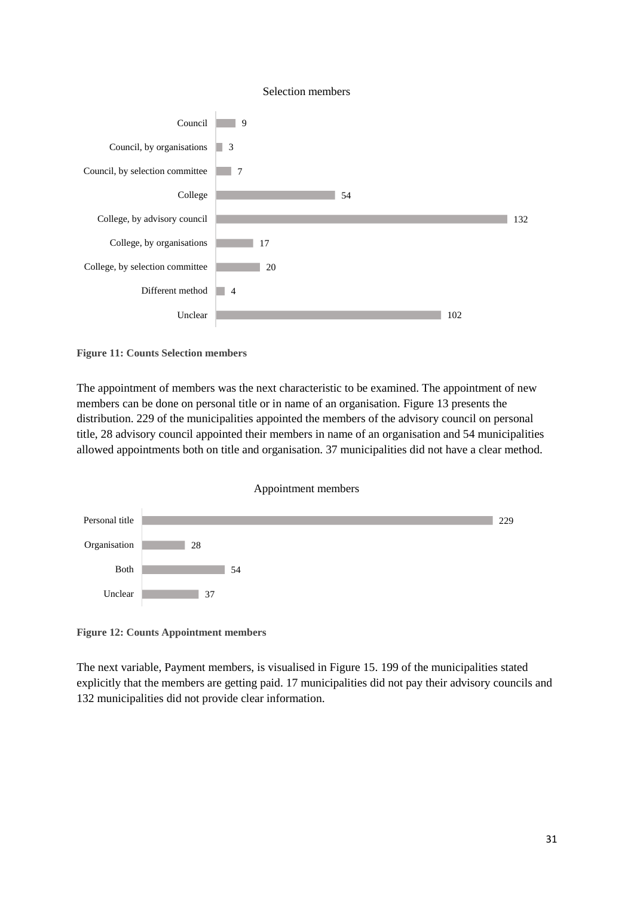Selection members

| Category | Count |
| --- | --- |
| Council | 9 |
| Council, by organisations | 3 |
| Council, by selection committee | 7 |
| College | 54 |
| College, by advisory council | 132 |
| College, by organisations | 17 |
| College, by selection committee | 20 |
| Different method | 4 |
| Unclear | 102 |

**Figure 11: Counts Selection members**

The appointment of members was the next characteristic to be examined. The appointment of new members can be done on personal title or in name of an organisation. Figure 13 presents the distribution. 229 of the municipalities appointed the members of the advisory council on personal title, 28 advisory council appointed their members in name of an organisation and 54 municipalities allowed appointments both on title and organisation. 37 municipalities did not have a clear method.

Appointment members

| Category | Count |
| --- | --- |
| Personal title | 229 |
| Organisation | 28 |
| Both | 54 |
| Unclear | 37 |

**Figure 12: Counts Appointment members**

The next variable, Payment members, is visualised in Figure 15. 199 of the municipalities stated explicitly that the members are getting paid. 17 municipalities did not pay their advisory councils and 132 municipalities did not provide clear information.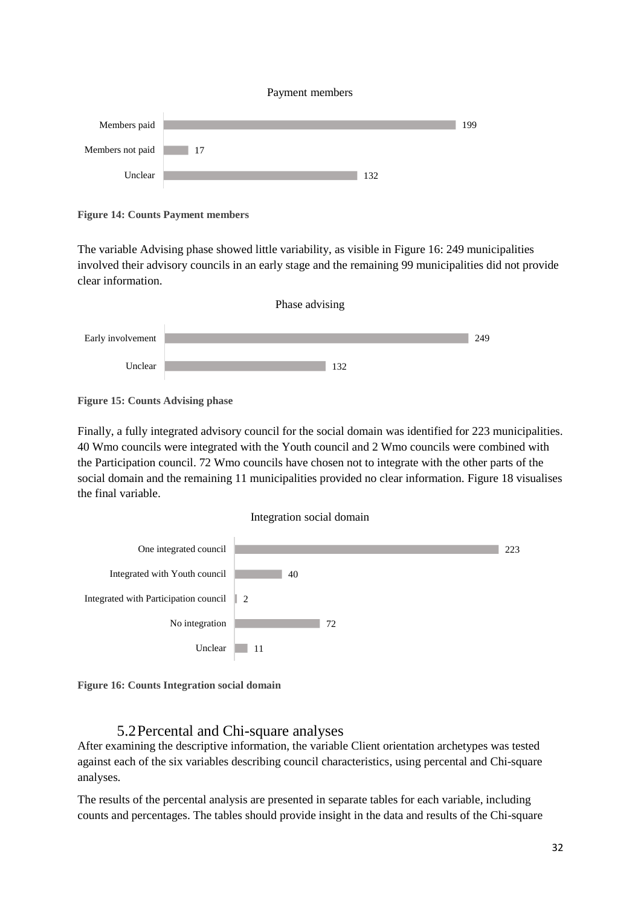Payment members

| Category | Count |
|---|---|
| Members paid | 199 |
| Members not paid | 17 |
| Unclear | 132 |

**Figure 14: Counts Payment members**

The variable Advising phase showed little variability, as visible in Figure 16: 249 municipalities involved their advisory councils in an early stage and the remaining 99 municipalities did not provide clear information.

Phase advising

| Category | Count |
|---|---|
| Early involvement | 249 |
| Unclear | 132 |

**Figure 15: Counts Advising phase**

Finally, a fully integrated advisory council for the social domain was identified for 223 municipalities. 40 Wmo councils were integrated with the Youth council and 2 Wmo councils were combined with the Participation council. 72 Wmo councils have chosen not to integrate with the other parts of the social domain and the remaining 11 municipalities provided no clear information. Figure 18 visualises the final variable.

Integration social domain

| Category | Count |
|---|---|
| One integrated council | 223 |
| Integrated with Youth council | 40 |
| Integrated with Participation council | 2 |
| No integration | 72 |
| Unclear | 11 |

**Figure 16: Counts Integration social domain**

## 5.2 Percental and Chi-square analyses

After examining the descriptive information, the variable Client orientation archetypes was tested against each of the six variables describing council characteristics, using percental and Chi-square analyses.

The results of the percental analysis are presented in separate tables for each variable, including counts and percentages. The tables should provide insight in the data and results of the Chi-square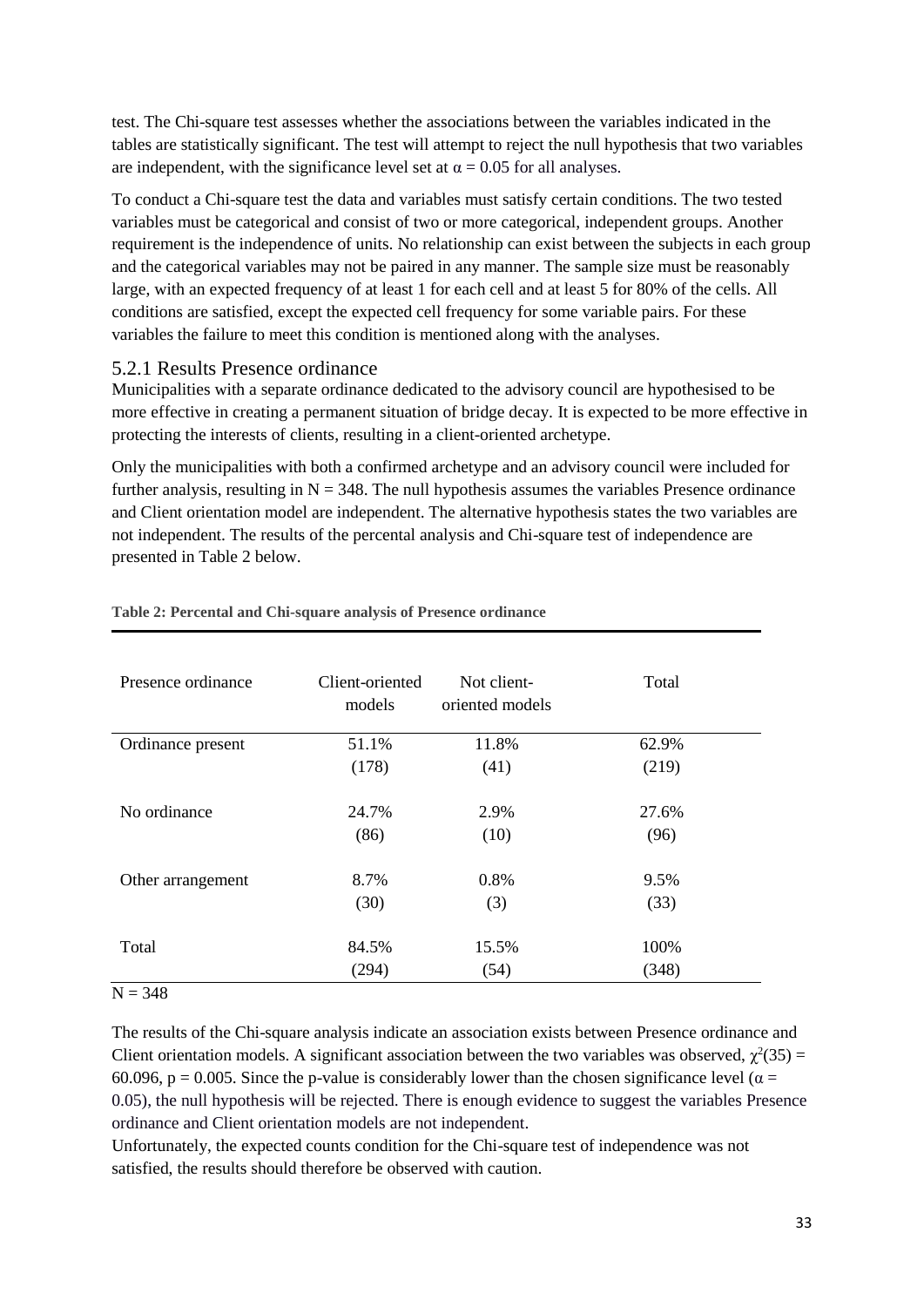test. The Chi-square test assesses whether the associations between the variables indicated in the tables are statistically significant. The test will attempt to reject the null hypothesis that two variables are independent, with the significance level set at $\alpha = 0.05$ for all analyses.

To conduct a Chi-square test the data and variables must satisfy certain conditions. The two tested variables must be categorical and consist of two or more categorical, independent groups. Another requirement is the independence of units. No relationship can exist between the subjects in each group and the categorical variables may not be paired in any manner. The sample size must be reasonably large, with an expected frequency of at least 1 for each cell and at least 5 for 80% of the cells. All conditions are satisfied, except the expected cell frequency for some variable pairs. For these variables the failure to meet this condition is mentioned along with the analyses.

### 5.2.1 Results Presence ordinance

Municipalities with a separate ordinance dedicated to the advisory council are hypothesised to be more effective in creating a permanent situation of bridge decay. It is expected to be more effective in protecting the interests of clients, resulting in a client-oriented archetype.

Only the municipalities with both a confirmed archetype and an advisory council were included for further analysis, resulting in N = 348. The null hypothesis assumes the variables Presence ordinance and Client orientation model are independent. The alternative hypothesis states the two variables are not independent. The results of the percental analysis and Chi-square test of independence are presented in Table 2 below.

**Table 2: Percental and Chi-square analysis of Presence ordinance**

| Presence ordinance | Client-oriented models | Not client-oriented models | Total |
|---|---|---|---|
| Ordinance present | 51.1% (178) | 11.8% (41) | 62.9% (219) |
| No ordinance | 24.7% (86) | 2.9% (10) | 27.6% (96) |
| Other arrangement | 8.7% (30) | 0.8% (3) | 9.5% (33) |
| Total | 84.5% (294) | 15.5% (54) | 100% (348) |

N = 348

The results of the Chi-square analysis indicate an association exists between Presence ordinance and Client orientation models. A significant association between the two variables was observed, $\chi^2(35) = 60.096$, $p = 0.005$. Since the p-value is considerably lower than the chosen significance level ($\alpha = 0.05$), the null hypothesis will be rejected. There is enough evidence to suggest the variables Presence ordinance and Client orientation models are not independent.
Unfortunately, the expected counts condition for the Chi-square test of independence was not satisfied, the results should therefore be observed with caution.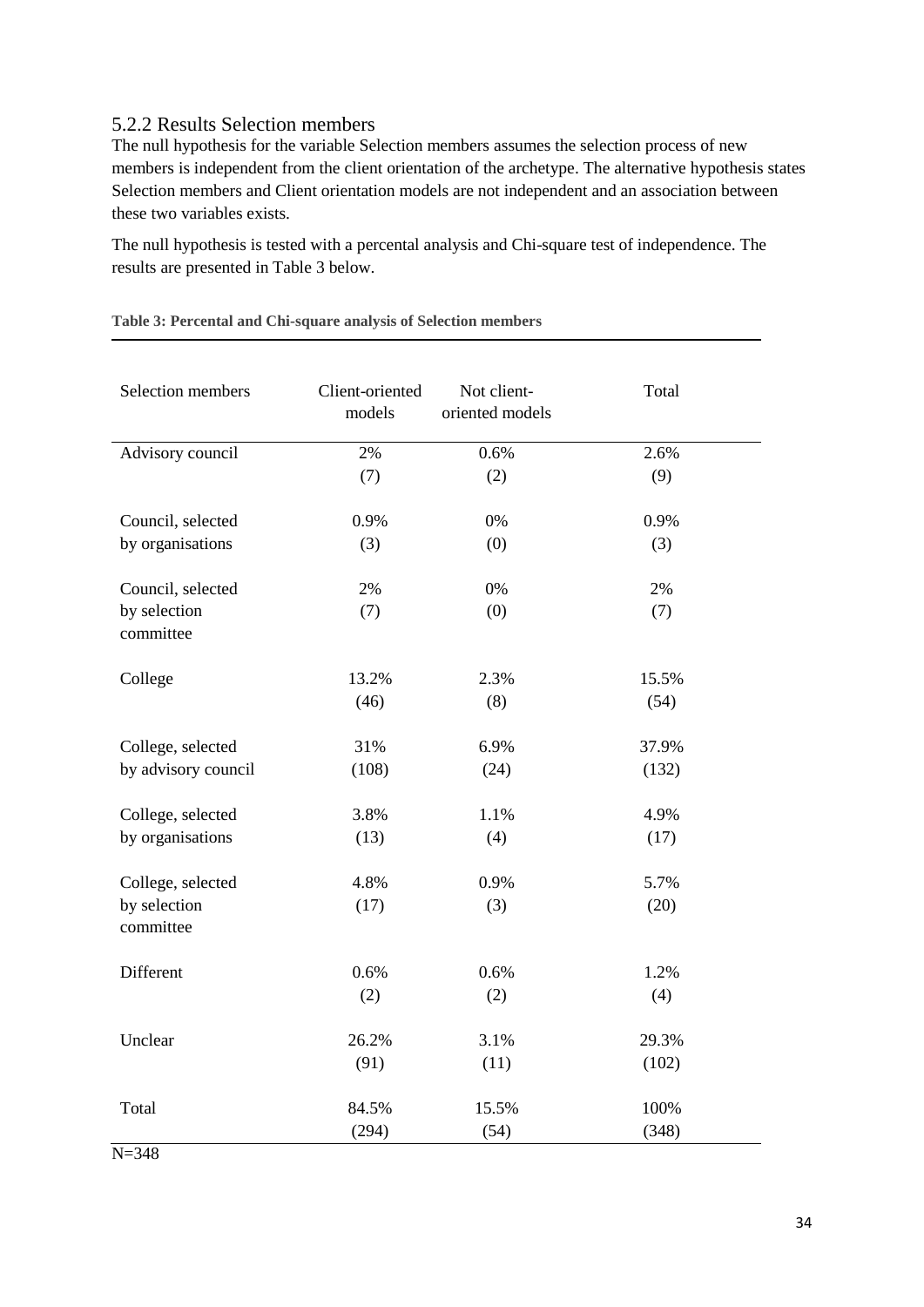### 5.2.2 Results Selection members

The null hypothesis for the variable Selection members assumes the selection process of new members is independent from the client orientation of the archetype. The alternative hypothesis states Selection members and Client orientation models are not independent and an association between these two variables exists.

The null hypothesis is tested with a percental analysis and Chi-square test of independence. The results are presented in Table 3 below.

**Table 3: Percental and Chi-square analysis of Selection members**

| Selection members | Client-oriented models | Not client-oriented models | Total |
|---|---|---|---|
| Advisory council | 2% (7) | 0.6% (2) | 2.6% (9) |
| Council, selected by organisations | 0.9% (3) | 0% (0) | 0.9% (3) |
| Council, selected by selection committee | 2% (7) | 0% (0) | 2% (7) |
| College | 13.2% (46) | 2.3% (8) | 15.5% (54) |
| College, selected by advisory council | 31% (108) | 6.9% (24) | 37.9% (132) |
| College, selected by organisations | 3.8% (13) | 1.1% (4) | 4.9% (17) |
| College, selected by selection committee | 4.8% (17) | 0.9% (3) | 5.7% (20) |
| Different | 0.6% (2) | 0.6% (2) | 1.2% (4) |
| Unclear | 26.2% (91) | 3.1% (11) | 29.3% (102) |
| Total | 84.5% (294) | 15.5% (54) | 100% (348) |

N=348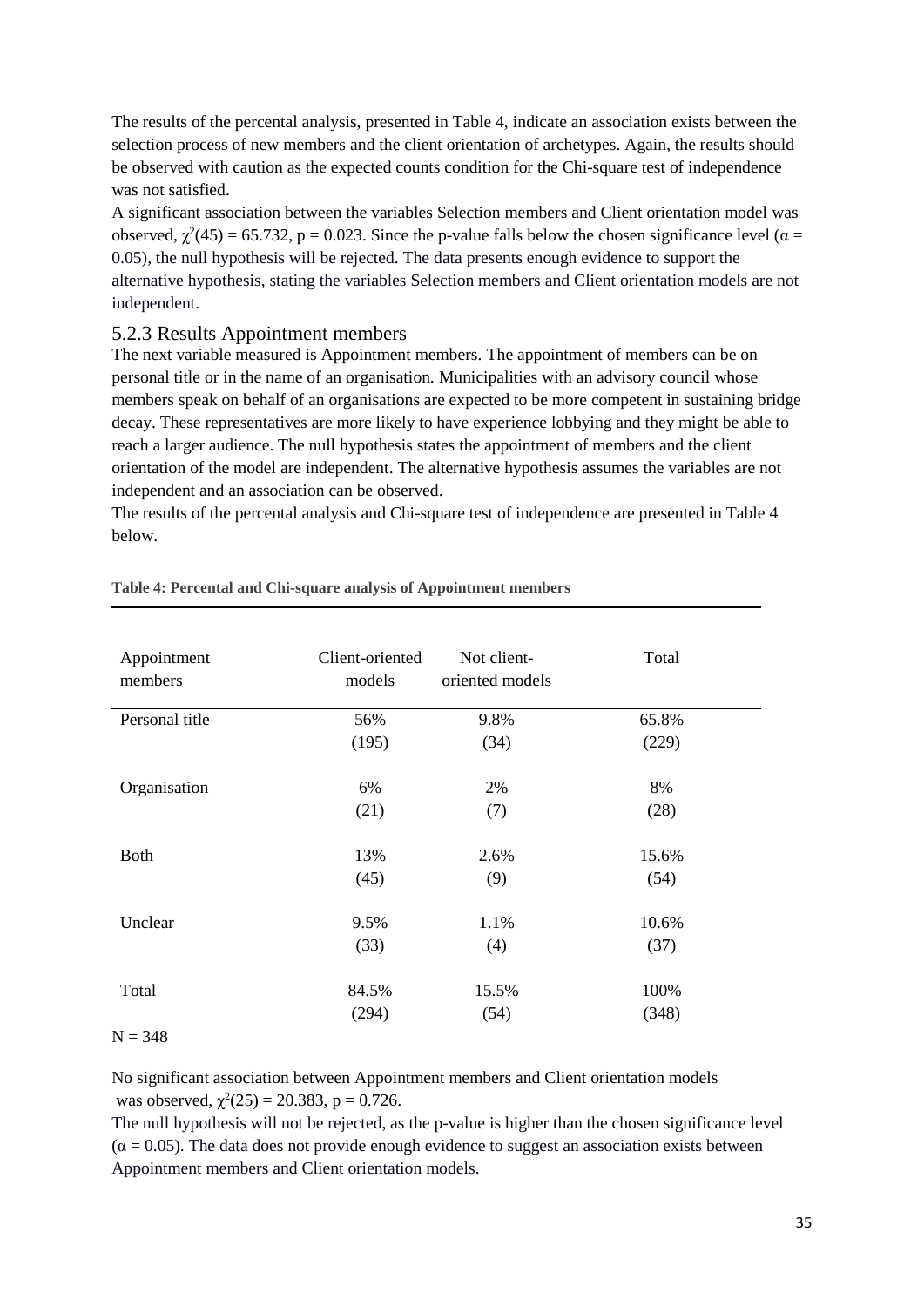The results of the percental analysis, presented in Table 4, indicate an association exists between the selection process of new members and the client orientation of archetypes. Again, the results should be observed with caution as the expected counts condition for the Chi-square test of independence was not satisfied.

A significant association between the variables Selection members and Client orientation model was observed, $\chi^2(45) = 65.732$, $p = 0.023$. Since the p-value falls below the chosen significance level ($\alpha = 0.05$), the null hypothesis will be rejected. The data presents enough evidence to support the alternative hypothesis, stating the variables Selection members and Client orientation models are not independent.

### 5.2.3 Results Appointment members

The next variable measured is Appointment members. The appointment of members can be on personal title or in the name of an organisation. Municipalities with an advisory council whose members speak on behalf of an organisations are expected to be more competent in sustaining bridge decay. These representatives are more likely to have experience lobbying and they might be able to reach a larger audience. The null hypothesis states the appointment of members and the client orientation of the model are independent. The alternative hypothesis assumes the variables are not independent and an association can be observed.

The results of the percental analysis and Chi-square test of independence are presented in Table 4 below.

**Table 4: Percental and Chi-square analysis of Appointment members**

| Appointment members | Client-oriented models | Not client-oriented models | Total |
|---|---|---|---|
| Personal title | 56% (195) | 9.8% (34) | 65.8% (229) |
| Organisation | 6% (21) | 2% (7) | 8% (28) |
| Both | 13% (45) | 2.6% (9) | 15.6% (54) |
| Unclear | 9.5% (33) | 1.1% (4) | 10.6% (37) |
| Total | 84.5% (294) | 15.5% (54) | 100% (348) |

N = 348

No significant association between Appointment members and Client orientation models was observed, $\chi^2(25) = 20.383$, $p = 0.726$.

The null hypothesis will not be rejected, as the p-value is higher than the chosen significance level ($\alpha = 0.05$). The data does not provide enough evidence to suggest an association exists between Appointment members and Client orientation models.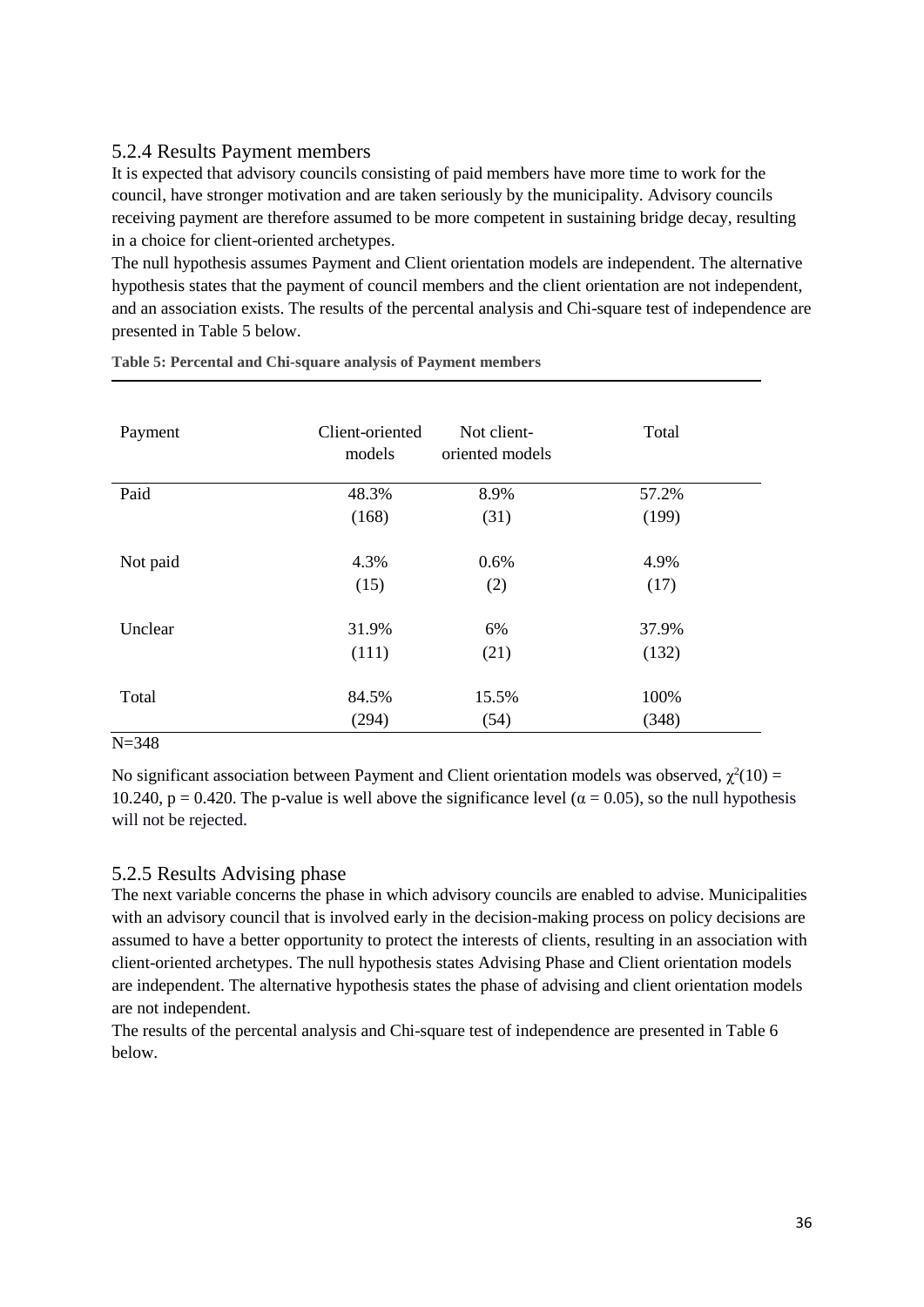### 5.2.4 Results Payment members

It is expected that advisory councils consisting of paid members have more time to work for the council, have stronger motivation and are taken seriously by the municipality. Advisory councils receiving payment are therefore assumed to be more competent in sustaining bridge decay, resulting in a choice for client-oriented archetypes.

The null hypothesis assumes Payment and Client orientation models are independent. The alternative hypothesis states that the payment of council members and the client orientation are not independent, and an association exists. The results of the percental analysis and Chi-square test of independence are presented in Table 5 below.

**Table 5: Percental and Chi-square analysis of Payment members**

| Payment | Client-oriented models | Not client-oriented models | Total |
|---|---|---|---|
| Paid | 48.3% (168) | 8.9% (31) | 57.2% (199) |
| Not paid | 4.3% (15) | 0.6% (2) | 4.9% (17) |
| Unclear | 31.9% (111) | 6% (21) | 37.9% (132) |
| Total | 84.5% (294) | 15.5% (54) | 100% (348) |

N=348

No significant association between Payment and Client orientation models was observed, $\chi^2(10) = 10.240$, $p = 0.420$. The p-value is well above the significance level ($\alpha = 0.05$), so the null hypothesis will not be rejected.

### 5.2.5 Results Advising phase

The next variable concerns the phase in which advisory councils are enabled to advise. Municipalities with an advisory council that is involved early in the decision-making process on policy decisions are assumed to have a better opportunity to protect the interests of clients, resulting in an association with client-oriented archetypes. The null hypothesis states Advising Phase and Client orientation models are independent. The alternative hypothesis states the phase of advising and client orientation models are not independent.

The results of the percental analysis and Chi-square test of independence are presented in Table 6 below.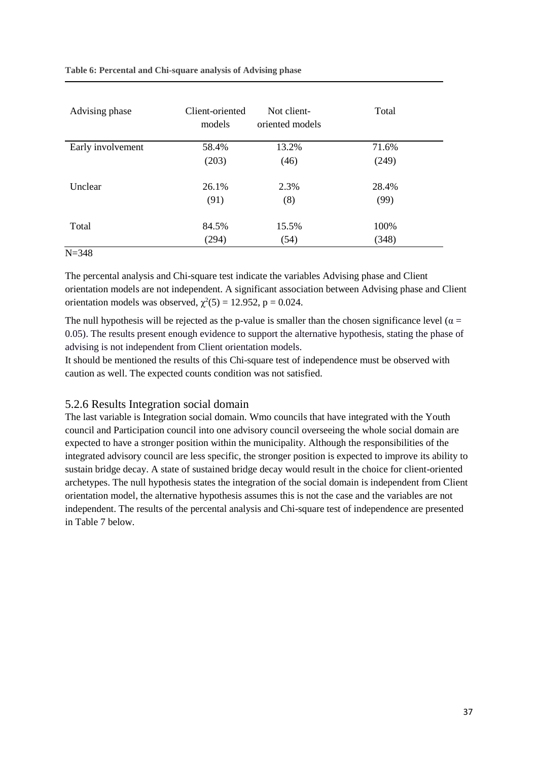**Table 6: Percental and Chi-square analysis of Advising phase**

| Advising phase | Client-oriented models | Not client-oriented models | Total |
|---|---|---|---|
| Early involvement | 58.4% (203) | 13.2% (46) | 71.6% (249) |
| Unclear | 26.1% (91) | 2.3% (8) | 28.4% (99) |
| Total | 84.5% (294) | 15.5% (54) | 100% (348) |

N=348

The percental analysis and Chi-square test indicate the variables Advising phase and Client orientation models are not independent. A significant association between Advising phase and Client orientation models was observed, $\chi^2(5) = 12.952$, $p = 0.024$.

The null hypothesis will be rejected as the p-value is smaller than the chosen significance level ($\alpha = 0.05$). The results present enough evidence to support the alternative hypothesis, stating the phase of advising is not independent from Client orientation models.
It should be mentioned the results of this Chi-square test of independence must be observed with caution as well. The expected counts condition was not satisfied.

### 5.2.6 Results Integration social domain

The last variable is Integration social domain. Wmo councils that have integrated with the Youth council and Participation council into one advisory council overseeing the whole social domain are expected to have a stronger position within the municipality. Although the responsibilities of the integrated advisory council are less specific, the stronger position is expected to improve its ability to sustain bridge decay. A state of sustained bridge decay would result in the choice for client-oriented archetypes. The null hypothesis states the integration of the social domain is independent from Client orientation model, the alternative hypothesis assumes this is not the case and the variables are not independent. The results of the percental analysis and Chi-square test of independence are presented in Table 7 below.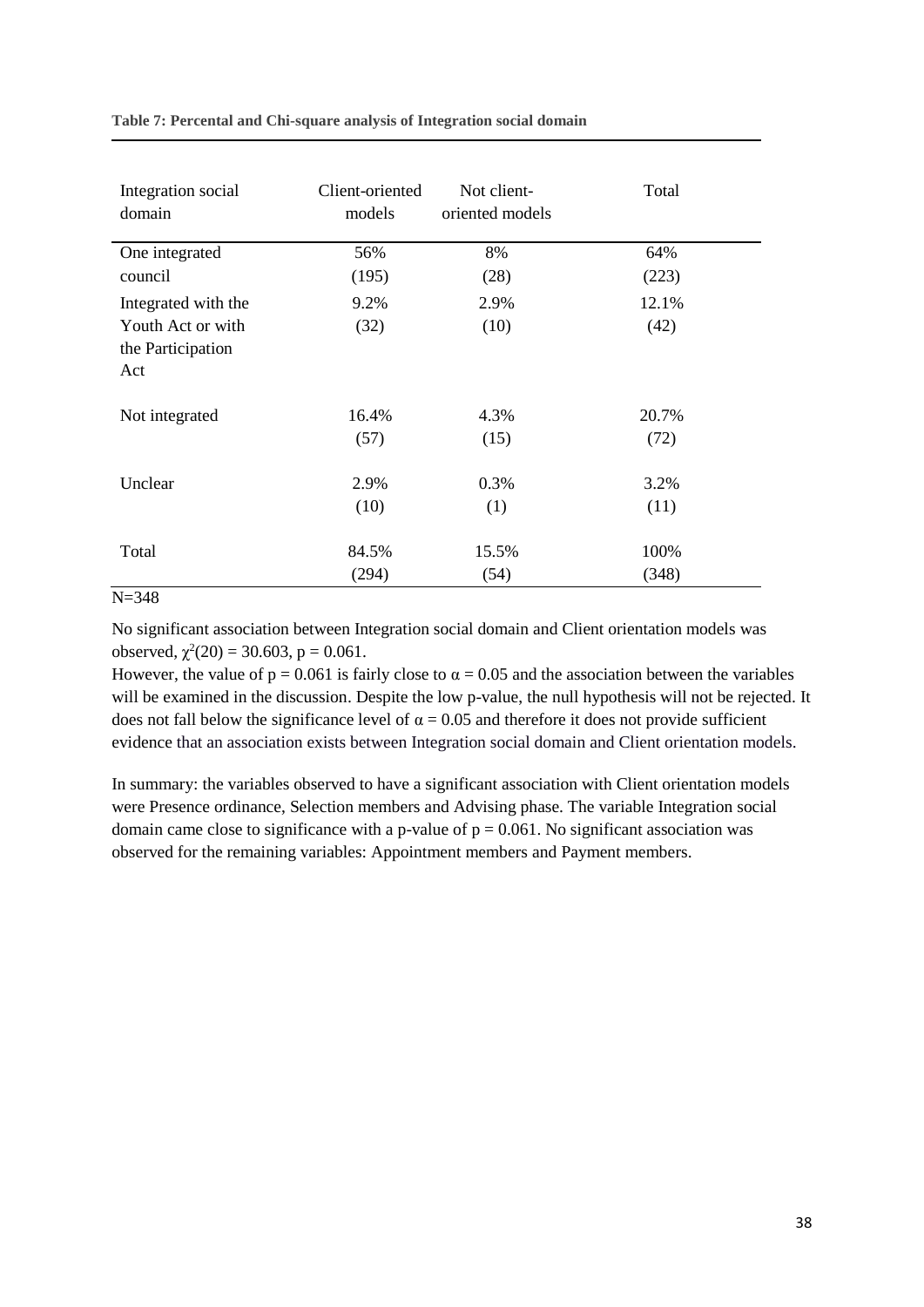**Table 7: Percental and Chi-square analysis of Integration social domain**

| Integration social domain | Client-oriented models | Not client-oriented models | Total |
|---|---|---|---|
| One integrated council | 56% (195) | 8% (28) | 64% (223) |
| Integrated with the Youth Act or with the Participation Act | 9.2% (32) | 2.9% (10) | 12.1% (42) |
| Not integrated | 16.4% (57) | 4.3% (15) | 20.7% (72) |
| Unclear | 2.9% (10) | 0.3% (1) | 3.2% (11) |
| Total | 84.5% (294) | 15.5% (54) | 100% (348) |

N=348

No significant association between Integration social domain and Client orientation models was observed, $\chi^2(20) = 30.603$, $p = 0.061$.

However, the value of $p = 0.061$ is fairly close to $\alpha = 0.05$ and the association between the variables will be examined in the discussion. Despite the low p-value, the null hypothesis will not be rejected. It does not fall below the significance level of $\alpha = 0.05$ and therefore it does not provide sufficient evidence that an association exists between Integration social domain and Client orientation models.

In summary: the variables observed to have a significant association with Client orientation models were Presence ordinance, Selection members and Advising phase. The variable Integration social domain came close to significance with a p-value of $p = 0.061$. No significant association was observed for the remaining variables: Appointment members and Payment members.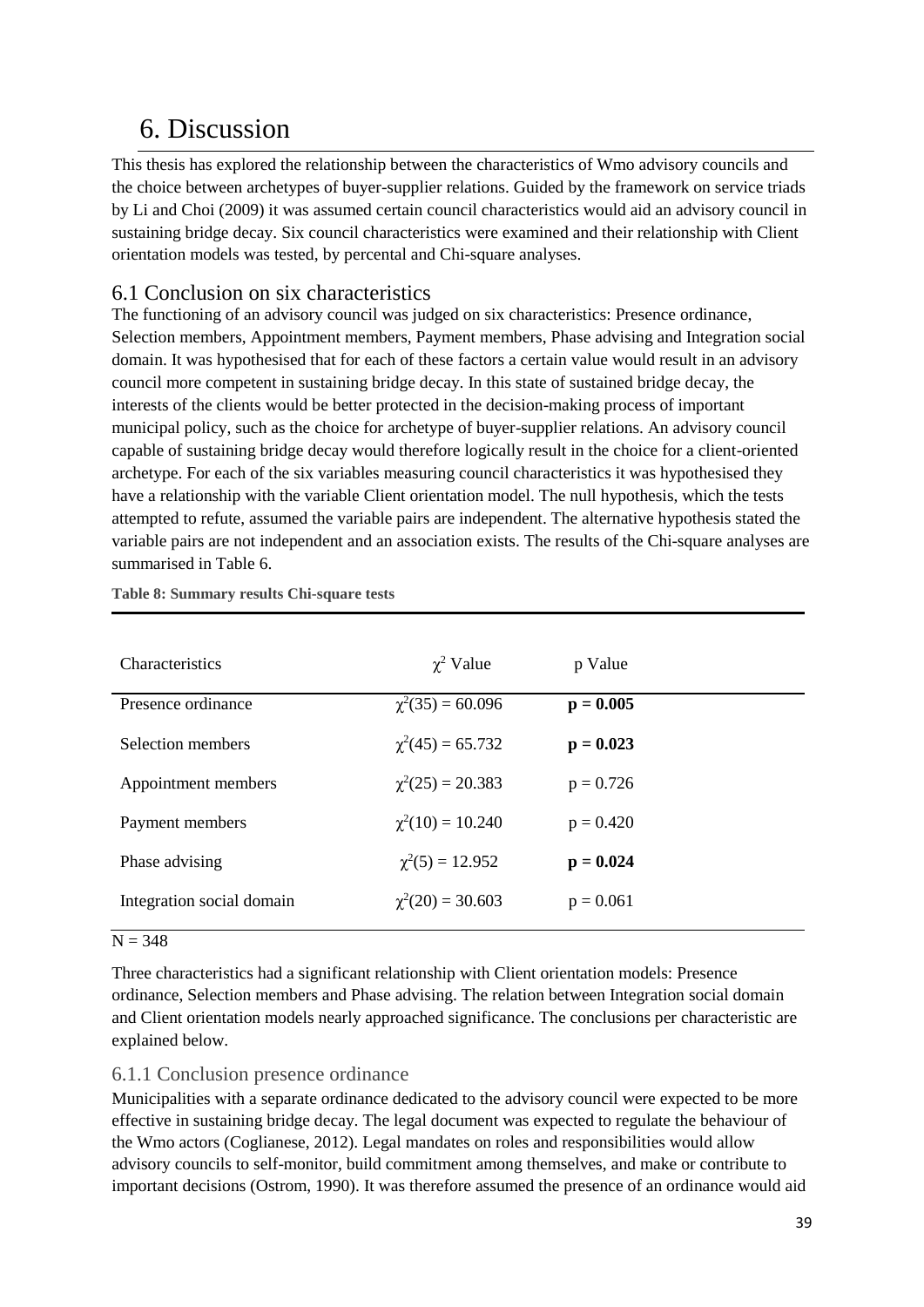# 6. Discussion

This thesis has explored the relationship between the characteristics of Wmo advisory councils and the choice between archetypes of buyer-supplier relations. Guided by the framework on service triads by Li and Choi (2009) it was assumed certain council characteristics would aid an advisory council in sustaining bridge decay. Six council characteristics were examined and their relationship with Client orientation models was tested, by percental and Chi-square analyses.

## 6.1 Conclusion on six characteristics

The functioning of an advisory council was judged on six characteristics: Presence ordinance, Selection members, Appointment members, Payment members, Phase advising and Integration social domain. It was hypothesised that for each of these factors a certain value would result in an advisory council more competent in sustaining bridge decay. In this state of sustained bridge decay, the interests of the clients would be better protected in the decision-making process of important municipal policy, such as the choice for archetype of buyer-supplier relations. An advisory council capable of sustaining bridge decay would therefore logically result in the choice for a client-oriented archetype. For each of the six variables measuring council characteristics it was hypothesised they have a relationship with the variable Client orientation model. The null hypothesis, which the tests attempted to refute, assumed the variable pairs are independent. The alternative hypothesis stated the variable pairs are not independent and an association exists. The results of the Chi-square analyses are summarised in Table 6.

**Table 8: Summary results Chi-square tests**

| Characteristics | $\chi^2$ Value | p Value |
|---|---|---|
| Presence ordinance | $\chi^2(35) = 60.096$ | **p = 0.005** |
| Selection members | $\chi^2(45) = 65.732$ | **p = 0.023** |
| Appointment members | $\chi^2(25) = 20.383$ | p = 0.726 |
| Payment members | $\chi^2(10) = 10.240$ | p = 0.420 |
| Phase advising | $\chi^2(5) = 12.952$ | **p = 0.024** |
| Integration social domain | $\chi^2(20) = 30.603$ | p = 0.061 |

N = 348

Three characteristics had a significant relationship with Client orientation models: Presence ordinance, Selection members and Phase advising. The relation between Integration social domain and Client orientation models nearly approached significance. The conclusions per characteristic are explained below.

### 6.1.1 Conclusion presence ordinance

Municipalities with a separate ordinance dedicated to the advisory council were expected to be more effective in sustaining bridge decay. The legal document was expected to regulate the behaviour of the Wmo actors (Coglianese, 2012). Legal mandates on roles and responsibilities would allow advisory councils to self-monitor, build commitment among themselves, and make or contribute to important decisions (Ostrom, 1990). It was therefore assumed the presence of an ordinance would aid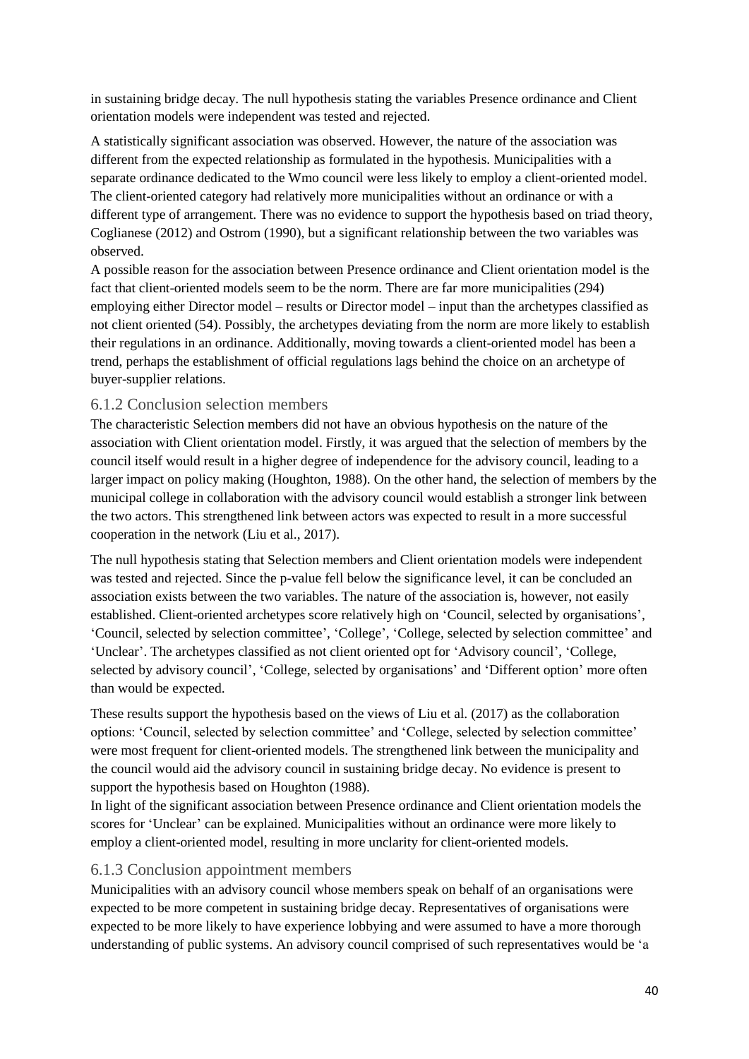in sustaining bridge decay. The null hypothesis stating the variables Presence ordinance and Client orientation models were independent was tested and rejected.

A statistically significant association was observed. However, the nature of the association was different from the expected relationship as formulated in the hypothesis. Municipalities with a separate ordinance dedicated to the Wmo council were less likely to employ a client-oriented model. The client-oriented category had relatively more municipalities without an ordinance or with a different type of arrangement. There was no evidence to support the hypothesis based on triad theory, Coglianese (2012) and Ostrom (1990), but a significant relationship between the two variables was observed.

A possible reason for the association between Presence ordinance and Client orientation model is the fact that client-oriented models seem to be the norm. There are far more municipalities (294) employing either Director model – results or Director model – input than the archetypes classified as not client oriented (54). Possibly, the archetypes deviating from the norm are more likely to establish their regulations in an ordinance. Additionally, moving towards a client-oriented model has been a trend, perhaps the establishment of official regulations lags behind the choice on an archetype of buyer-supplier relations.

### 6.1.2 Conclusion selection members

The characteristic Selection members did not have an obvious hypothesis on the nature of the association with Client orientation model. Firstly, it was argued that the selection of members by the council itself would result in a higher degree of independence for the advisory council, leading to a larger impact on policy making (Houghton, 1988). On the other hand, the selection of members by the municipal college in collaboration with the advisory council would establish a stronger link between the two actors. This strengthened link between actors was expected to result in a more successful cooperation in the network (Liu et al., 2017).

The null hypothesis stating that Selection members and Client orientation models were independent was tested and rejected. Since the p-value fell below the significance level, it can be concluded an association exists between the two variables. The nature of the association is, however, not easily established. Client-oriented archetypes score relatively high on 'Council, selected by organisations', 'Council, selected by selection committee', 'College', 'College, selected by selection committee' and 'Unclear'. The archetypes classified as not client oriented opt for 'Advisory council', 'College, selected by advisory council', 'College, selected by organisations' and 'Different option' more often than would be expected.

These results support the hypothesis based on the views of Liu et al. (2017) as the collaboration options: 'Council, selected by selection committee' and 'College, selected by selection committee' were most frequent for client-oriented models. The strengthened link between the municipality and the council would aid the advisory council in sustaining bridge decay. No evidence is present to support the hypothesis based on Houghton (1988).

In light of the significant association between Presence ordinance and Client orientation models the scores for 'Unclear' can be explained. Municipalities without an ordinance were more likely to employ a client-oriented model, resulting in more unclarity for client-oriented models.

### 6.1.3 Conclusion appointment members

Municipalities with an advisory council whose members speak on behalf of an organisations were expected to be more competent in sustaining bridge decay. Representatives of organisations were expected to be more likely to have experience lobbying and were assumed to have a more thorough understanding of public systems. An advisory council comprised of such representatives would be 'a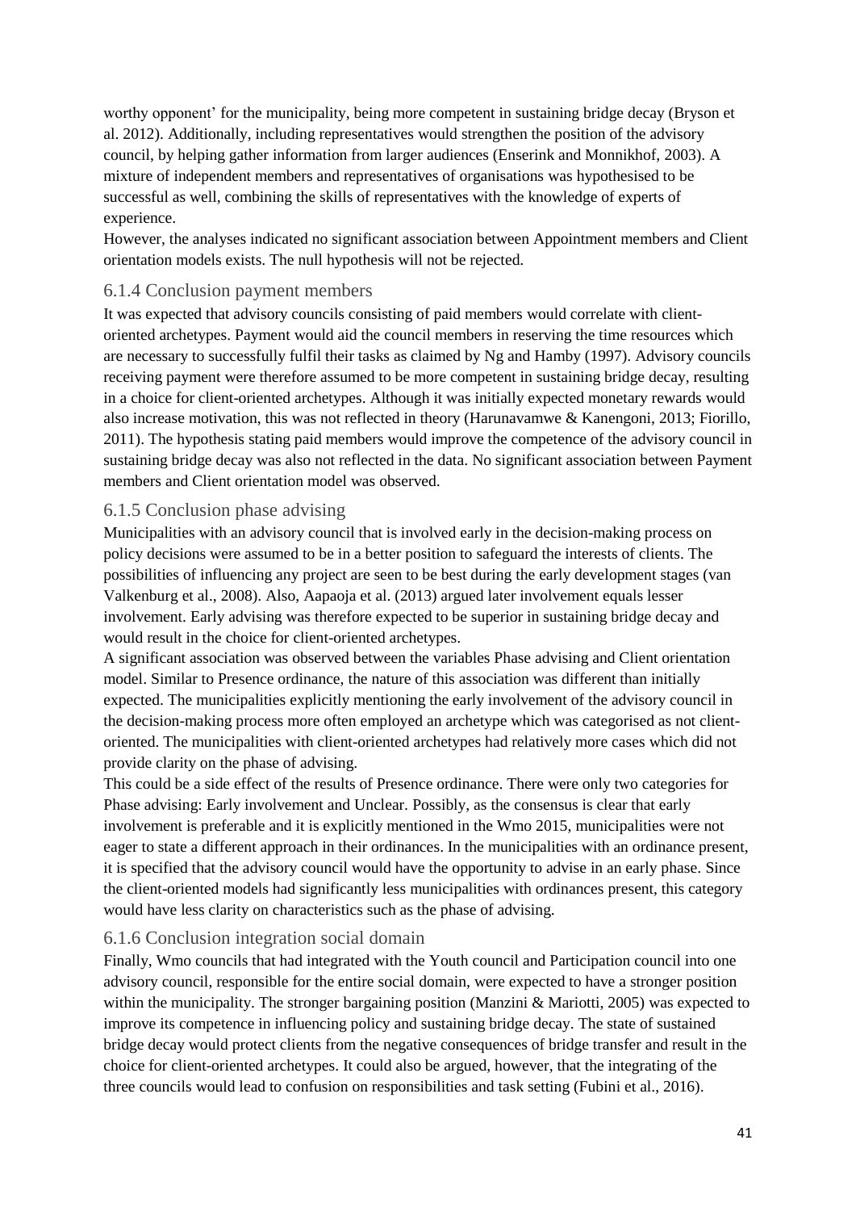worthy opponent' for the municipality, being more competent in sustaining bridge decay (Bryson et al. 2012). Additionally, including representatives would strengthen the position of the advisory council, by helping gather information from larger audiences (Enserink and Monnikhof, 2003). A mixture of independent members and representatives of organisations was hypothesised to be successful as well, combining the skills of representatives with the knowledge of experts of experience.

However, the analyses indicated no significant association between Appointment members and Client orientation models exists. The null hypothesis will not be rejected.

### 6.1.4 Conclusion payment members

It was expected that advisory councils consisting of paid members would correlate with client-oriented archetypes. Payment would aid the council members in reserving the time resources which are necessary to successfully fulfil their tasks as claimed by Ng and Hamby (1997). Advisory councils receiving payment were therefore assumed to be more competent in sustaining bridge decay, resulting in a choice for client-oriented archetypes. Although it was initially expected monetary rewards would also increase motivation, this was not reflected in theory (Harunavamwe & Kanengoni, 2013; Fiorillo, 2011). The hypothesis stating paid members would improve the competence of the advisory council in sustaining bridge decay was also not reflected in the data. No significant association between Payment members and Client orientation model was observed.

### 6.1.5 Conclusion phase advising

Municipalities with an advisory council that is involved early in the decision-making process on policy decisions were assumed to be in a better position to safeguard the interests of clients. The possibilities of influencing any project are seen to be best during the early development stages (van Valkenburg et al., 2008). Also, Aapaoja et al. (2013) argued later involvement equals lesser involvement. Early advising was therefore expected to be superior in sustaining bridge decay and would result in the choice for client-oriented archetypes.

A significant association was observed between the variables Phase advising and Client orientation model. Similar to Presence ordinance, the nature of this association was different than initially expected. The municipalities explicitly mentioning the early involvement of the advisory council in the decision-making process more often employed an archetype which was categorised as not client-oriented. The municipalities with client-oriented archetypes had relatively more cases which did not provide clarity on the phase of advising.

This could be a side effect of the results of Presence ordinance. There were only two categories for Phase advising: Early involvement and Unclear. Possibly, as the consensus is clear that early involvement is preferable and it is explicitly mentioned in the Wmo 2015, municipalities were not eager to state a different approach in their ordinances. In the municipalities with an ordinance present, it is specified that the advisory council would have the opportunity to advise in an early phase. Since the client-oriented models had significantly less municipalities with ordinances present, this category would have less clarity on characteristics such as the phase of advising.

### 6.1.6 Conclusion integration social domain

Finally, Wmo councils that had integrated with the Youth council and Participation council into one advisory council, responsible for the entire social domain, were expected to have a stronger position within the municipality. The stronger bargaining position (Manzini & Mariotti, 2005) was expected to improve its competence in influencing policy and sustaining bridge decay. The state of sustained bridge decay would protect clients from the negative consequences of bridge transfer and result in the choice for client-oriented archetypes. It could also be argued, however, that the integrating of the three councils would lead to confusion on responsibilities and task setting (Fubini et al., 2016).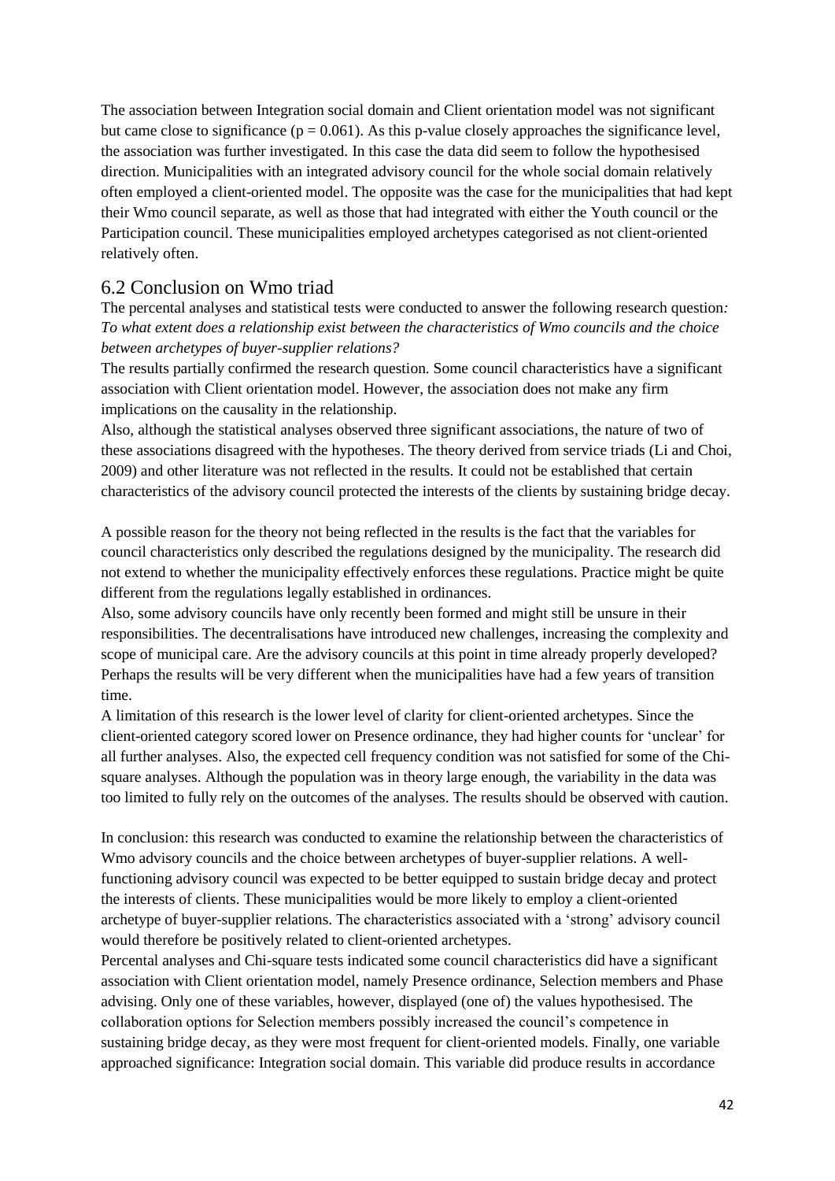The association between Integration social domain and Client orientation model was not significant but came close to significance ($p = 0.061$). As this p-value closely approaches the significance level, the association was further investigated. In this case the data did seem to follow the hypothesised direction. Municipalities with an integrated advisory council for the whole social domain relatively often employed a client-oriented model. The opposite was the case for the municipalities that had kept their Wmo council separate, as well as those that had integrated with either the Youth council or the Participation council. These municipalities employed archetypes categorised as not client-oriented relatively often.

## 6.2 Conclusion on Wmo triad

The percental analyses and statistical tests were conducted to answer the following research question*: To what extent does a relationship exist between the characteristics of Wmo councils and the choice between archetypes of buyer-supplier relations?*

The results partially confirmed the research question. Some council characteristics have a significant association with Client orientation model. However, the association does not make any firm implications on the causality in the relationship.

Also, although the statistical analyses observed three significant associations, the nature of two of these associations disagreed with the hypotheses. The theory derived from service triads (Li and Choi, 2009) and other literature was not reflected in the results. It could not be established that certain characteristics of the advisory council protected the interests of the clients by sustaining bridge decay.

A possible reason for the theory not being reflected in the results is the fact that the variables for council characteristics only described the regulations designed by the municipality. The research did not extend to whether the municipality effectively enforces these regulations. Practice might be quite different from the regulations legally established in ordinances.

Also, some advisory councils have only recently been formed and might still be unsure in their responsibilities. The decentralisations have introduced new challenges, increasing the complexity and scope of municipal care. Are the advisory councils at this point in time already properly developed? Perhaps the results will be very different when the municipalities have had a few years of transition time.

A limitation of this research is the lower level of clarity for client-oriented archetypes. Since the client-oriented category scored lower on Presence ordinance, they had higher counts for 'unclear' for all further analyses. Also, the expected cell frequency condition was not satisfied for some of the Chi-square analyses. Although the population was in theory large enough, the variability in the data was too limited to fully rely on the outcomes of the analyses. The results should be observed with caution.

In conclusion: this research was conducted to examine the relationship between the characteristics of Wmo advisory councils and the choice between archetypes of buyer-supplier relations. A well-functioning advisory council was expected to be better equipped to sustain bridge decay and protect the interests of clients. These municipalities would be more likely to employ a client-oriented archetype of buyer-supplier relations. The characteristics associated with a 'strong' advisory council would therefore be positively related to client-oriented archetypes.

Percental analyses and Chi-square tests indicated some council characteristics did have a significant association with Client orientation model, namely Presence ordinance, Selection members and Phase advising. Only one of these variables, however, displayed (one of) the values hypothesised. The collaboration options for Selection members possibly increased the council's competence in sustaining bridge decay, as they were most frequent for client-oriented models. Finally, one variable approached significance: Integration social domain. This variable did produce results in accordance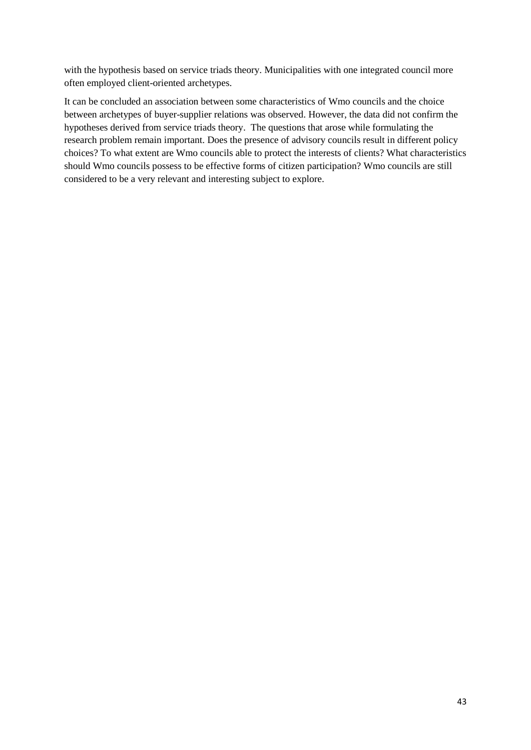with the hypothesis based on service triads theory. Municipalities with one integrated council more often employed client-oriented archetypes.

It can be concluded an association between some characteristics of Wmo councils and the choice between archetypes of buyer-supplier relations was observed. However, the data did not confirm the hypotheses derived from service triads theory. The questions that arose while formulating the research problem remain important. Does the presence of advisory councils result in different policy choices? To what extent are Wmo councils able to protect the interests of clients? What characteristics should Wmo councils possess to be effective forms of citizen participation? Wmo councils are still considered to be a very relevant and interesting subject to explore.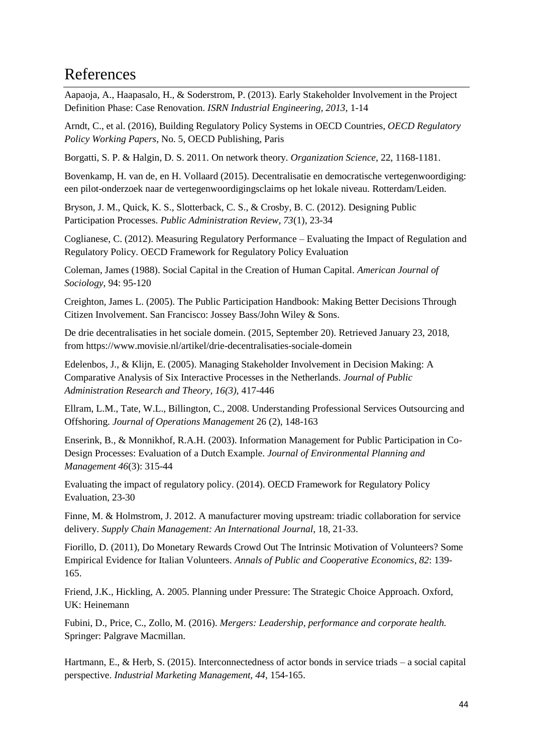# References

Aapaoja, A., Haapasalo, H., & Soderstrom, P. (2013). Early Stakeholder Involvement in the Project Definition Phase: Case Renovation. *ISRN Industrial Engineering, 2013*, 1-14

Arndt, C., et al. (2016), Building Regulatory Policy Systems in OECD Countries, *OECD Regulatory Policy Working Papers*, No. 5, OECD Publishing, Paris

Borgatti, S. P. & Halgin, D. S. 2011. On network theory. *Organization Science*, 22, 1168-1181.

Bovenkamp, H. van de, en H. Vollaard (2015). Decentralisatie en democratische vertegenwoordiging: een pilot-onderzoek naar de vertegenwoordigingsclaims op het lokale niveau. Rotterdam/Leiden.

Bryson, J. M., Quick, K. S., Slotterback, C. S., & Crosby, B. C. (2012). Designing Public Participation Processes. *Public Administration Review, 73*(1), 23-34

Coglianese, C. (2012). Measuring Regulatory Performance – Evaluating the Impact of Regulation and Regulatory Policy. OECD Framework for Regulatory Policy Evaluation

Coleman, James (1988). Social Capital in the Creation of Human Capital. *American Journal of Sociology*, 94: 95-120

Creighton, James L. (2005). The Public Participation Handbook: Making Better Decisions Through Citizen Involvement. San Francisco: Jossey Bass/John Wiley & Sons.

De drie decentralisaties in het sociale domein. (2015, September 20). Retrieved January 23, 2018, from https://www.movisie.nl/artikel/drie-decentralisaties-sociale-domein

Edelenbos, J., & Klijn, E. (2005). Managing Stakeholder Involvement in Decision Making: A Comparative Analysis of Six Interactive Processes in the Netherlands. *Journal of Public Administration Research and Theory, 16(3)*, 417-446

Ellram, L.M., Tate, W.L., Billington, C., 2008. Understanding Professional Services Outsourcing and Offshoring. *Journal of Operations Management* 26 (2), 148-163

Enserink, B., & Monnikhof, R.A.H. (2003). Information Management for Public Participation in Co-Design Processes: Evaluation of a Dutch Example. *Journal of Environmental Planning and Management 46*(3): 315-44

Evaluating the impact of regulatory policy. (2014). OECD Framework for Regulatory Policy Evaluation, 23-30

Finne, M. & Holmstrom, J. 2012. A manufacturer moving upstream: triadic collaboration for service delivery. *Supply Chain Management: An International Journal*, 18, 21-33.

Fiorillo, D. (2011), Do Monetary Rewards Crowd Out The Intrinsic Motivation of Volunteers? Some Empirical Evidence for Italian Volunteers. *Annals of Public and Cooperative Economics*, *82*: 139-165.

Friend, J.K., Hickling, A. 2005. Planning under Pressure: The Strategic Choice Approach. Oxford, UK: Heinemann

Fubini, D., Price, C., Zollo, M. (2016). *Mergers: Leadership, performance and corporate health.* Springer: Palgrave Macmillan.

Hartmann, E., & Herb, S. (2015). Interconnectedness of actor bonds in service triads – a social capital perspective. *Industrial Marketing Management, 44*, 154-165.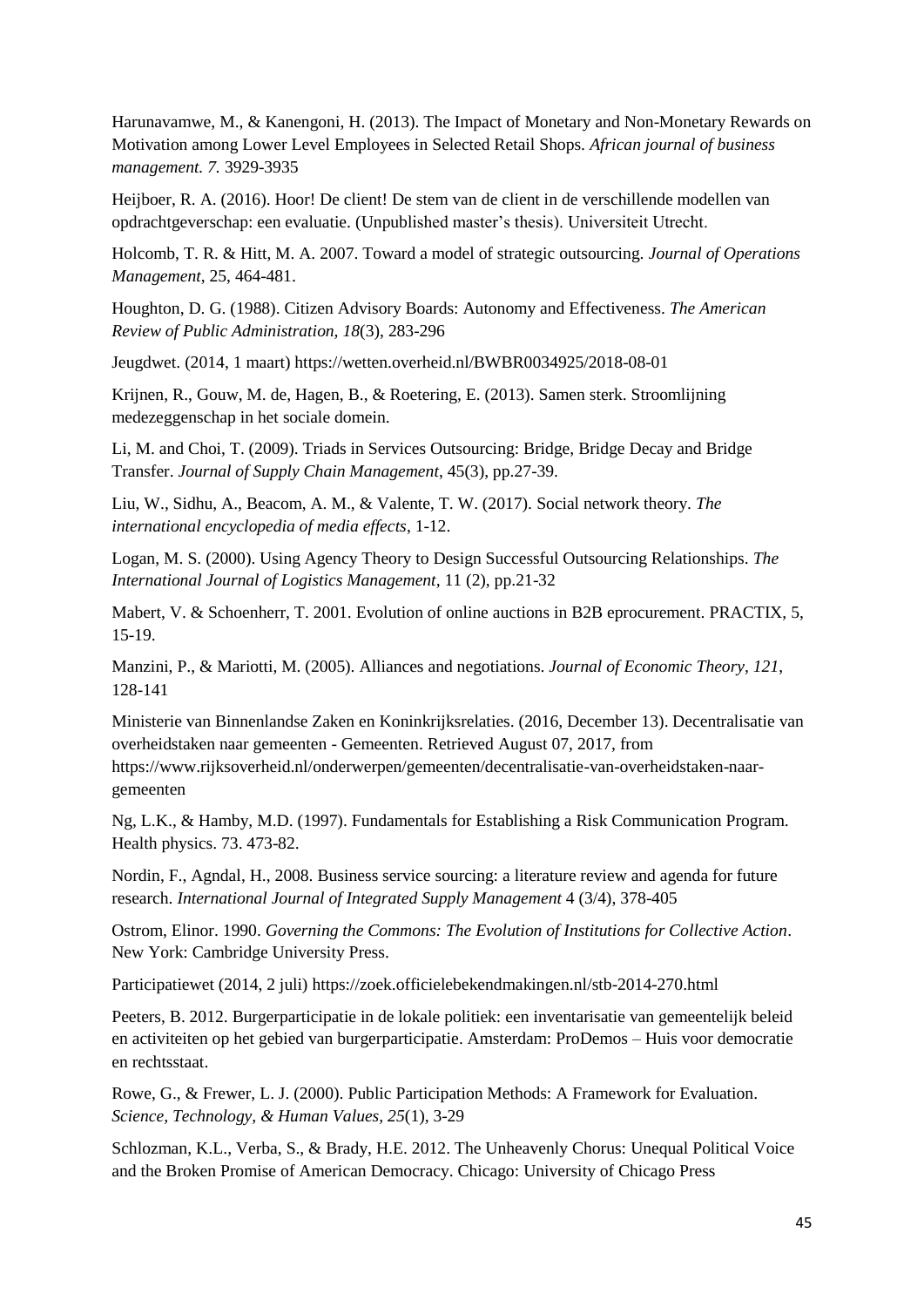Harunavamwe, M., & Kanengoni, H. (2013). The Impact of Monetary and Non-Monetary Rewards on Motivation among Lower Level Employees in Selected Retail Shops. *African journal of business management. 7.* 3929-3935

Heijboer, R. A. (2016). Hoor! De client! De stem van de client in de verschillende modellen van opdrachtgeverschap: een evaluatie. (Unpublished master's thesis). Universiteit Utrecht.

Holcomb, T. R. & Hitt, M. A. 2007. Toward a model of strategic outsourcing. *Journal of Operations Management*, 25, 464-481.

Houghton, D. G. (1988). Citizen Advisory Boards: Autonomy and Effectiveness. *The American Review of Public Administration, 18*(3), 283-296

Jeugdwet. (2014, 1 maart) https://wetten.overheid.nl/BWBR0034925/2018-08-01

Krijnen, R., Gouw, M. de, Hagen, B., & Roetering, E. (2013). Samen sterk. Stroomlijning medezeggenschap in het sociale domein.

Li, M. and Choi, T. (2009). Triads in Services Outsourcing: Bridge, Bridge Decay and Bridge Transfer. *Journal of Supply Chain Management*, 45(3), pp.27-39.

Liu, W., Sidhu, A., Beacom, A. M., & Valente, T. W. (2017). Social network theory. *The international encyclopedia of media effects*, 1-12.

Logan, M. S. (2000). Using Agency Theory to Design Successful Outsourcing Relationships. *The International Journal of Logistics Management*, 11 (2), pp.21-32

Mabert, V. & Schoenherr, T. 2001. Evolution of online auctions in B2B eprocurement. PRACTIX, 5, 15-19.

Manzini, P., & Mariotti, M. (2005). Alliances and negotiations. *Journal of Economic Theory, 121*, 128-141

Ministerie van Binnenlandse Zaken en Koninkrijksrelaties. (2016, December 13). Decentralisatie van overheidstaken naar gemeenten - Gemeenten. Retrieved August 07, 2017, from https://www.rijksoverheid.nl/onderwerpen/gemeenten/decentralisatie-van-overheidstaken-naar-gemeenten

Ng, L.K., & Hamby, M.D. (1997). Fundamentals for Establishing a Risk Communication Program. Health physics. 73. 473-82.

Nordin, F., Agndal, H., 2008. Business service sourcing: a literature review and agenda for future research. *International Journal of Integrated Supply Management* 4 (3/4), 378-405

Ostrom, Elinor. 1990. *Governing the Commons: The Evolution of Institutions for Collective Action*. New York: Cambridge University Press.

Participatiewet (2014, 2 juli) https://zoek.officielebekendmakingen.nl/stb-2014-270.html

Peeters, B. 2012. Burgerparticipatie in de lokale politiek: een inventarisatie van gemeentelijk beleid en activiteiten op het gebied van burgerparticipatie. Amsterdam: ProDemos – Huis voor democratie en rechtsstaat.

Rowe, G., & Frewer, L. J. (2000). Public Participation Methods: A Framework for Evaluation. *Science, Technology, & Human Values, 25*(1), 3-29

Schlozman, K.L., Verba, S., & Brady, H.E. 2012. The Unheavenly Chorus: Unequal Political Voice and the Broken Promise of American Democracy. Chicago: University of Chicago Press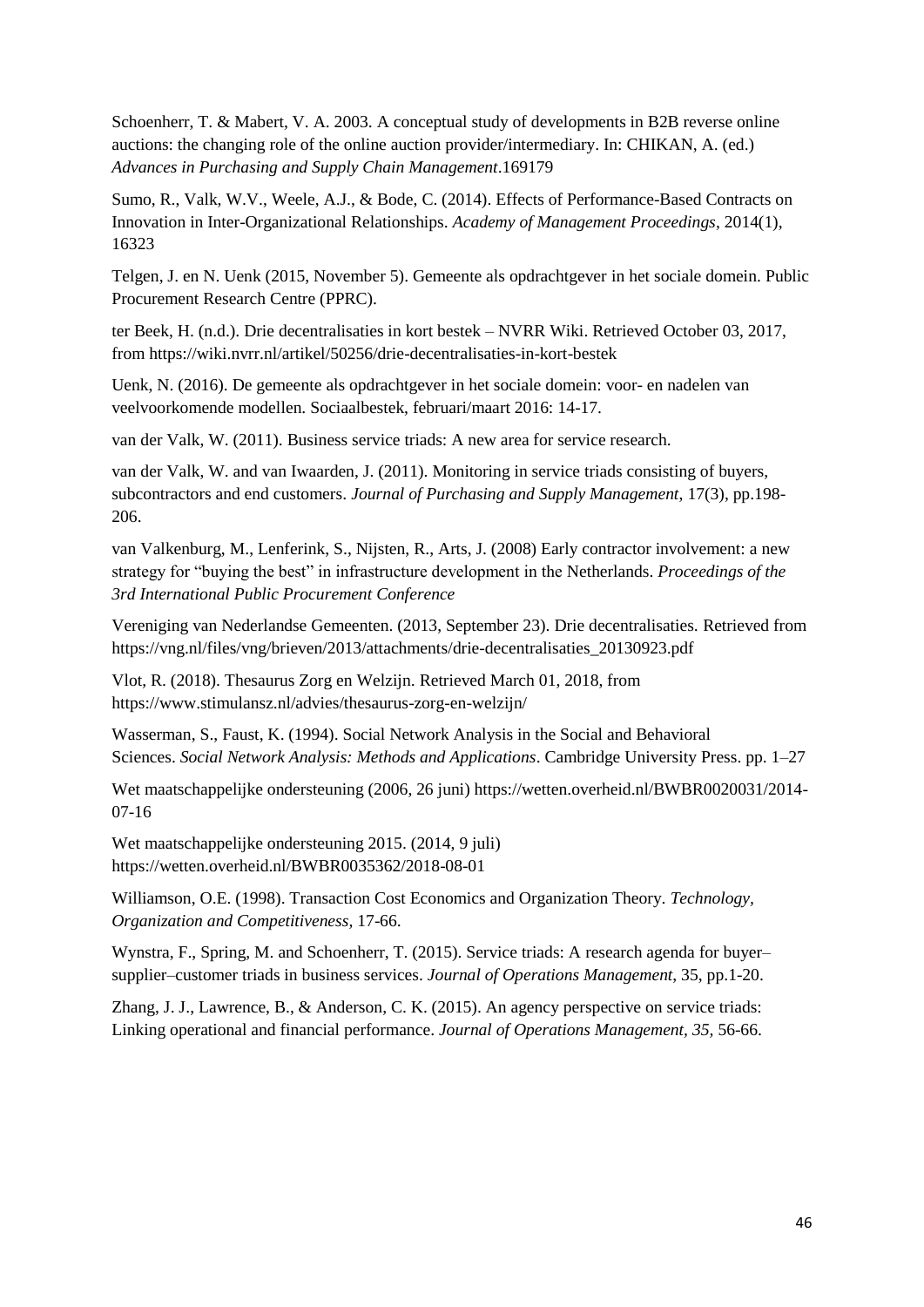Schoenherr, T. & Mabert, V. A. 2003. A conceptual study of developments in B2B reverse online auctions: the changing role of the online auction provider/intermediary. In: CHIKAN, A. (ed.) *Advances in Purchasing and Supply Chain Management*.169179

Sumo, R., Valk, W.V., Weele, A.J., & Bode, C. (2014). Effects of Performance-Based Contracts on Innovation in Inter-Organizational Relationships. *Academy of Management Proceedings*, 2014(1), 16323

Telgen, J. en N. Uenk (2015, November 5). Gemeente als opdrachtgever in het sociale domein. Public Procurement Research Centre (PPRC).

ter Beek, H. (n.d.). Drie decentralisaties in kort bestek – NVRR Wiki. Retrieved October 03, 2017, from https://wiki.nvrr.nl/artikel/50256/drie-decentralisaties-in-kort-bestek

Uenk, N. (2016). De gemeente als opdrachtgever in het sociale domein: voor- en nadelen van veelvoorkomende modellen. Sociaalbestek, februari/maart 2016: 14-17.

van der Valk, W. (2011). Business service triads: A new area for service research.

van der Valk, W. and van Iwaarden, J. (2011). Monitoring in service triads consisting of buyers, subcontractors and end customers. *Journal of Purchasing and Supply Management*, 17(3), pp.198-206.

van Valkenburg, M., Lenferink, S., Nijsten, R., Arts, J. (2008) Early contractor involvement: a new strategy for "buying the best" in infrastructure development in the Netherlands. *Proceedings of the 3rd International Public Procurement Conference*

Vereniging van Nederlandse Gemeenten. (2013, September 23). Drie decentralisaties. Retrieved from https://vng.nl/files/vng/brieven/2013/attachments/drie-decentralisaties_20130923.pdf

Vlot, R. (2018). Thesaurus Zorg en Welzijn. Retrieved March 01, 2018, from https://www.stimulansz.nl/advies/thesaurus-zorg-en-welzijn/

Wasserman, S., Faust, K. (1994). Social Network Analysis in the Social and Behavioral Sciences. *Social Network Analysis: Methods and Applications*. Cambridge University Press. pp. 1–27

Wet maatschappelijke ondersteuning (2006, 26 juni) https://wetten.overheid.nl/BWBR0020031/2014-07-16

Wet maatschappelijke ondersteuning 2015. (2014, 9 juli) https://wetten.overheid.nl/BWBR0035362/2018-08-01

Williamson, O.E. (1998). Transaction Cost Economics and Organization Theory. *Technology, Organization and Competitiveness*, 17-66.

Wynstra, F., Spring, M. and Schoenherr, T. (2015). Service triads: A research agenda for buyer–supplier–customer triads in business services. *Journal of Operations Management*, 35, pp.1-20.

Zhang, J. J., Lawrence, B., & Anderson, C. K. (2015). An agency perspective on service triads: Linking operational and financial performance. *Journal of Operations Management, 35,* 56-66.